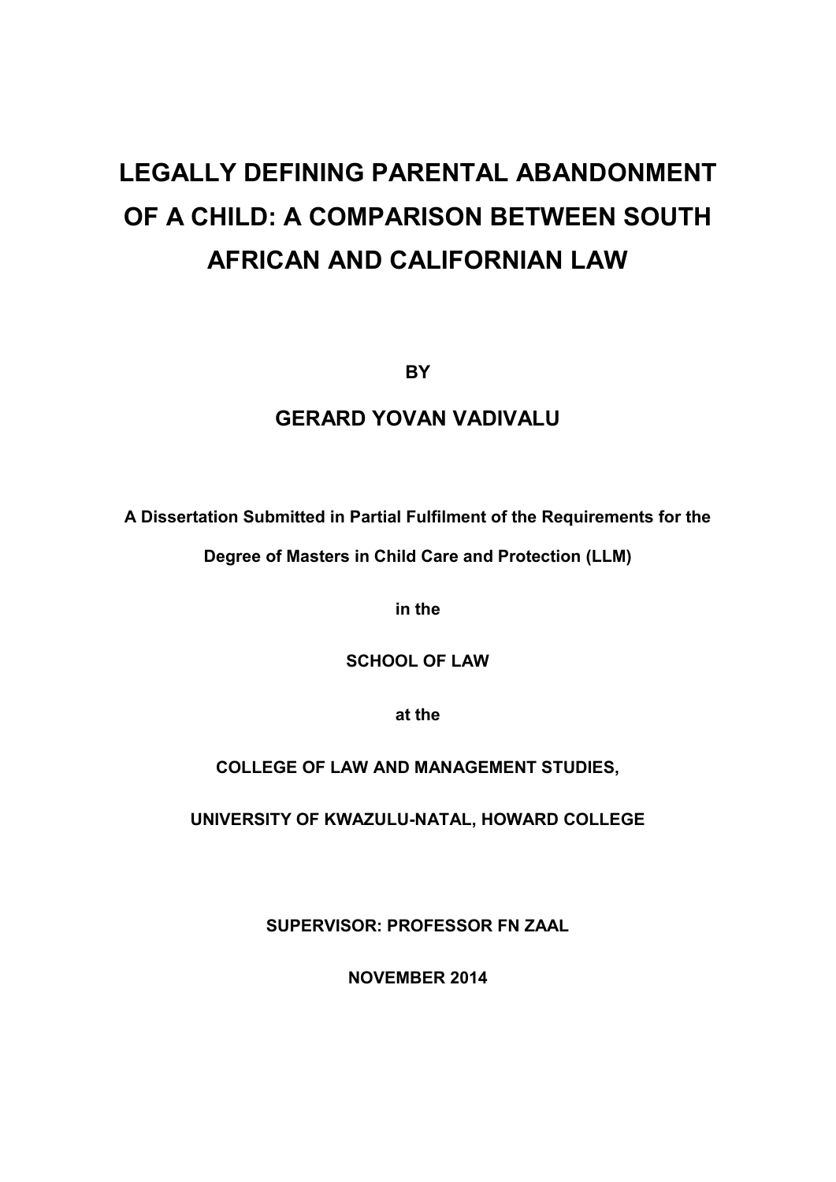# LEGALLY DEFINING PARENTAL ABANDONMENT OF A CHILD: A COMPARISON BETWEEN SOUTH AFRICAN AND CALIFORNIAN LAW

**BY**

**GERARD YOVAN VADIVALU**

**A Dissertation Submitted in Partial Fulfilment of the Requirements for the Degree of Masters in Child Care and Protection (LLM)**

**in the**

**SCHOOL OF LAW**

**at the**

**COLLEGE OF LAW AND MANAGEMENT STUDIES,**

**UNIVERSITY OF KWAZULU-NATAL, HOWARD COLLEGE**

**SUPERVISOR: PROFESSOR FN ZAAL**

**NOVEMBER 2014**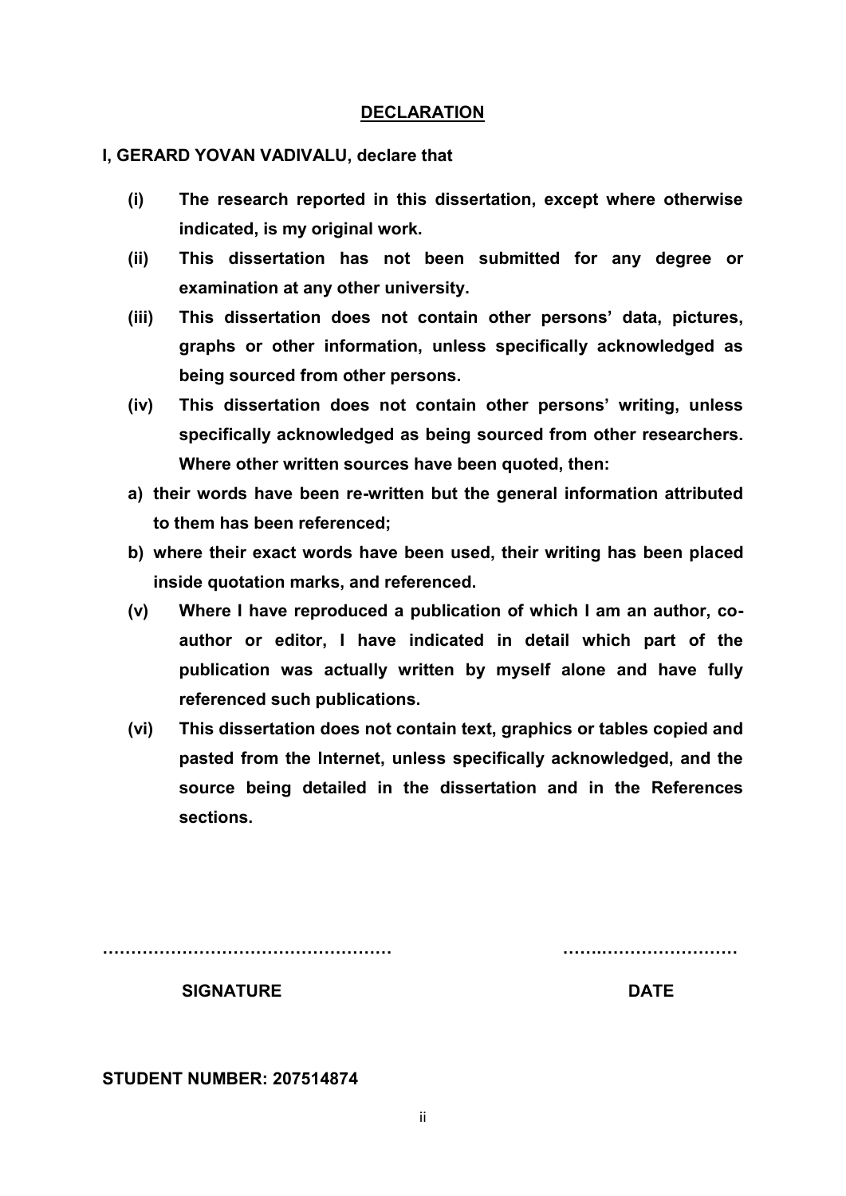## DECLARATION

**I, GERARD YOVAN VADIVALU, declare that**

- **(i) The research reported in this dissertation, except where otherwise indicated, is my original work.**
- **(ii) This dissertation has not been submitted for any degree or examination at any other university.**
- **(iii) This dissertation does not contain other persons' data, pictures, graphs or other information, unless specifically acknowledged as being sourced from other persons.**
- **(iv) This dissertation does not contain other persons' writing, unless specifically acknowledged as being sourced from other researchers. Where other written sources have been quoted, then:**
  - **a) their words have been re-written but the general information attributed to them has been referenced;**
  - **b) where their exact words have been used, their writing has been placed inside quotation marks, and referenced.**
- **(v) Where I have reproduced a publication of which I am an author, co-author or editor, I have indicated in detail which part of the publication was actually written by myself alone and have fully referenced such publications.**
- **(vi) This dissertation does not contain text, graphics or tables copied and pasted from the Internet, unless specifically acknowledged, and the source being detailed in the dissertation and in the References sections.**

…………………………………………… …………………………

**SIGNATURE** **DATE**

**STUDENT NUMBER: 207514874**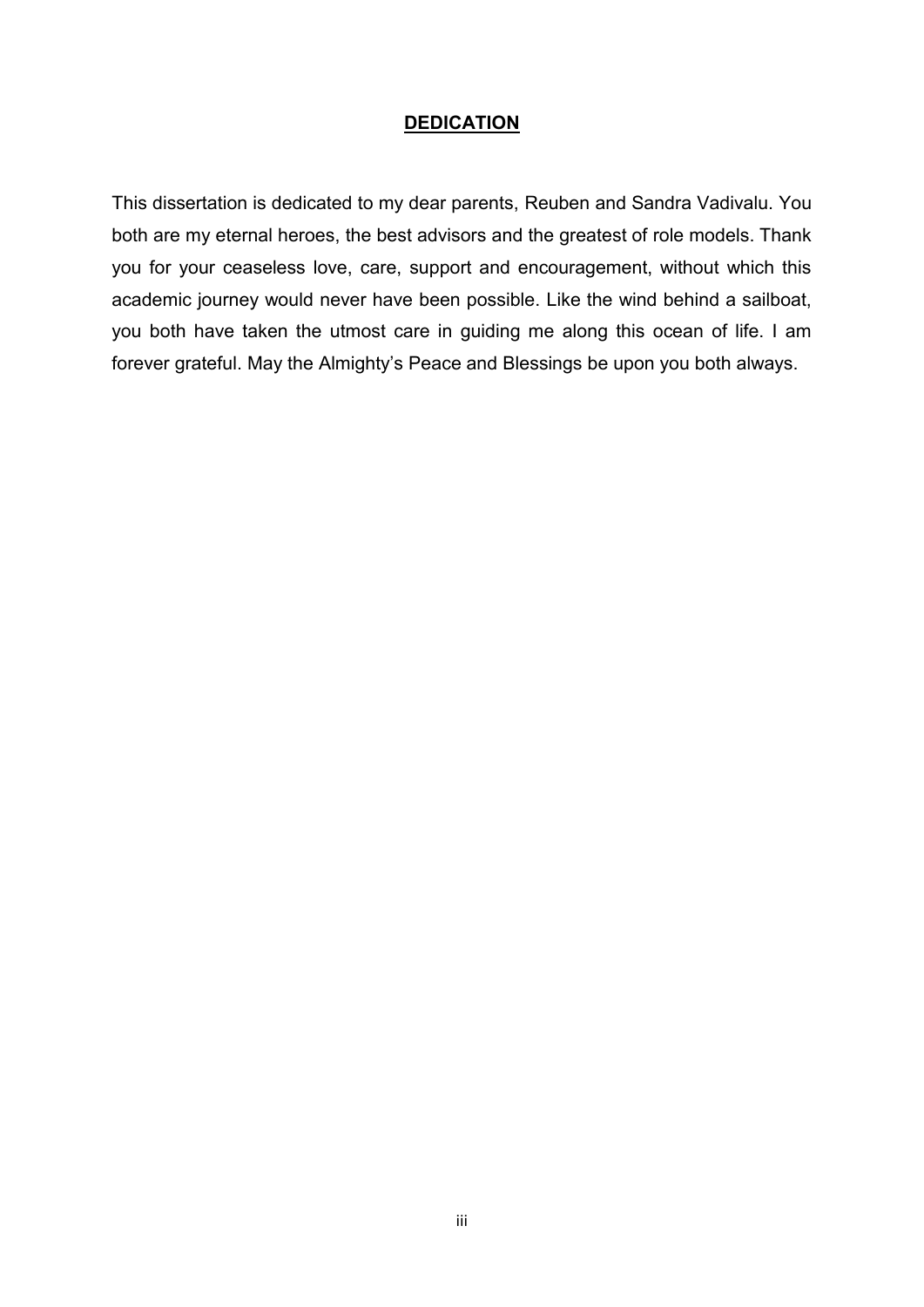# DEDICATION

This dissertation is dedicated to my dear parents, Reuben and Sandra Vadivalu. You both are my eternal heroes, the best advisors and the greatest of role models. Thank you for your ceaseless love, care, support and encouragement, without which this academic journey would never have been possible. Like the wind behind a sailboat, you both have taken the utmost care in guiding me along this ocean of life. I am forever grateful. May the Almighty's Peace and Blessings be upon you both always.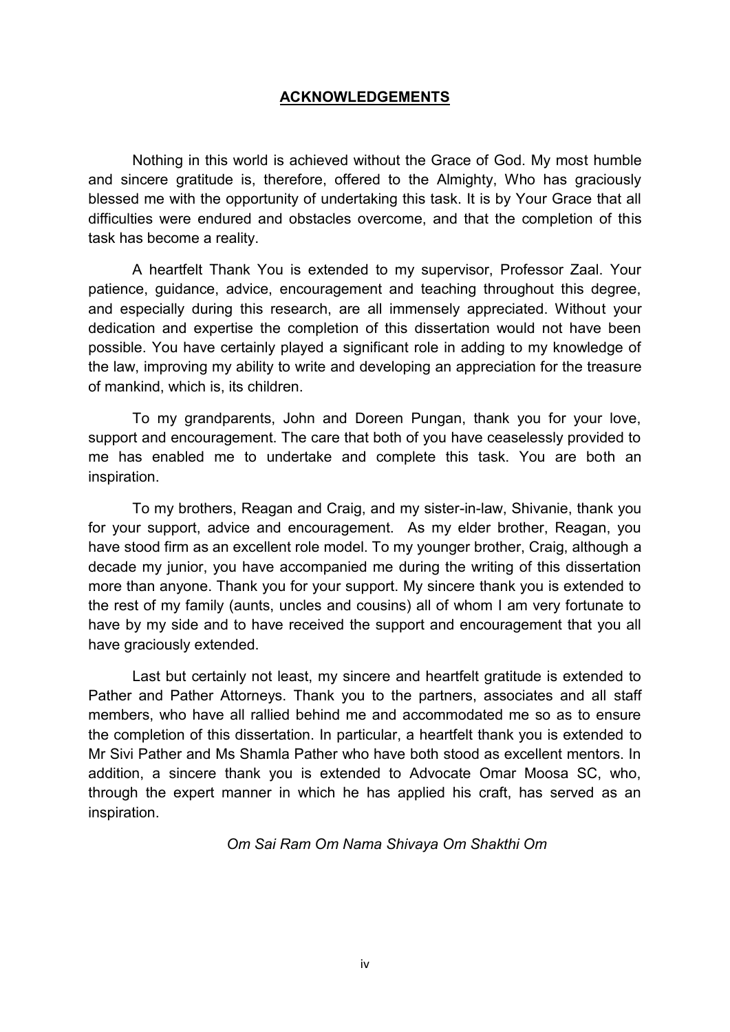# **ACKNOWLEDGEMENTS**

Nothing in this world is achieved without the Grace of God. My most humble and sincere gratitude is, therefore, offered to the Almighty, Who has graciously blessed me with the opportunity of undertaking this task. It is by Your Grace that all difficulties were endured and obstacles overcome, and that the completion of this task has become a reality.

A heartfelt Thank You is extended to my supervisor, Professor Zaal. Your patience, guidance, advice, encouragement and teaching throughout this degree, and especially during this research, are all immensely appreciated. Without your dedication and expertise the completion of this dissertation would not have been possible. You have certainly played a significant role in adding to my knowledge of the law, improving my ability to write and developing an appreciation for the treasure of mankind, which is, its children.

To my grandparents, John and Doreen Pungan, thank you for your love, support and encouragement. The care that both of you have ceaselessly provided to me has enabled me to undertake and complete this task. You are both an inspiration.

To my brothers, Reagan and Craig, and my sister-in-law, Shivanie, thank you for your support, advice and encouragement. As my elder brother, Reagan, you have stood firm as an excellent role model. To my younger brother, Craig, although a decade my junior, you have accompanied me during the writing of this dissertation more than anyone. Thank you for your support. My sincere thank you is extended to the rest of my family (aunts, uncles and cousins) all of whom I am very fortunate to have by my side and to have received the support and encouragement that you all have graciously extended.

Last but certainly not least, my sincere and heartfelt gratitude is extended to Pather and Pather Attorneys. Thank you to the partners, associates and all staff members, who have all rallied behind me and accommodated me so as to ensure the completion of this dissertation. In particular, a heartfelt thank you is extended to Mr Sivi Pather and Ms Shamla Pather who have both stood as excellent mentors. In addition, a sincere thank you is extended to Advocate Omar Moosa SC, who, through the expert manner in which he has applied his craft, has served as an inspiration.

*Om Sai Ram Om Nama Shivaya Om Shakthi Om*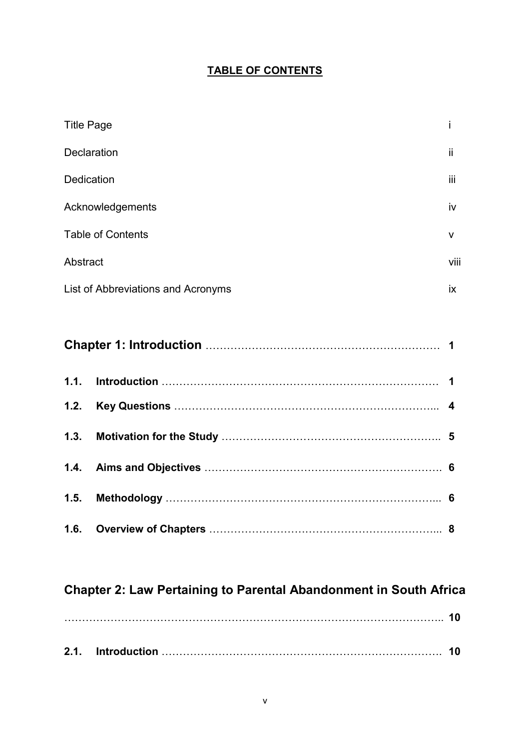**TABLE OF CONTENTS**

| | |
|---|---|
| Title Page | i |
| Declaration | ii |
| Dedication | iii |
| Acknowledgements | iv |
| Table of Contents | v |
| Abstract | viii |
| List of Abbreviations and Acronyms | ix |

**Chapter 1: Introduction** ………………………………………………………… **1**

**1.1. Introduction** …………………………………………………………………… **1**

**1.2. Key Questions** ………………………………………………………………... **4**

**1.3. Motivation for the Study** …………………………………………………….. **5**

**1.4. Aims and Objectives** ………………………………………………………… **6**

**1.5. Methodology** ………………………………………………………………... **6**

**1.6. Overview of Chapters** ……………………………………………………... **8**

**Chapter 2: Law Pertaining to Parental Abandonment in South Africa** ……………………………………………………………………………………….. **10**

**2.1. Introduction** ……………………………………………………………………. **10**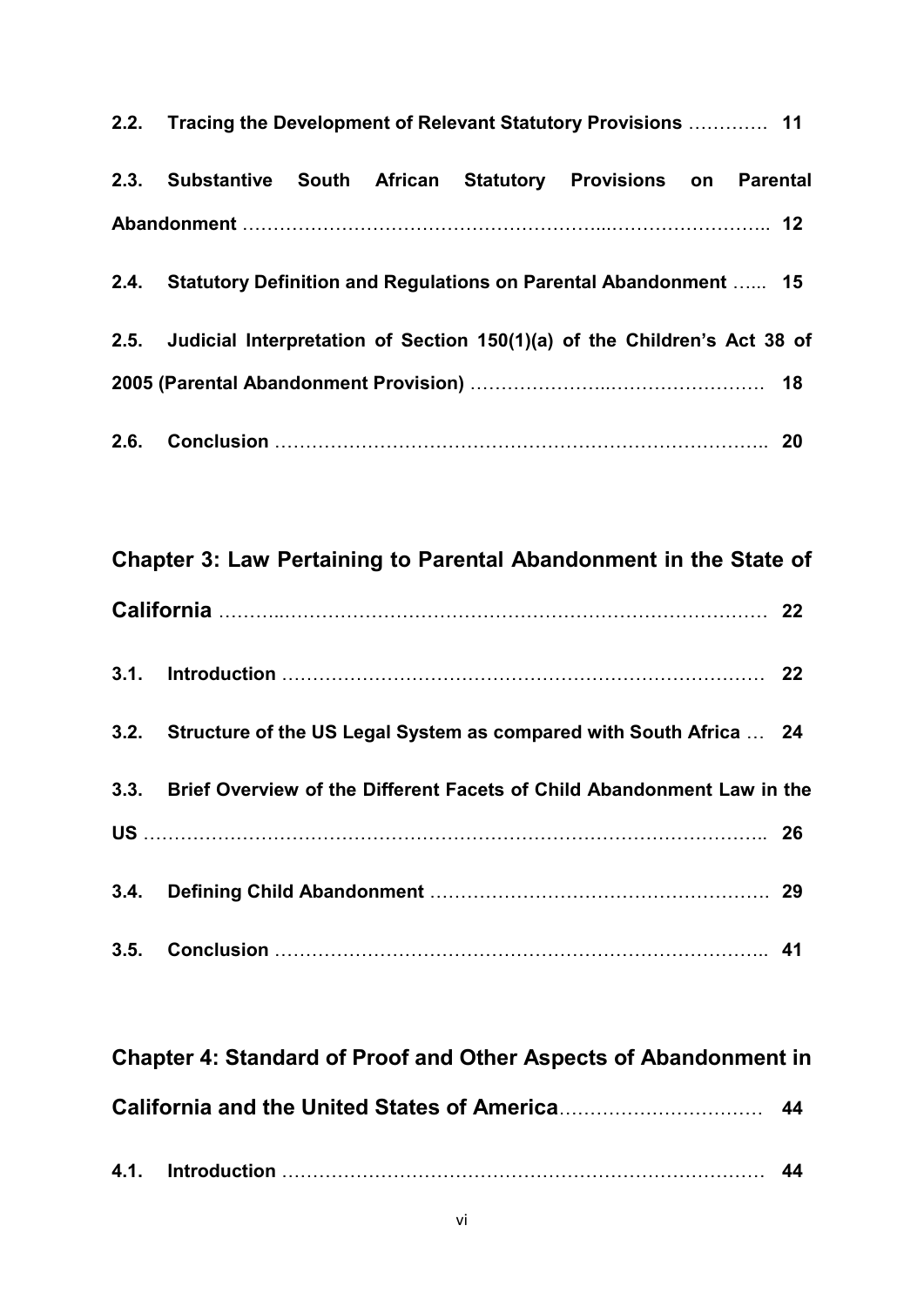**2.2. Tracing the Development of Relevant Statutory Provisions** …………. **11**

**2.3. Substantive South African Statutory Provisions on Parental Abandonment** ………………………………………………...…………………….. **12**

**2.4. Statutory Definition and Regulations on Parental Abandonment** ….. **15**

**2.5. Judicial Interpretation of Section 150(1)(a) of the Children's Act 38 of 2005 (Parental Abandonment Provision)** …………………..……………………. **18**

**2.6. Conclusion** ……………………….……………………………………….. **20**

## Chapter 3: Law Pertaining to Parental Abandonment in the State of California ………..………………………………………………………………… 22

**3.1. Introduction** …………………………………………………………………… **22**

**3.2. Structure of the US Legal System as compared with South Africa** … **24**

**3.3. Brief Overview of the Different Facets of Child Abandonment Law in the US** …………………………………………………………………………………….. **26**

**3.4. Defining Child Abandonment** ………………………………………………. **29**

**3.5. Conclusion** ………………………………………………………………….. **41**

## Chapter 4: Standard of Proof and Other Aspects of Abandonment in California and the United States of America……………………………. 44

**4.1. Introduction** ………………………………………………………………… **44**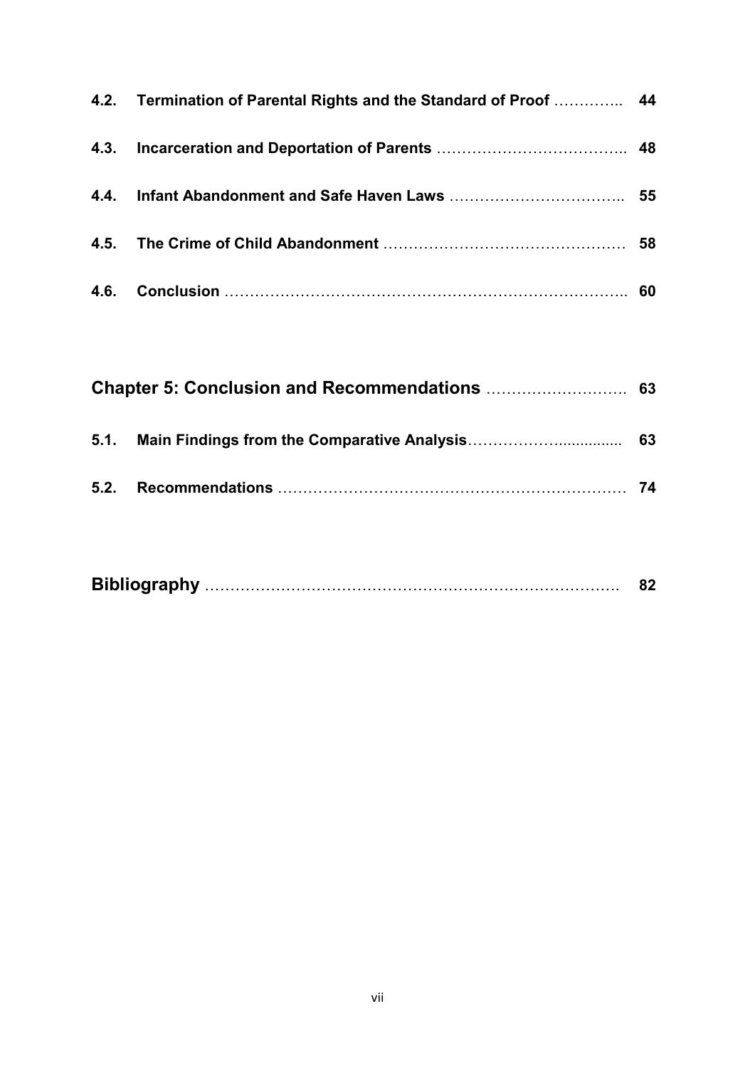**4.2. Termination of Parental Rights and the Standard of Proof** ………….. **44**

**4.3. Incarceration and Deportation of Parents** ……………………………….. **48**

**4.4. Infant Abandonment and Safe Haven Laws** …………………………….. **55**

**4.5. The Crime of Child Abandonment** ………………………………………… **58**

**4.6. Conclusion** ……………………………………………………………………….. **60**

**Chapter 5: Conclusion and Recommendations** ………………………. **63**

**5.1. Main Findings from the Comparative Analysis**……………….............. **63**

**5.2. Recommendations** …………………………………………………………… **74**

**Bibliography** ………………………………………………………………………. **82**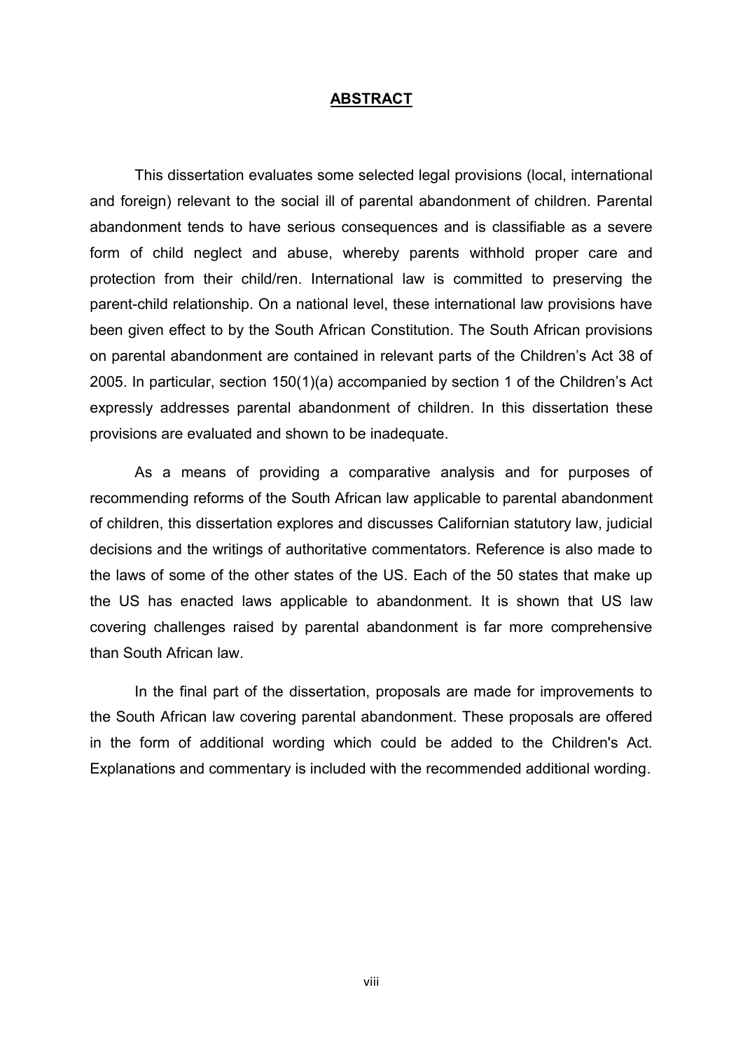# ABSTRACT

This dissertation evaluates some selected legal provisions (local, international and foreign) relevant to the social ill of parental abandonment of children. Parental abandonment tends to have serious consequences and is classifiable as a severe form of child neglect and abuse, whereby parents withhold proper care and protection from their child/ren. International law is committed to preserving the parent-child relationship. On a national level, these international law provisions have been given effect to by the South African Constitution. The South African provisions on parental abandonment are contained in relevant parts of the Children's Act 38 of 2005. In particular, section 150(1)(a) accompanied by section 1 of the Children's Act expressly addresses parental abandonment of children. In this dissertation these provisions are evaluated and shown to be inadequate.

As a means of providing a comparative analysis and for purposes of recommending reforms of the South African law applicable to parental abandonment of children, this dissertation explores and discusses Californian statutory law, judicial decisions and the writings of authoritative commentators. Reference is also made to the laws of some of the other states of the US. Each of the 50 states that make up the US has enacted laws applicable to abandonment. It is shown that US law covering challenges raised by parental abandonment is far more comprehensive than South African law.

In the final part of the dissertation, proposals are made for improvements to the South African law covering parental abandonment. These proposals are offered in the form of additional wording which could be added to the Children's Act. Explanations and commentary is included with the recommended additional wording.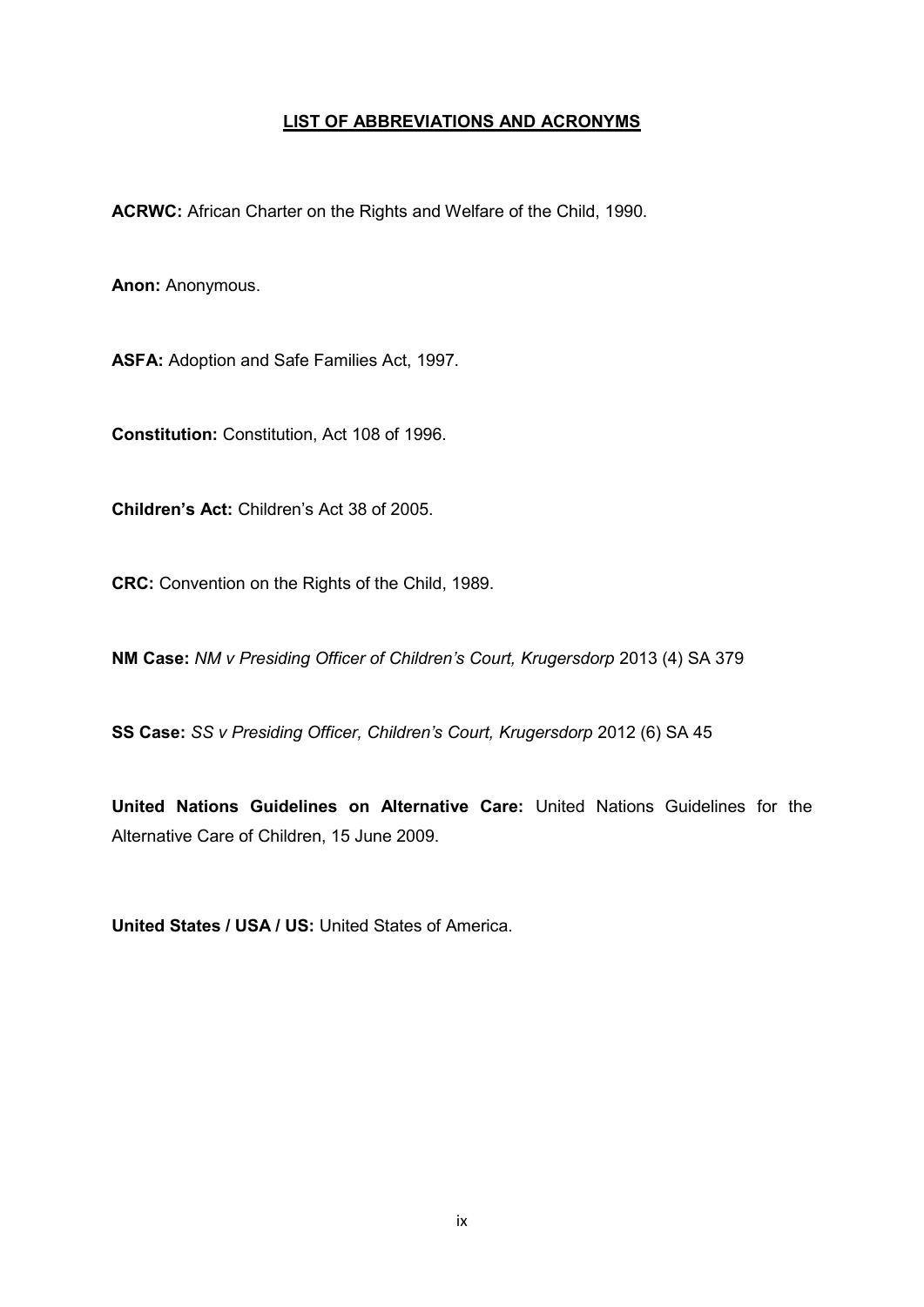## LIST OF ABBREVIATIONS AND ACRONYMS

**ACRWC:** African Charter on the Rights and Welfare of the Child, 1990.

**Anon:** Anonymous.

**ASFA:** Adoption and Safe Families Act, 1997.

**Constitution:** Constitution, Act 108 of 1996.

**Children's Act:** Children's Act 38 of 2005.

**CRC:** Convention on the Rights of the Child, 1989.

**NM Case:** *NM v Presiding Officer of Children's Court, Krugersdorp* 2013 (4) SA 379

**SS Case:** *SS v Presiding Officer, Children's Court, Krugersdorp* 2012 (6) SA 45

**United Nations Guidelines on Alternative Care:** United Nations Guidelines for the Alternative Care of Children, 15 June 2009.

**United States / USA / US:** United States of America.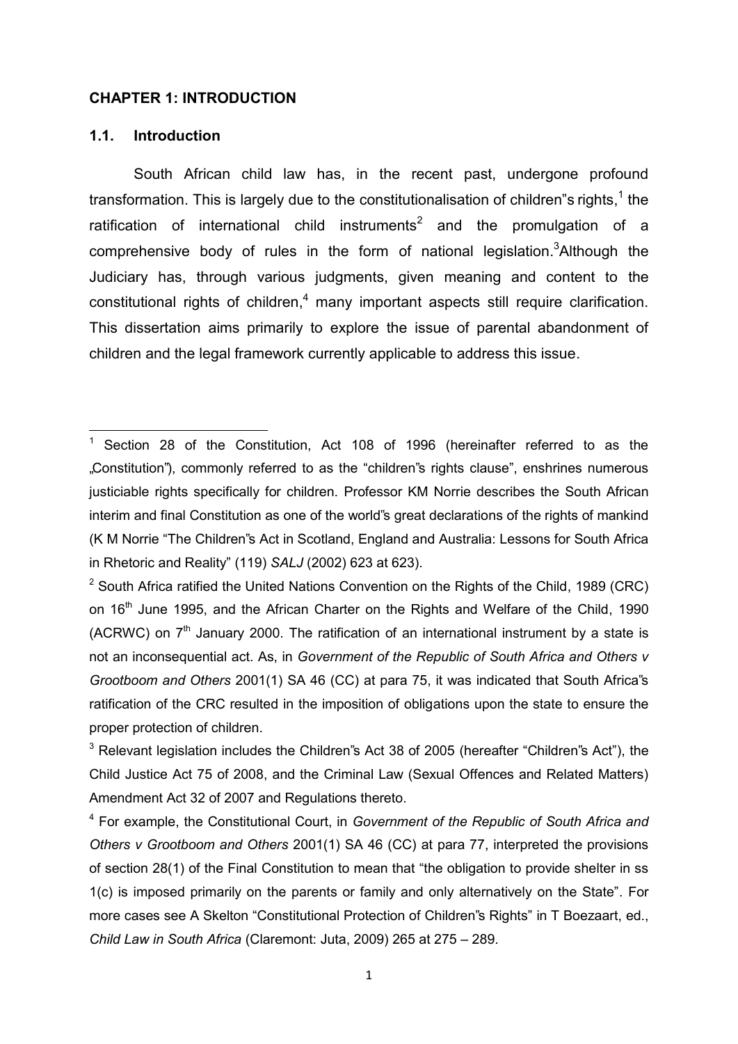# CHAPTER 1: INTRODUCTION

## 1.1. Introduction

South African child law has, in the recent past, undergone profound transformation. This is largely due to the constitutionalisation of children"s rights,[1] the ratification of international child instruments[2] and the promulgation of a comprehensive body of rules in the form of national legislation.[3]Although the Judiciary has, through various judgments, given meaning and content to the constitutional rights of children,[4] many important aspects still require clarification. This dissertation aims primarily to explore the issue of parental abandonment of children and the legal framework currently applicable to address this issue.

---

[1] Section 28 of the Constitution, Act 108 of 1996 (hereinafter referred to as the „Constitution"), commonly referred to as the "children"s rights clause", enshrines numerous justiciable rights specifically for children. Professor KM Norrie describes the South African interim and final Constitution as one of the world"s great declarations of the rights of mankind (K M Norrie "The Children"s Act in Scotland, England and Australia: Lessons for South Africa in Rhetoric and Reality" (119) *SALJ* (2002) 623 at 623).

[2] South Africa ratified the United Nations Convention on the Rights of the Child, 1989 (CRC) on 16th June 1995, and the African Charter on the Rights and Welfare of the Child, 1990 (ACRWC) on 7th January 2000. The ratification of an international instrument by a state is not an inconsequential act. As, in *Government of the Republic of South Africa and Others v Grootboom and Others* 2001(1) SA 46 (CC) at para 75, it was indicated that South Africa"s ratification of the CRC resulted in the imposition of obligations upon the state to ensure the proper protection of children.

[3] Relevant legislation includes the Children"s Act 38 of 2005 (hereafter "Children"s Act"), the Child Justice Act 75 of 2008, and the Criminal Law (Sexual Offences and Related Matters) Amendment Act 32 of 2007 and Regulations thereto.

[4] For example, the Constitutional Court, in *Government of the Republic of South Africa and Others v Grootboom and Others* 2001(1) SA 46 (CC) at para 77, interpreted the provisions of section 28(1) of the Final Constitution to mean that "the obligation to provide shelter in ss 1(c) is imposed primarily on the parents or family and only alternatively on the State". For more cases see A Skelton "Constitutional Protection of Children"s Rights" in T Boezaart, ed., *Child Law in South Africa* (Claremont: Juta, 2009) 265 at 275 – 289.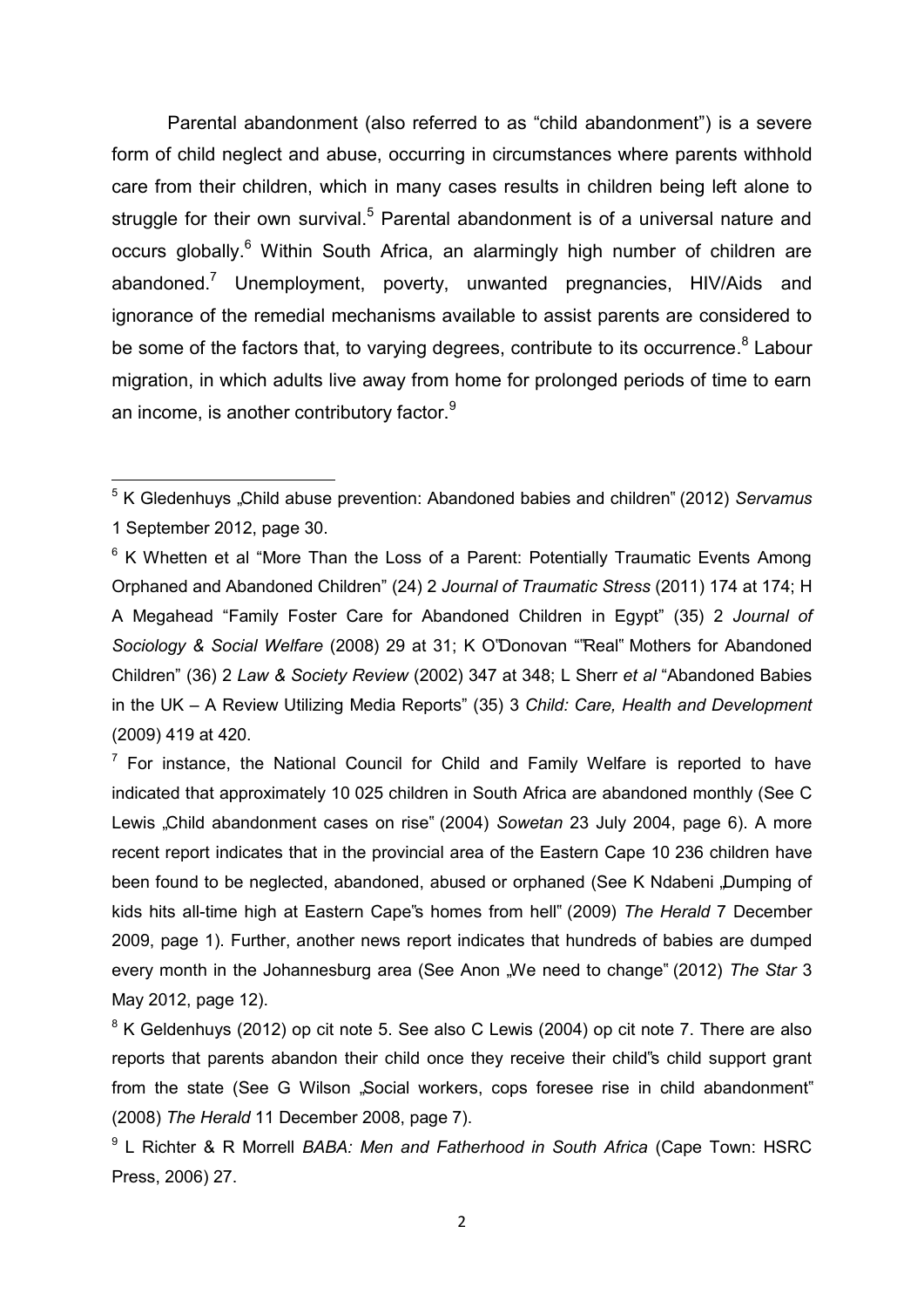Parental abandonment (also referred to as "child abandonment") is a severe form of child neglect and abuse, occurring in circumstances where parents withhold care from their children, which in many cases results in children being left alone to struggle for their own survival.[5] Parental abandonment is of a universal nature and occurs globally.[6] Within South Africa, an alarmingly high number of children are abandoned.[7] Unemployment, poverty, unwanted pregnancies, HIV/Aids and ignorance of the remedial mechanisms available to assist parents are considered to be some of the factors that, to varying degrees, contribute to its occurrence.[8] Labour migration, in which adults live away from home for prolonged periods of time to earn an income, is another contributory factor.[9]

---

[5] K Gledenhuys „Child abuse prevention: Abandoned babies and children" (2012) *Servamus* 1 September 2012, page 30.

[6] K Whetten et al "More Than the Loss of a Parent: Potentially Traumatic Events Among Orphaned and Abandoned Children" (24) 2 *Journal of Traumatic Stress* (2011) 174 at 174; H A Megahead "Family Foster Care for Abandoned Children in Egypt" (35) 2 *Journal of Sociology & Social Welfare* (2008) 29 at 31; K O"Donovan ""Real" Mothers for Abandoned Children" (36) 2 *Law & Society Review* (2002) 347 at 348; L Sherr *et al* "Abandoned Babies in the UK – A Review Utilizing Media Reports" (35) 3 *Child: Care, Health and Development* (2009) 419 at 420.

[7] For instance, the National Council for Child and Family Welfare is reported to have indicated that approximately 10 025 children in South Africa are abandoned monthly (See C Lewis „Child abandonment cases on rise" (2004) *Sowetan* 23 July 2004, page 6). A more recent report indicates that in the provincial area of the Eastern Cape 10 236 children have been found to be neglected, abandoned, abused or orphaned (See K Ndabeni „Dumping of kids hits all-time high at Eastern Cape"s homes from hell" (2009) *The Herald* 7 December 2009, page 1). Further, another news report indicates that hundreds of babies are dumped every month in the Johannesburg area (See Anon „We need to change" (2012) *The Star* 3 May 2012, page 12).

[8] K Geldenhuys (2012) op cit note 5. See also C Lewis (2004) op cit note 7. There are also reports that parents abandon their child once they receive their child"s child support grant from the state (See G Wilson „Social workers, cops foresee rise in child abandonment" (2008) *The Herald* 11 December 2008, page 7).

[9] L Richter & R Morrell *BABA: Men and Fatherhood in South Africa* (Cape Town: HSRC Press, 2006) 27.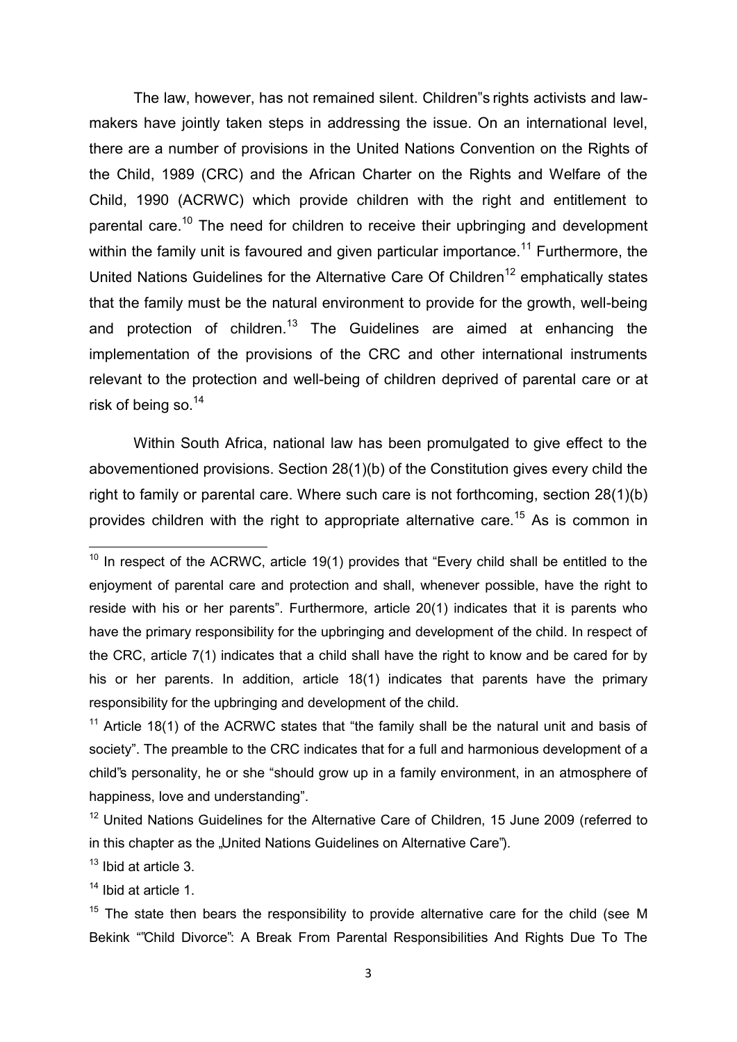The law, however, has not remained silent. Children"s rights activists and law-makers have jointly taken steps in addressing the issue. On an international level, there are a number of provisions in the United Nations Convention on the Rights of the Child, 1989 (CRC) and the African Charter on the Rights and Welfare of the Child, 1990 (ACRWC) which provide children with the right and entitlement to parental care.[10] The need for children to receive their upbringing and development within the family unit is favoured and given particular importance.[11] Furthermore, the United Nations Guidelines for the Alternative Care Of Children[12] emphatically states that the family must be the natural environment to provide for the growth, well-being and protection of children.[13] The Guidelines are aimed at enhancing the implementation of the provisions of the CRC and other international instruments relevant to the protection and well-being of children deprived of parental care or at risk of being so.[14]

Within South Africa, national law has been promulgated to give effect to the abovementioned provisions. Section 28(1)(b) of the Constitution gives every child the right to family or parental care. Where such care is not forthcoming, section 28(1)(b) provides children with the right to appropriate alternative care.[15] As is common in

---

[10] In respect of the ACRWC, article 19(1) provides that "Every child shall be entitled to the enjoyment of parental care and protection and shall, whenever possible, have the right to reside with his or her parents". Furthermore, article 20(1) indicates that it is parents who have the primary responsibility for the upbringing and development of the child. In respect of the CRC, article 7(1) indicates that a child shall have the right to know and be cared for by his or her parents. In addition, article 18(1) indicates that parents have the primary responsibility for the upbringing and development of the child.

[11] Article 18(1) of the ACRWC states that "the family shall be the natural unit and basis of society". The preamble to the CRC indicates that for a full and harmonious development of a child"s personality, he or she "should grow up in a family environment, in an atmosphere of happiness, love and understanding".

[12] United Nations Guidelines for the Alternative Care of Children, 15 June 2009 (referred to in this chapter as the „United Nations Guidelines on Alternative Care").

[13] Ibid at article 3.

[14] Ibid at article 1.

[15] The state then bears the responsibility to provide alternative care for the child (see M Bekink ""Child Divorce": A Break From Parental Responsibilities And Rights Due To The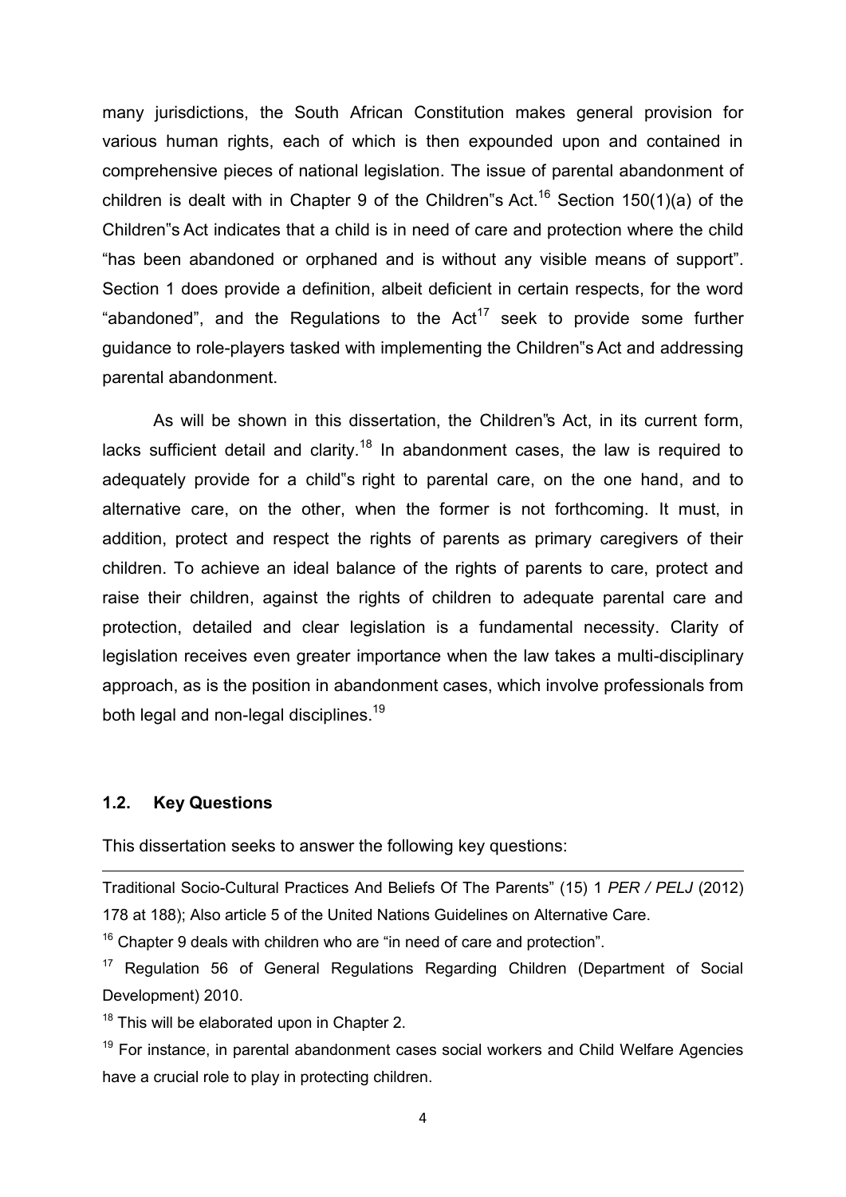many jurisdictions, the South African Constitution makes general provision for various human rights, each of which is then expounded upon and contained in comprehensive pieces of national legislation. The issue of parental abandonment of children is dealt with in Chapter 9 of the Children"s Act.[16] Section 150(1)(a) of the Children"s Act indicates that a child is in need of care and protection where the child "has been abandoned or orphaned and is without any visible means of support". Section 1 does provide a definition, albeit deficient in certain respects, for the word "abandoned", and the Regulations to the Act[17] seek to provide some further guidance to role-players tasked with implementing the Children"s Act and addressing parental abandonment.

As will be shown in this dissertation, the Children"s Act, in its current form, lacks sufficient detail and clarity.[18] In abandonment cases, the law is required to adequately provide for a child"s right to parental care, on the one hand, and to alternative care, on the other, when the former is not forthcoming. It must, in addition, protect and respect the rights of parents as primary caregivers of their children. To achieve an ideal balance of the rights of parents to care, protect and raise their children, against the rights of children to adequate parental care and protection, detailed and clear legislation is a fundamental necessity. Clarity of legislation receives even greater importance when the law takes a multi-disciplinary approach, as is the position in abandonment cases, which involve professionals from both legal and non-legal disciplines.[19]

### 1.2. Key Questions

This dissertation seeks to answer the following key questions:

---

Traditional Socio-Cultural Practices And Beliefs Of The Parents" (15) 1 *PER / PELJ* (2012) 178 at 188); Also article 5 of the United Nations Guidelines on Alternative Care.

[16] Chapter 9 deals with children who are "in need of care and protection".

[17] Regulation 56 of General Regulations Regarding Children (Department of Social Development) 2010.

[18] This will be elaborated upon in Chapter 2.

[19] For instance, in parental abandonment cases social workers and Child Welfare Agencies have a crucial role to play in protecting children.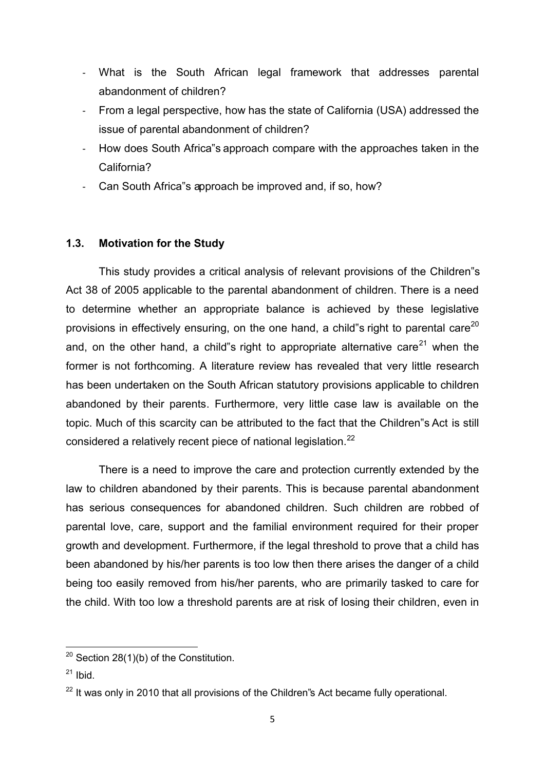- What is the South African legal framework that addresses parental abandonment of children?
- From a legal perspective, how has the state of California (USA) addressed the issue of parental abandonment of children?
- How does South Africa"s approach compare with the approaches taken in the California?
- Can South Africa"s approach be improved and, if so, how?

### 1.3. Motivation for the Study

This study provides a critical analysis of relevant provisions of the Children"s Act 38 of 2005 applicable to the parental abandonment of children. There is a need to determine whether an appropriate balance is achieved by these legislative provisions in effectively ensuring, on the one hand, a child"s right to parental care[20] and, on the other hand, a child"s right to appropriate alternative care[21] when the former is not forthcoming. A literature review has revealed that very little research has been undertaken on the South African statutory provisions applicable to children abandoned by their parents. Furthermore, very little case law is available on the topic. Much of this scarcity can be attributed to the fact that the Children"s Act is still considered a relatively recent piece of national legislation.[22]

There is a need to improve the care and protection currently extended by the law to children abandoned by their parents. This is because parental abandonment has serious consequences for abandoned children. Such children are robbed of parental love, care, support and the familial environment required for their proper growth and development. Furthermore, if the legal threshold to prove that a child has been abandoned by his/her parents is too low then there arises the danger of a child being too easily removed from his/her parents, who are primarily tasked to care for the child. With too low a threshold parents are at risk of losing their children, even in

---

[20] Section 28(1)(b) of the Constitution.

[21] Ibid.

[22] It was only in 2010 that all provisions of the Children"s Act became fully operational.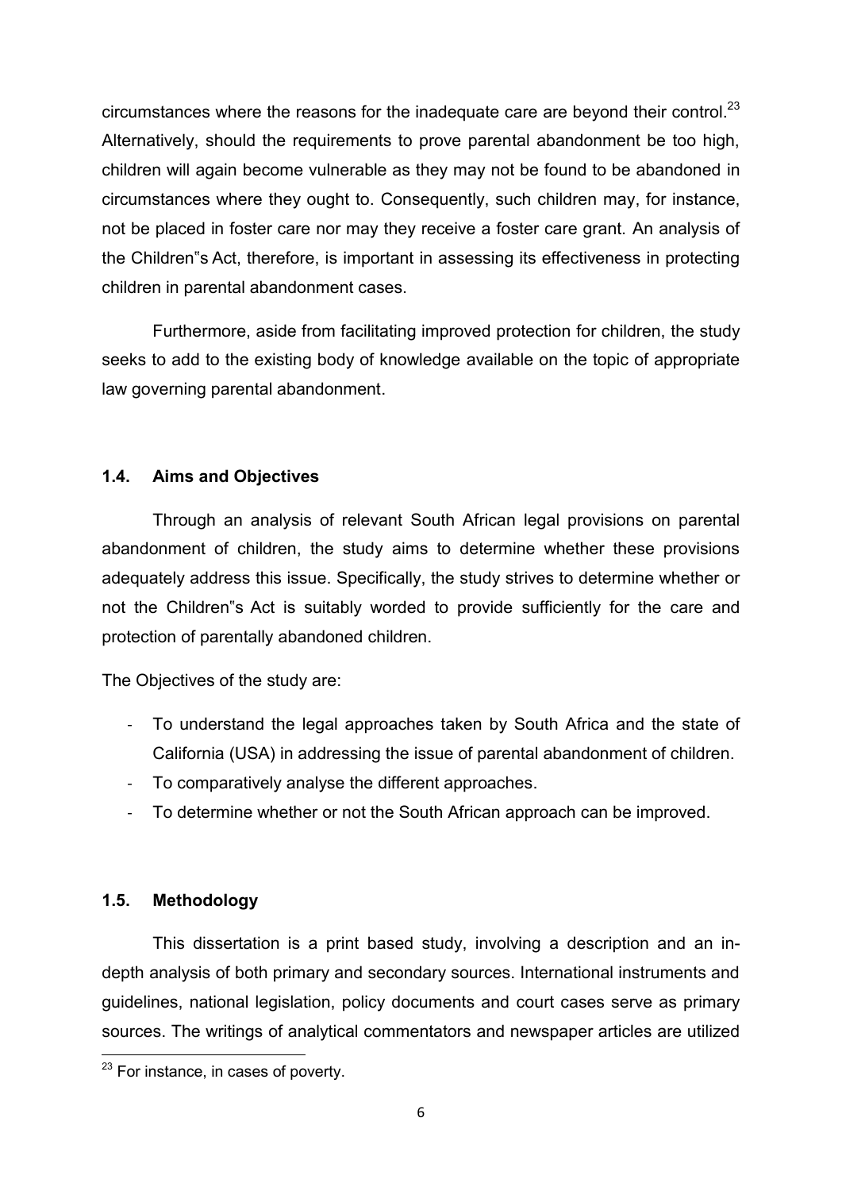circumstances where the reasons for the inadequate care are beyond their control.[23] Alternatively, should the requirements to prove parental abandonment be too high, children will again become vulnerable as they may not be found to be abandoned in circumstances where they ought to. Consequently, such children may, for instance, not be placed in foster care nor may they receive a foster care grant. An analysis of the Children"s Act, therefore, is important in assessing its effectiveness in protecting children in parental abandonment cases.

Furthermore, aside from facilitating improved protection for children, the study seeks to add to the existing body of knowledge available on the topic of appropriate law governing parental abandonment.

### 1.4. Aims and Objectives

Through an analysis of relevant South African legal provisions on parental abandonment of children, the study aims to determine whether these provisions adequately address this issue. Specifically, the study strives to determine whether or not the Children"s Act is suitably worded to provide sufficiently for the care and protection of parentally abandoned children.

The Objectives of the study are:

- To understand the legal approaches taken by South Africa and the state of California (USA) in addressing the issue of parental abandonment of children.
- To comparatively analyse the different approaches.
- To determine whether or not the South African approach can be improved.

### 1.5. Methodology

This dissertation is a print based study, involving a description and an in-depth analysis of both primary and secondary sources. International instruments and guidelines, national legislation, policy documents and court cases serve as primary sources. The writings of analytical commentators and newspaper articles are utilized

[23] For instance, in cases of poverty.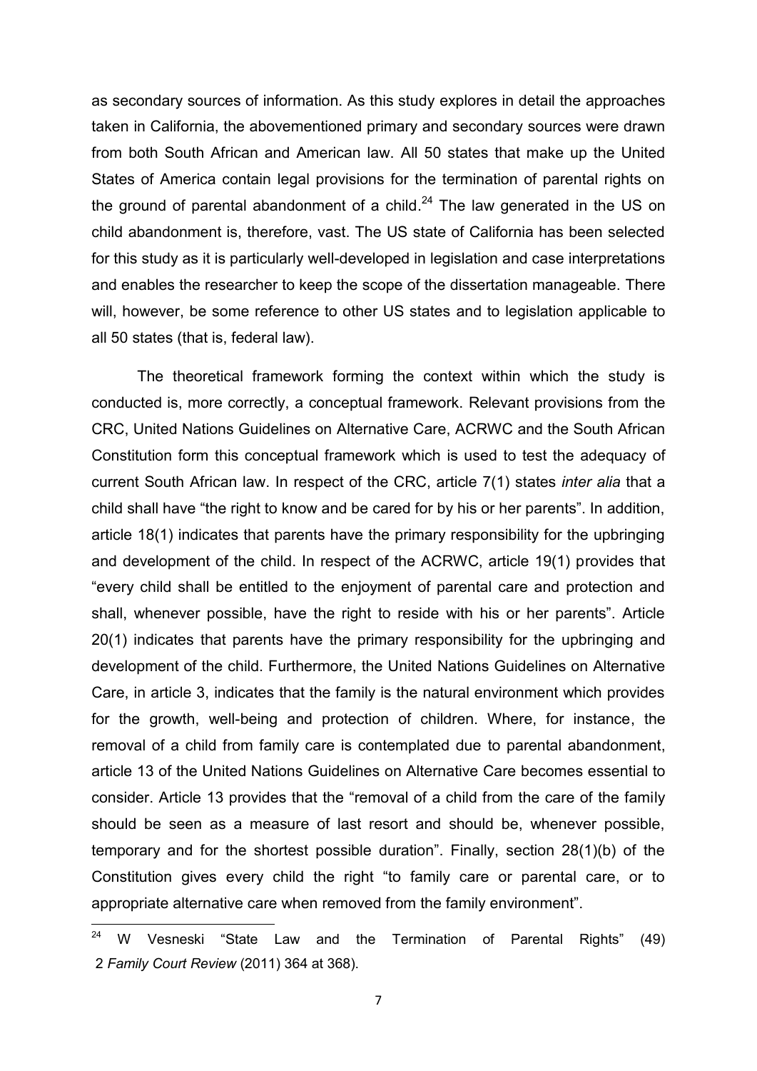as secondary sources of information. As this study explores in detail the approaches taken in California, the abovementioned primary and secondary sources were drawn from both South African and American law. All 50 states that make up the United States of America contain legal provisions for the termination of parental rights on the ground of parental abandonment of a child.[24] The law generated in the US on child abandonment is, therefore, vast. The US state of California has been selected for this study as it is particularly well-developed in legislation and case interpretations and enables the researcher to keep the scope of the dissertation manageable. There will, however, be some reference to other US states and to legislation applicable to all 50 states (that is, federal law).

The theoretical framework forming the context within which the study is conducted is, more correctly, a conceptual framework. Relevant provisions from the CRC, United Nations Guidelines on Alternative Care, ACRWC and the South African Constitution form this conceptual framework which is used to test the adequacy of current South African law. In respect of the CRC, article 7(1) states *inter alia* that a child shall have "the right to know and be cared for by his or her parents". In addition, article 18(1) indicates that parents have the primary responsibility for the upbringing and development of the child. In respect of the ACRWC, article 19(1) provides that "every child shall be entitled to the enjoyment of parental care and protection and shall, whenever possible, have the right to reside with his or her parents". Article 20(1) indicates that parents have the primary responsibility for the upbringing and development of the child. Furthermore, the United Nations Guidelines on Alternative Care, in article 3, indicates that the family is the natural environment which provides for the growth, well-being and protection of children. Where, for instance, the removal of a child from family care is contemplated due to parental abandonment, article 13 of the United Nations Guidelines on Alternative Care becomes essential to consider. Article 13 provides that the "removal of a child from the care of the family should be seen as a measure of last resort and should be, whenever possible, temporary and for the shortest possible duration". Finally, section 28(1)(b) of the Constitution gives every child the right "to family care or parental care, or to appropriate alternative care when removed from the family environment".

---

[24] W Vesneski "State Law and the Termination of Parental Rights" (49) 2 *Family Court Review* (2011) 364 at 368).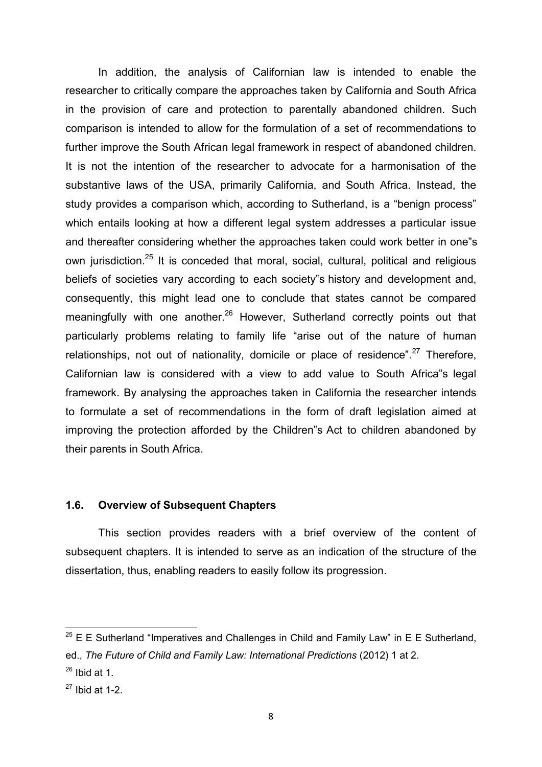In addition, the analysis of Californian law is intended to enable the researcher to critically compare the approaches taken by California and South Africa in the provision of care and protection to parentally abandoned children. Such comparison is intended to allow for the formulation of a set of recommendations to further improve the South African legal framework in respect of abandoned children. It is not the intention of the researcher to advocate for a harmonisation of the substantive laws of the USA, primarily California, and South Africa. Instead, the study provides a comparison which, according to Sutherland, is a "benign process" which entails looking at how a different legal system addresses a particular issue and thereafter considering whether the approaches taken could work better in one"s own jurisdiction.[25] It is conceded that moral, social, cultural, political and religious beliefs of societies vary according to each society"s history and development and, consequently, this might lead one to conclude that states cannot be compared meaningfully with one another.[26] However, Sutherland correctly points out that particularly problems relating to family life "arise out of the nature of human relationships, not out of nationality, domicile or place of residence".[27] Therefore, Californian law is considered with a view to add value to South Africa"s legal framework. By analysing the approaches taken in California the researcher intends to formulate a set of recommendations in the form of draft legislation aimed at improving the protection afforded by the Children"s Act to children abandoned by their parents in South Africa.

### 1.6. Overview of Subsequent Chapters

This section provides readers with a brief overview of the content of subsequent chapters. It is intended to serve as an indication of the structure of the dissertation, thus, enabling readers to easily follow its progression.

---

[25] E E Sutherland "Imperatives and Challenges in Child and Family Law" in E E Sutherland, ed., *The Future of Child and Family Law: International Predictions* (2012) 1 at 2.

[26] Ibid at 1.

[27] Ibid at 1-2.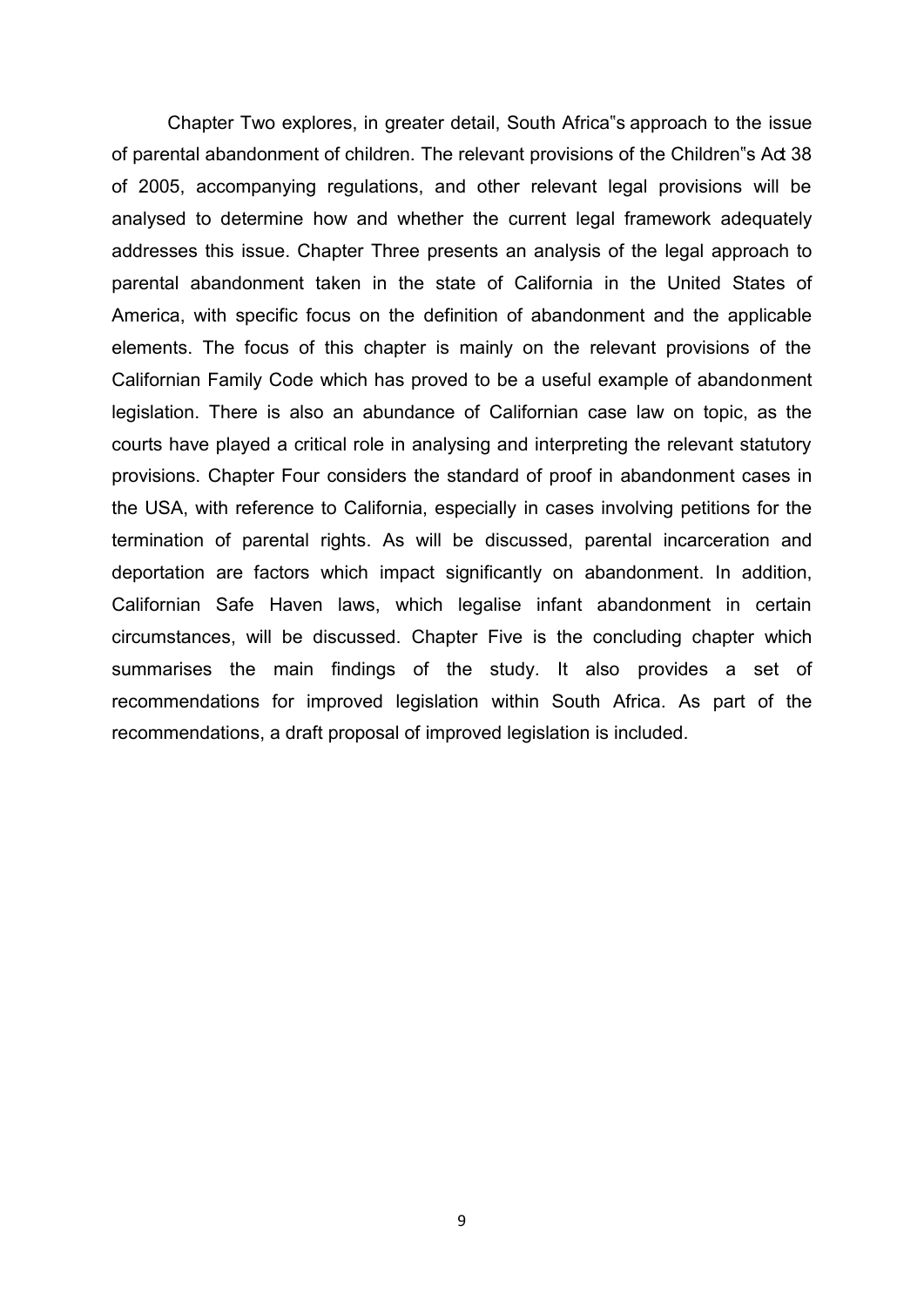Chapter Two explores, in greater detail, South Africa"s approach to the issue of parental abandonment of children. The relevant provisions of the Children"s Act 38 of 2005, accompanying regulations, and other relevant legal provisions will be analysed to determine how and whether the current legal framework adequately addresses this issue. Chapter Three presents an analysis of the legal approach to parental abandonment taken in the state of California in the United States of America, with specific focus on the definition of abandonment and the applicable elements. The focus of this chapter is mainly on the relevant provisions of the Californian Family Code which has proved to be a useful example of abandonment legislation. There is also an abundance of Californian case law on topic, as the courts have played a critical role in analysing and interpreting the relevant statutory provisions. Chapter Four considers the standard of proof in abandonment cases in the USA, with reference to California, especially in cases involving petitions for the termination of parental rights. As will be discussed, parental incarceration and deportation are factors which impact significantly on abandonment. In addition, Californian Safe Haven laws, which legalise infant abandonment in certain circumstances, will be discussed. Chapter Five is the concluding chapter which summarises the main findings of the study. It also provides a set of recommendations for improved legislation within South Africa. As part of the recommendations, a draft proposal of improved legislation is included.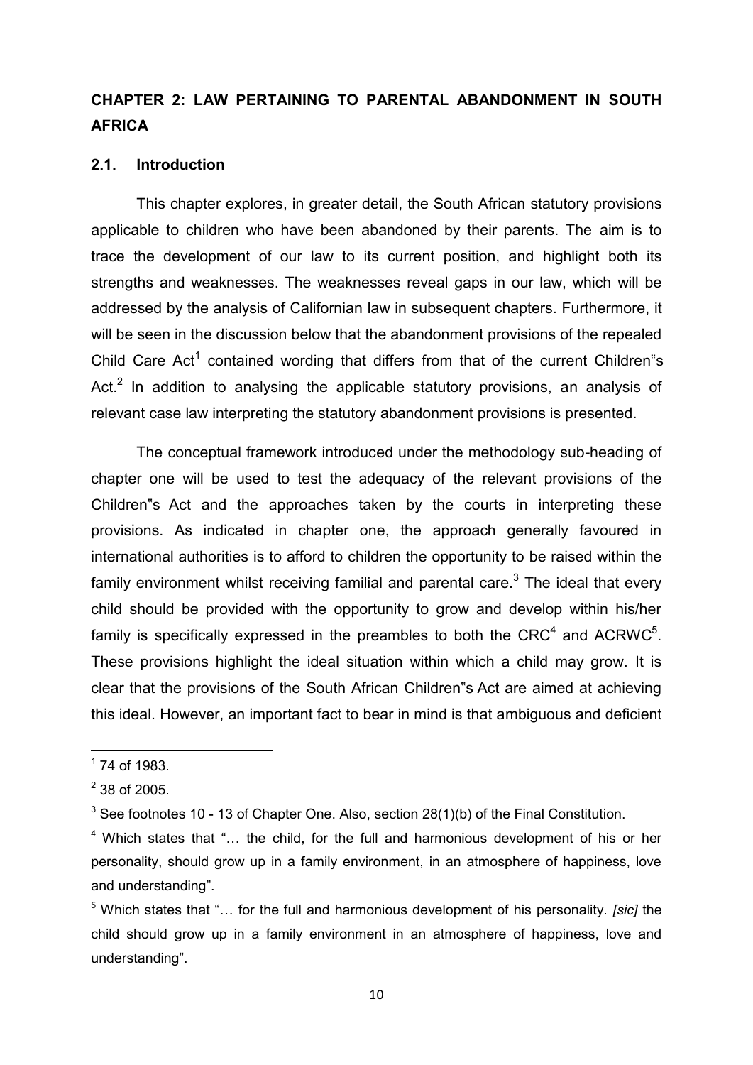## CHAPTER 2: LAW PERTAINING TO PARENTAL ABANDONMENT IN SOUTH AFRICA

### 2.1. Introduction

This chapter explores, in greater detail, the South African statutory provisions applicable to children who have been abandoned by their parents. The aim is to trace the development of our law to its current position, and highlight both its strengths and weaknesses. The weaknesses reveal gaps in our law, which will be addressed by the analysis of Californian law in subsequent chapters. Furthermore, it will be seen in the discussion below that the abandonment provisions of the repealed Child Care Act[1] contained wording that differs from that of the current Children"s Act.[2] In addition to analysing the applicable statutory provisions, an analysis of relevant case law interpreting the statutory abandonment provisions is presented.

The conceptual framework introduced under the methodology sub-heading of chapter one will be used to test the adequacy of the relevant provisions of the Children"s Act and the approaches taken by the courts in interpreting these provisions. As indicated in chapter one, the approach generally favoured in international authorities is to afford to children the opportunity to be raised within the family environment whilst receiving familial and parental care.[3] The ideal that every child should be provided with the opportunity to grow and develop within his/her family is specifically expressed in the preambles to both the CRC[4] and ACRWC[5]. These provisions highlight the ideal situation within which a child may grow. It is clear that the provisions of the South African Children"s Act are aimed at achieving this ideal. However, an important fact to bear in mind is that ambiguous and deficient

---

[1] 74 of 1983.

[2] 38 of 2005.

[3] See footnotes 10 - 13 of Chapter One. Also, section 28(1)(b) of the Final Constitution.

[4] Which states that "… the child, for the full and harmonious development of his or her personality, should grow up in a family environment, in an atmosphere of happiness, love and understanding".

[5] Which states that "… for the full and harmonious development of his personality. *[sic]* the child should grow up in a family environment in an atmosphere of happiness, love and understanding".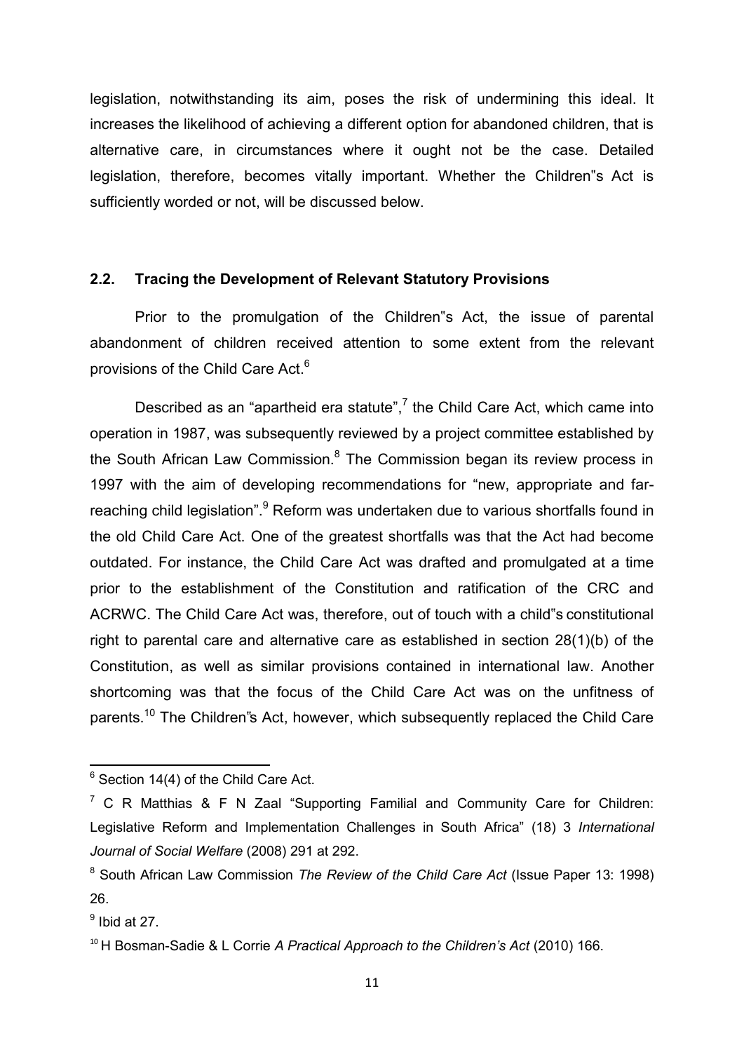legislation, notwithstanding its aim, poses the risk of undermining this ideal. It increases the likelihood of achieving a different option for abandoned children, that is alternative care, in circumstances where it ought not be the case. Detailed legislation, therefore, becomes vitally important. Whether the Children"s Act is sufficiently worded or not, will be discussed below.

### 2.2. Tracing the Development of Relevant Statutory Provisions

Prior to the promulgation of the Children"s Act, the issue of parental abandonment of children received attention to some extent from the relevant provisions of the Child Care Act.[6]

Described as an "apartheid era statute",[7] the Child Care Act, which came into operation in 1987, was subsequently reviewed by a project committee established by the South African Law Commission.[8] The Commission began its review process in 1997 with the aim of developing recommendations for "new, appropriate and far-reaching child legislation".[9] Reform was undertaken due to various shortfalls found in the old Child Care Act. One of the greatest shortfalls was that the Act had become outdated. For instance, the Child Care Act was drafted and promulgated at a time prior to the establishment of the Constitution and ratification of the CRC and ACRWC. The Child Care Act was, therefore, out of touch with a child"s constitutional right to parental care and alternative care as established in section 28(1)(b) of the Constitution, as well as similar provisions contained in international law. Another shortcoming was that the focus of the Child Care Act was on the unfitness of parents.[10] The Children"s Act, however, which subsequently replaced the Child Care

---

[6] Section 14(4) of the Child Care Act.

[7] C R Matthias & F N Zaal "Supporting Familial and Community Care for Children: Legislative Reform and Implementation Challenges in South Africa" (18) 3 *International Journal of Social Welfare* (2008) 291 at 292.

[8] South African Law Commission *The Review of the Child Care Act* (Issue Paper 13: 1998) 26.

[9] Ibid at 27.

[10] H Bosman-Sadie & L Corrie *A Practical Approach to the Children's Act* (2010) 166.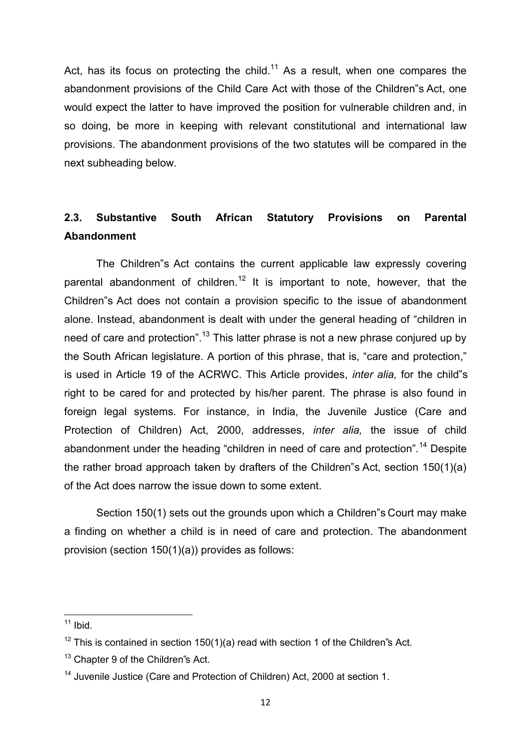Act, has its focus on protecting the child.[11] As a result, when one compares the abandonment provisions of the Child Care Act with those of the Children"s Act, one would expect the latter to have improved the position for vulnerable children and, in so doing, be more in keeping with relevant constitutional and international law provisions. The abandonment provisions of the two statutes will be compared in the next subheading below.

## 2.3. Substantive South African Statutory Provisions on Parental Abandonment

The Children"s Act contains the current applicable law expressly covering parental abandonment of children.[12] It is important to note, however, that the Children"s Act does not contain a provision specific to the issue of abandonment alone. Instead, abandonment is dealt with under the general heading of "children in need of care and protection".[13] This latter phrase is not a new phrase conjured up by the South African legislature. A portion of this phrase, that is, "care and protection," is used in Article 19 of the ACRWC. This Article provides, *inter alia,* for the child"s right to be cared for and protected by his/her parent. The phrase is also found in foreign legal systems. For instance, in India, the Juvenile Justice (Care and Protection of Children) Act, 2000, addresses, *inter alia,* the issue of child abandonment under the heading "children in need of care and protection".[14] Despite the rather broad approach taken by drafters of the Children"s Act, section 150(1)(a) of the Act does narrow the issue down to some extent.

Section 150(1) sets out the grounds upon which a Children"s Court may make a finding on whether a child is in need of care and protection. The abandonment provision (section 150(1)(a)) provides as follows:

---

[11] Ibid.

[12] This is contained in section 150(1)(a) read with section 1 of the Children"s Act.

[13] Chapter 9 of the Children"s Act.

[14] Juvenile Justice (Care and Protection of Children) Act, 2000 at section 1.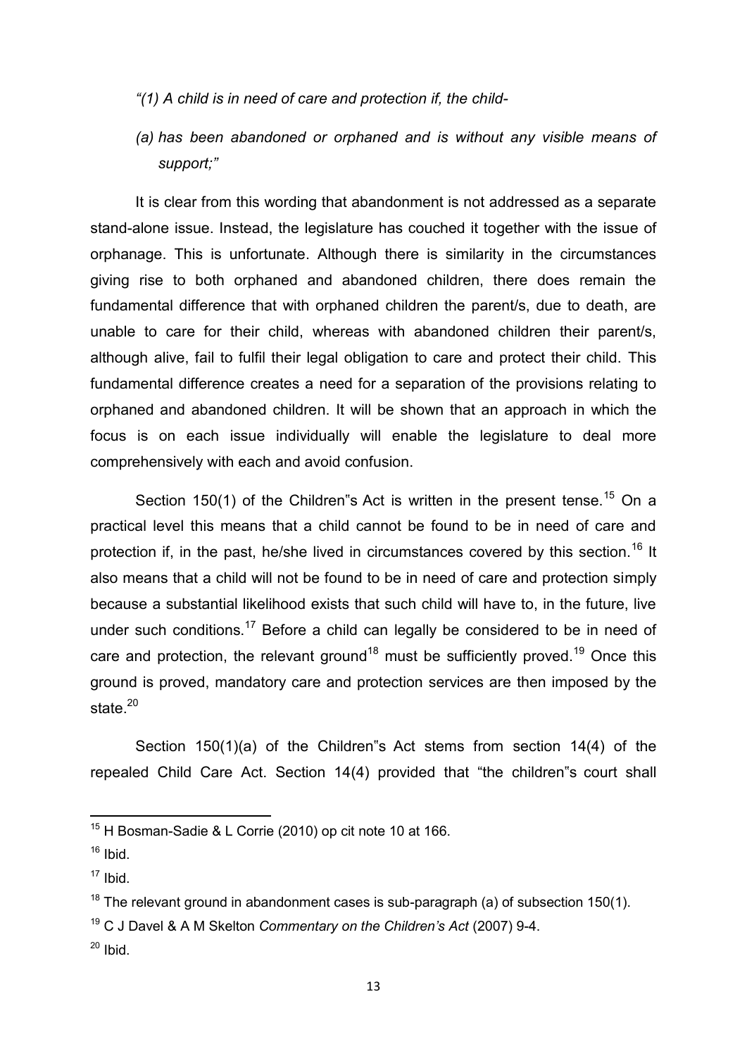*"(1) A child is in need of care and protection if, the child-*

*(a) has been abandoned or orphaned and is without any visible means of support;"*

It is clear from this wording that abandonment is not addressed as a separate stand-alone issue. Instead, the legislature has couched it together with the issue of orphanage. This is unfortunate. Although there is similarity in the circumstances giving rise to both orphaned and abandoned children, there does remain the fundamental difference that with orphaned children the parent/s, due to death, are unable to care for their child, whereas with abandoned children their parent/s, although alive, fail to fulfil their legal obligation to care and protect their child. This fundamental difference creates a need for a separation of the provisions relating to orphaned and abandoned children. It will be shown that an approach in which the focus is on each issue individually will enable the legislature to deal more comprehensively with each and avoid confusion.

Section 150(1) of the Children"s Act is written in the present tense.[15] On a practical level this means that a child cannot be found to be in need of care and protection if, in the past, he/she lived in circumstances covered by this section.[16] It also means that a child will not be found to be in need of care and protection simply because a substantial likelihood exists that such child will have to, in the future, live under such conditions.[17] Before a child can legally be considered to be in need of care and protection, the relevant ground[18] must be sufficiently proved.[19] Once this ground is proved, mandatory care and protection services are then imposed by the state.[20]

Section 150(1)(a) of the Children"s Act stems from section 14(4) of the repealed Child Care Act. Section 14(4) provided that "the children"s court shall

---

[15] H Bosman-Sadie & L Corrie (2010) op cit note 10 at 166.

[16] Ibid.

[17] Ibid.

[18] The relevant ground in abandonment cases is sub-paragraph (a) of subsection 150(1).

[19] C J Davel & A M Skelton *Commentary on the Children's Act* (2007) 9-4.

[20] Ibid.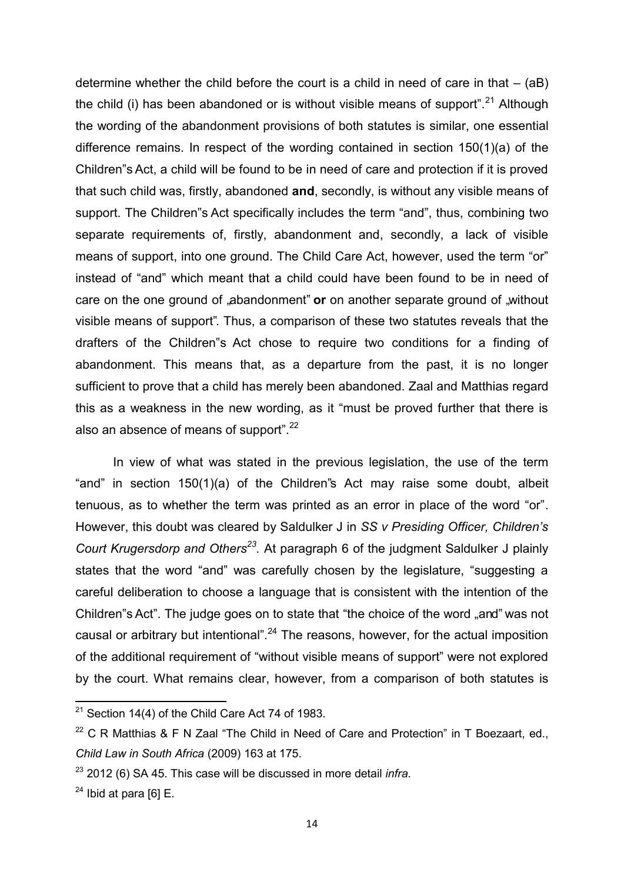determine whether the child before the court is a child in need of care in that – (aB) the child (i) has been abandoned or is without visible means of support".[21] Although the wording of the abandonment provisions of both statutes is similar, one essential difference remains. In respect of the wording contained in section 150(1)(a) of the Children"s Act, a child will be found to be in need of care and protection if it is proved that such child was, firstly, abandoned **and**, secondly, is without any visible means of support. The Children"s Act specifically includes the term "and", thus, combining two separate requirements of, firstly, abandonment and, secondly, a lack of visible means of support, into one ground. The Child Care Act, however, used the term "or" instead of "and" which meant that a child could have been found to be in need of care on the one ground of „abandonment" **or** on another separate ground of „without visible means of support". Thus, a comparison of these two statutes reveals that the drafters of the Children"s Act chose to require two conditions for a finding of abandonment. This means that, as a departure from the past, it is no longer sufficient to prove that a child has merely been abandoned. Zaal and Matthias regard this as a weakness in the new wording, as it "must be proved further that there is also an absence of means of support".[22]

In view of what was stated in the previous legislation, the use of the term "and" in section 150(1)(a) of the Children"s Act may raise some doubt, albeit tenuous, as to whether the term was printed as an error in place of the word "or". However, this doubt was cleared by Saldulker J in *SS v Presiding Officer, Children's Court Krugersdorp and Others*[23]*.* At paragraph 6 of the judgment Saldulker J plainly states that the word "and" was carefully chosen by the legislature, "suggesting a careful deliberation to choose a language that is consistent with the intention of the Children"s Act". The judge goes on to state that "the choice of the word „and" was not causal or arbitrary but intentional".[24] The reasons, however, for the actual imposition of the additional requirement of "without visible means of support" were not explored by the court. What remains clear, however, from a comparison of both statutes is

---

[21] Section 14(4) of the Child Care Act 74 of 1983.

[22] C R Matthias & F N Zaal "The Child in Need of Care and Protection" in T Boezaart, ed., *Child Law in South Africa* (2009) 163 at 175.

[23] 2012 (6) SA 45. This case will be discussed in more detail *infra*.

[24] Ibid at para [6] E.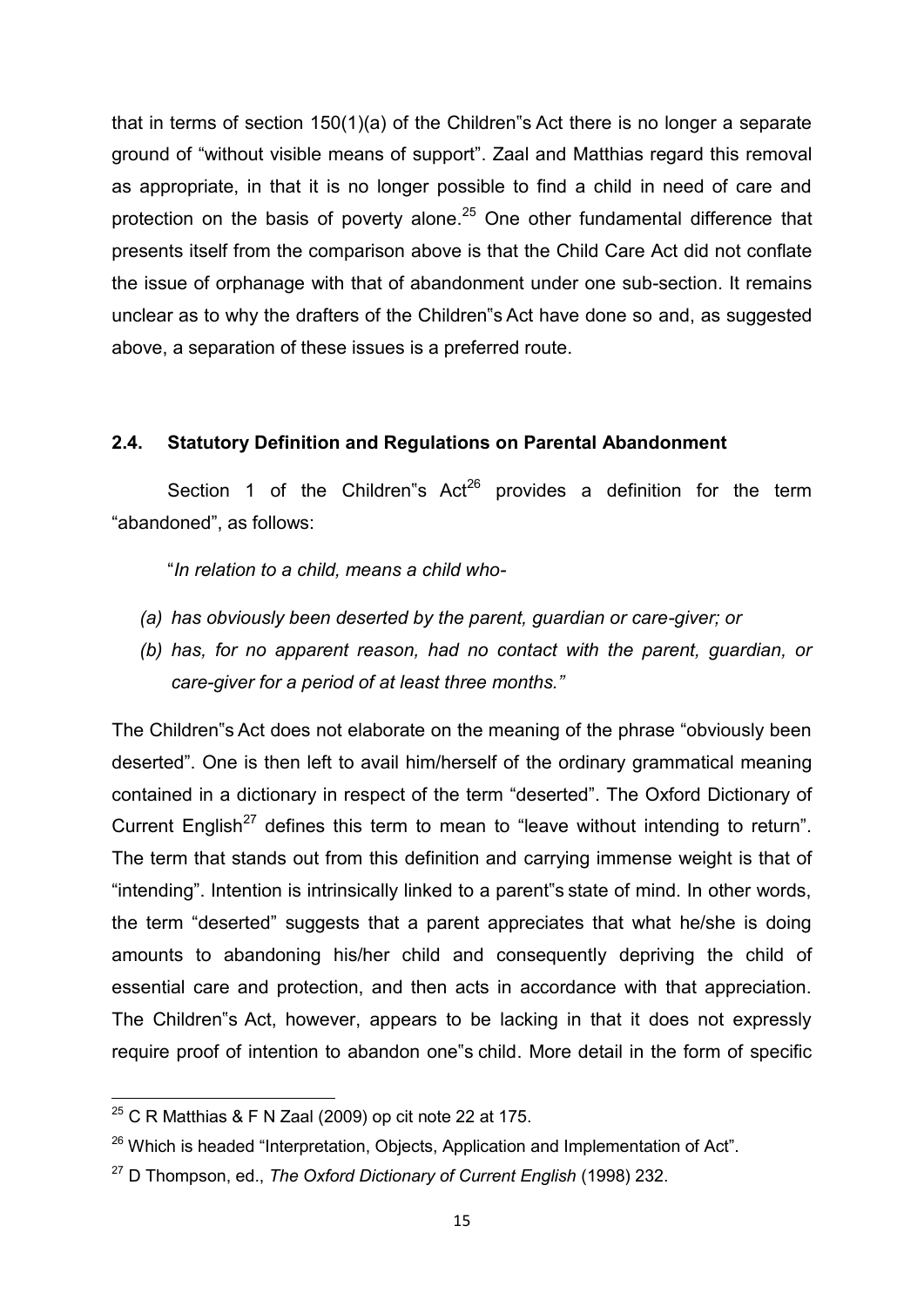that in terms of section 150(1)(a) of the Children"s Act there is no longer a separate ground of "without visible means of support". Zaal and Matthias regard this removal as appropriate, in that it is no longer possible to find a child in need of care and protection on the basis of poverty alone.[25] One other fundamental difference that presents itself from the comparison above is that the Child Care Act did not conflate the issue of orphanage with that of abandonment under one sub-section. It remains unclear as to why the drafters of the Children"s Act have done so and, as suggested above, a separation of these issues is a preferred route.

### 2.4. Statutory Definition and Regulations on Parental Abandonment

Section 1 of the Children"s Act[26] provides a definition for the term "abandoned", as follows:

"*In relation to a child, means a child who-*

*(a) has obviously been deserted by the parent, guardian or care-giver; or*

*(b) has, for no apparent reason, had no contact with the parent, guardian, or care-giver for a period of at least three months."*

The Children"s Act does not elaborate on the meaning of the phrase "obviously been deserted". One is then left to avail him/herself of the ordinary grammatical meaning contained in a dictionary in respect of the term "deserted". The Oxford Dictionary of Current English[27] defines this term to mean to "leave without intending to return". The term that stands out from this definition and carrying immense weight is that of "intending". Intention is intrinsically linked to a parent"s state of mind. In other words, the term "deserted" suggests that a parent appreciates that what he/she is doing amounts to abandoning his/her child and consequently depriving the child of essential care and protection, and then acts in accordance with that appreciation. The Children"s Act, however, appears to be lacking in that it does not expressly require proof of intention to abandon one"s child. More detail in the form of specific

---

[25] C R Matthias & F N Zaal (2009) op cit note 22 at 175.

[26] Which is headed "Interpretation, Objects, Application and Implementation of Act".

[27] D Thompson, ed., *The Oxford Dictionary of Current English* (1998) 232.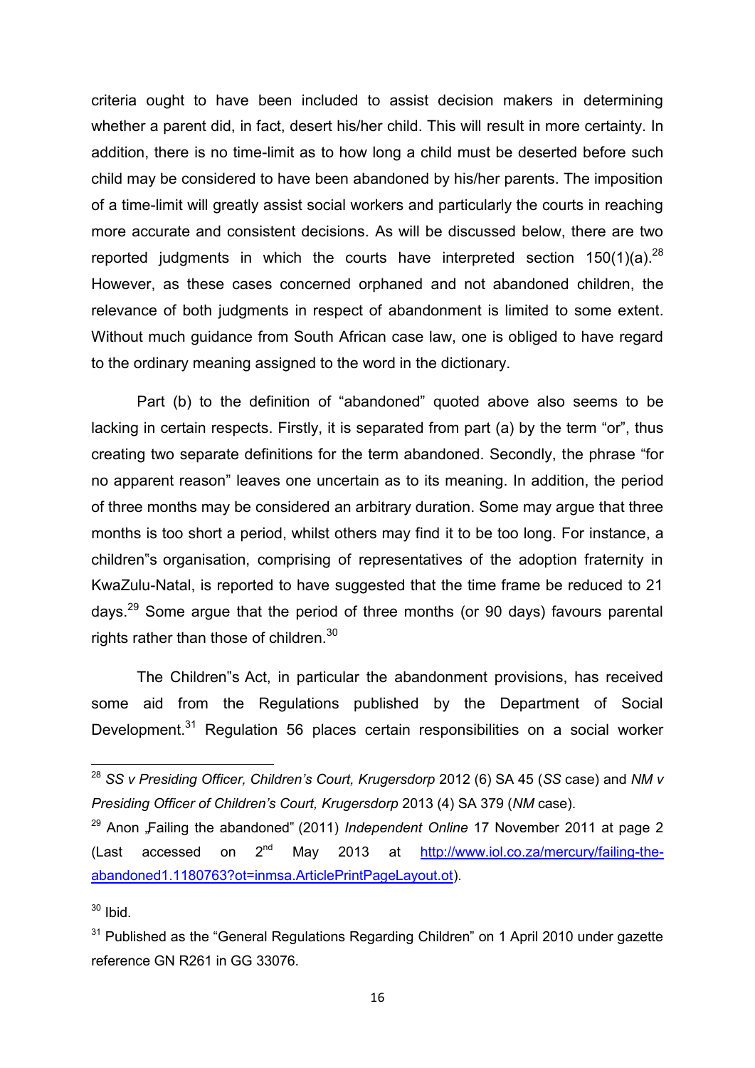criteria ought to have been included to assist decision makers in determining whether a parent did, in fact, desert his/her child. This will result in more certainty. In addition, there is no time-limit as to how long a child must be deserted before such child may be considered to have been abandoned by his/her parents. The imposition of a time-limit will greatly assist social workers and particularly the courts in reaching more accurate and consistent decisions. As will be discussed below, there are two reported judgments in which the courts have interpreted section 150(1)(a).[28] However, as these cases concerned orphaned and not abandoned children, the relevance of both judgments in respect of abandonment is limited to some extent. Without much guidance from South African case law, one is obliged to have regard to the ordinary meaning assigned to the word in the dictionary.

Part (b) to the definition of "abandoned" quoted above also seems to be lacking in certain respects. Firstly, it is separated from part (a) by the term "or", thus creating two separate definitions for the term abandoned. Secondly, the phrase "for no apparent reason" leaves one uncertain as to its meaning. In addition, the period of three months may be considered an arbitrary duration. Some may argue that three months is too short a period, whilst others may find it to be too long. For instance, a children"s organisation, comprising of representatives of the adoption fraternity in KwaZulu-Natal, is reported to have suggested that the time frame be reduced to 21 days.[29] Some argue that the period of three months (or 90 days) favours parental rights rather than those of children.[30]

The Children"s Act, in particular the abandonment provisions, has received some aid from the Regulations published by the Department of Social Development.[31] Regulation 56 places certain responsibilities on a social worker

---

[28] *SS v Presiding Officer, Children's Court, Krugersdorp* 2012 (6) SA 45 (*SS* case) and *NM v Presiding Officer of Children's Court, Krugersdorp* 2013 (4) SA 379 (*NM* case).

[29] Anon „Failing the abandoned" (2011) *Independent Online* 17 November 2011 at page 2 (Last accessed on 2nd May 2013 at http://www.iol.co.za/mercury/failing-the-abandoned1.1180763?ot=inmsa.ArticlePrintPageLayout.ot).

[30] Ibid.

[31] Published as the "General Regulations Regarding Children" on 1 April 2010 under gazette reference GN R261 in GG 33076.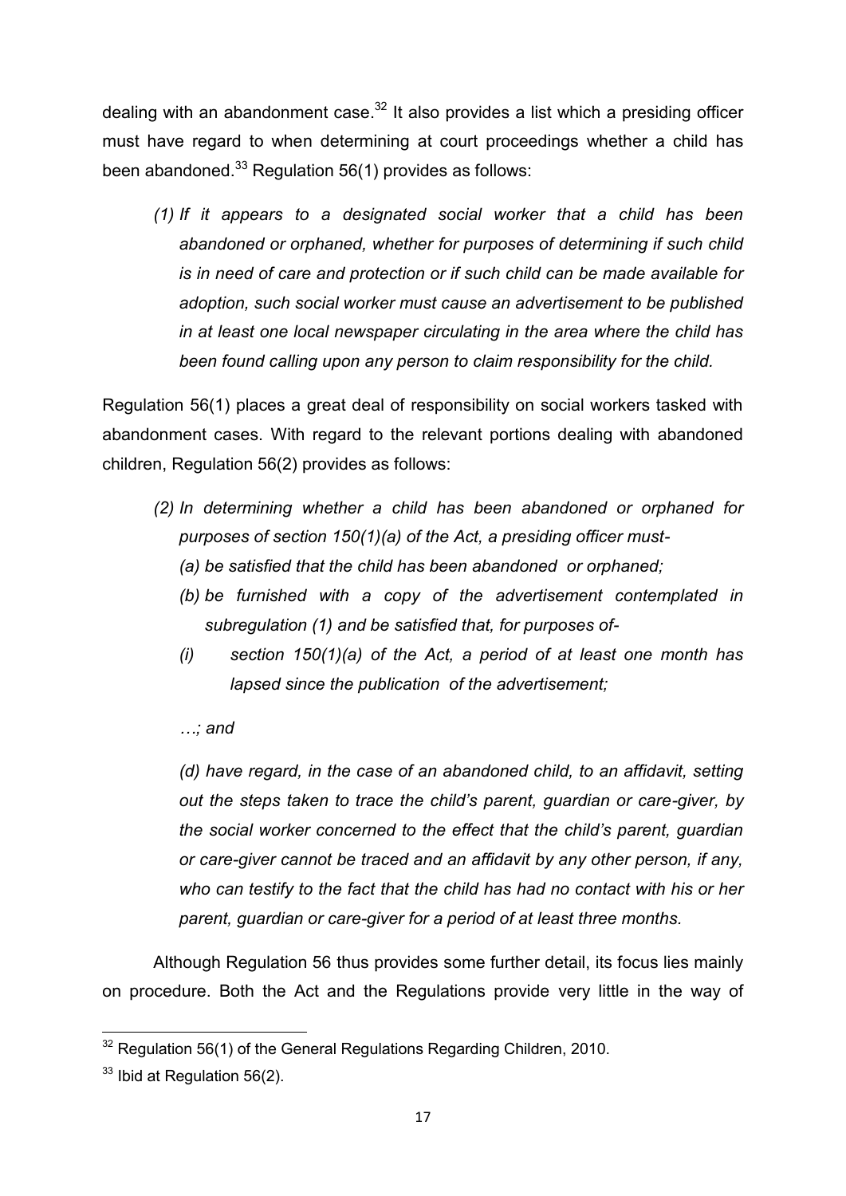dealing with an abandonment case.[32] It also provides a list which a presiding officer must have regard to when determining at court proceedings whether a child has been abandoned.[33] Regulation 56(1) provides as follows:

> *(1) If it appears to a designated social worker that a child has been abandoned or orphaned, whether for purposes of determining if such child is in need of care and protection or if such child can be made available for adoption, such social worker must cause an advertisement to be published in at least one local newspaper circulating in the area where the child has been found calling upon any person to claim responsibility for the child.*

Regulation 56(1) places a great deal of responsibility on social workers tasked with abandonment cases. With regard to the relevant portions dealing with abandoned children, Regulation 56(2) provides as follows:

> *(2) In determining whether a child has been abandoned or orphaned for purposes of section 150(1)(a) of the Act, a presiding officer must-*
>
> *(a) be satisfied that the child has been abandoned or orphaned;*
>
> *(b) be furnished with a copy of the advertisement contemplated in subregulation (1) and be satisfied that, for purposes of-*
>
> *(i) section 150(1)(a) of the Act, a period of at least one month has lapsed since the publication of the advertisement;*
>
> *…; and*
>
> *(d) have regard, in the case of an abandoned child, to an affidavit, setting out the steps taken to trace the child's parent, guardian or care-giver, by the social worker concerned to the effect that the child's parent, guardian or care-giver cannot be traced and an affidavit by any other person, if any, who can testify to the fact that the child has had no contact with his or her parent, guardian or care-giver for a period of at least three months.*

Although Regulation 56 thus provides some further detail, its focus lies mainly on procedure. Both the Act and the Regulations provide very little in the way of

---

[32] Regulation 56(1) of the General Regulations Regarding Children, 2010.

[33] Ibid at Regulation 56(2).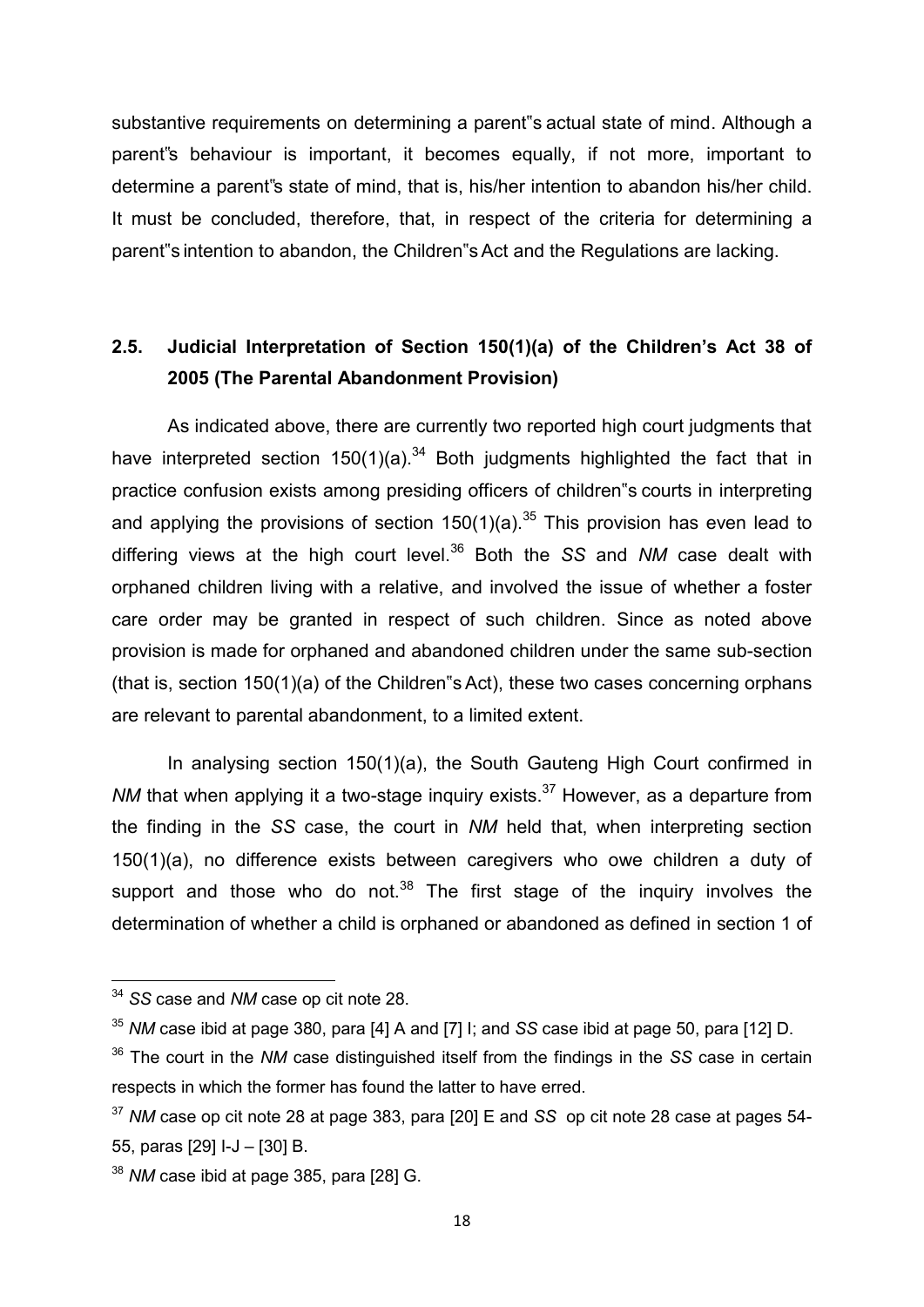substantive requirements on determining a parent"s actual state of mind. Although a parent"s behaviour is important, it becomes equally, if not more, important to determine a parent"s state of mind, that is, his/her intention to abandon his/her child. It must be concluded, therefore, that, in respect of the criteria for determining a parent"s intention to abandon, the Children"s Act and the Regulations are lacking.

## 2.5. Judicial Interpretation of Section 150(1)(a) of the Children's Act 38 of 2005 (The Parental Abandonment Provision)

As indicated above, there are currently two reported high court judgments that have interpreted section 150(1)(a).[34] Both judgments highlighted the fact that in practice confusion exists among presiding officers of children"s courts in interpreting and applying the provisions of section 150(1)(a).[35] This provision has even lead to differing views at the high court level.[36] Both the *SS* and *NM* case dealt with orphaned children living with a relative, and involved the issue of whether a foster care order may be granted in respect of such children. Since as noted above provision is made for orphaned and abandoned children under the same sub-section (that is, section 150(1)(a) of the Children"s Act), these two cases concerning orphans are relevant to parental abandonment, to a limited extent.

In analysing section 150(1)(a), the South Gauteng High Court confirmed in *NM* that when applying it a two-stage inquiry exists.[37] However, as a departure from the finding in the *SS* case, the court in *NM* held that, when interpreting section 150(1)(a), no difference exists between caregivers who owe children a duty of support and those who do not.[38] The first stage of the inquiry involves the determination of whether a child is orphaned or abandoned as defined in section 1 of

---

[34] *SS* case and *NM* case op cit note 28.

[35] *NM* case ibid at page 380, para [4] A and [7] I; and *SS* case ibid at page 50, para [12] D.

[36] The court in the *NM* case distinguished itself from the findings in the *SS* case in certain respects in which the former has found the latter to have erred.

[37] *NM* case op cit note 28 at page 383, para [20] E and *SS* op cit note 28 case at pages 54-55, paras [29] I-J – [30] B.

[38] *NM* case ibid at page 385, para [28] G.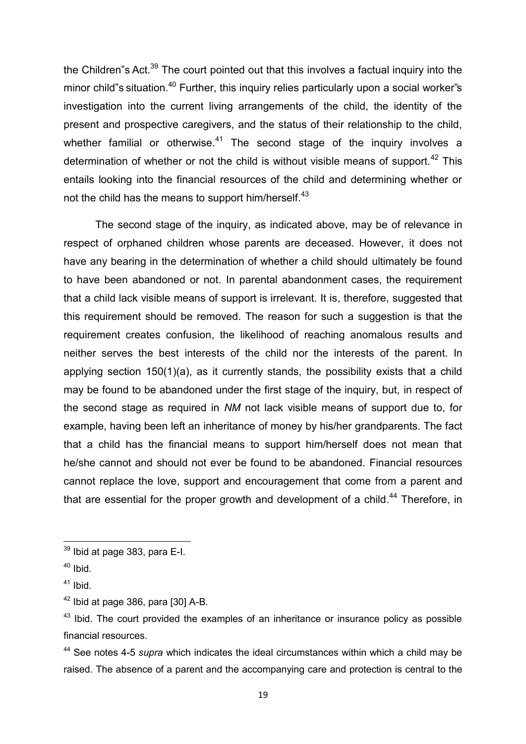the Children"s Act.[39] The court pointed out that this involves a factual inquiry into the minor child"s situation.[40] Further, this inquiry relies particularly upon a social worker"s investigation into the current living arrangements of the child, the identity of the present and prospective caregivers, and the status of their relationship to the child, whether familial or otherwise.[41] The second stage of the inquiry involves a determination of whether or not the child is without visible means of support.[42] This entails looking into the financial resources of the child and determining whether or not the child has the means to support him/herself.[43]

The second stage of the inquiry, as indicated above, may be of relevance in respect of orphaned children whose parents are deceased. However, it does not have any bearing in the determination of whether a child should ultimately be found to have been abandoned or not. In parental abandonment cases, the requirement that a child lack visible means of support is irrelevant. It is, therefore, suggested that this requirement should be removed. The reason for such a suggestion is that the requirement creates confusion, the likelihood of reaching anomalous results and neither serves the best interests of the child nor the interests of the parent. In applying section 150(1)(a), as it currently stands, the possibility exists that a child may be found to be abandoned under the first stage of the inquiry, but, in respect of the second stage as required in *NM* not lack visible means of support due to, for example, having been left an inheritance of money by his/her grandparents. The fact that a child has the financial means to support him/herself does not mean that he/she cannot and should not ever be found to be abandoned. Financial resources cannot replace the love, support and encouragement that come from a parent and that are essential for the proper growth and development of a child.[44] Therefore, in

---

[39] Ibid at page 383, para E-I.

[40] Ibid.

[41] Ibid.

[42] Ibid at page 386, para [30] A-B.

[43] Ibid. The court provided the examples of an inheritance or insurance policy as possible financial resources.

[44] See notes 4-5 *supra* which indicates the ideal circumstances within which a child may be raised. The absence of a parent and the accompanying care and protection is central to the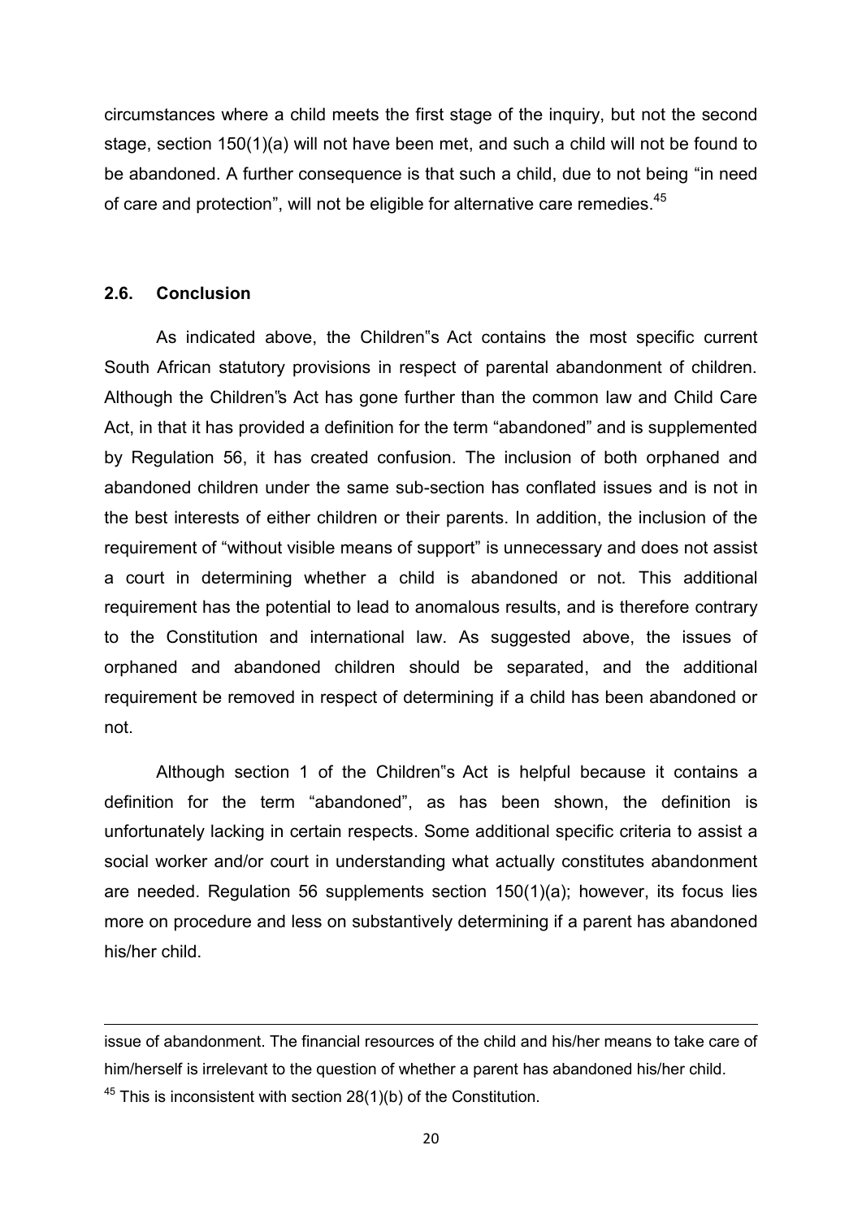circumstances where a child meets the first stage of the inquiry, but not the second stage, section 150(1)(a) will not have been met, and such a child will not be found to be abandoned. A further consequence is that such a child, due to not being "in need of care and protection", will not be eligible for alternative care remedies.[45]

## 2.6. Conclusion

As indicated above, the Children"s Act contains the most specific current South African statutory provisions in respect of parental abandonment of children. Although the Children"s Act has gone further than the common law and Child Care Act, in that it has provided a definition for the term "abandoned" and is supplemented by Regulation 56, it has created confusion. The inclusion of both orphaned and abandoned children under the same sub-section has conflated issues and is not in the best interests of either children or their parents. In addition, the inclusion of the requirement of "without visible means of support" is unnecessary and does not assist a court in determining whether a child is abandoned or not. This additional requirement has the potential to lead to anomalous results, and is therefore contrary to the Constitution and international law. As suggested above, the issues of orphaned and abandoned children should be separated, and the additional requirement be removed in respect of determining if a child has been abandoned or not.

Although section 1 of the Children"s Act is helpful because it contains a definition for the term "abandoned", as has been shown, the definition is unfortunately lacking in certain respects. Some additional specific criteria to assist a social worker and/or court in understanding what actually constitutes abandonment are needed. Regulation 56 supplements section 150(1)(a); however, its focus lies more on procedure and less on substantively determining if a parent has abandoned his/her child.

---

issue of abandonment. The financial resources of the child and his/her means to take care of him/herself is irrelevant to the question of whether a parent has abandoned his/her child.

[45] This is inconsistent with section 28(1)(b) of the Constitution.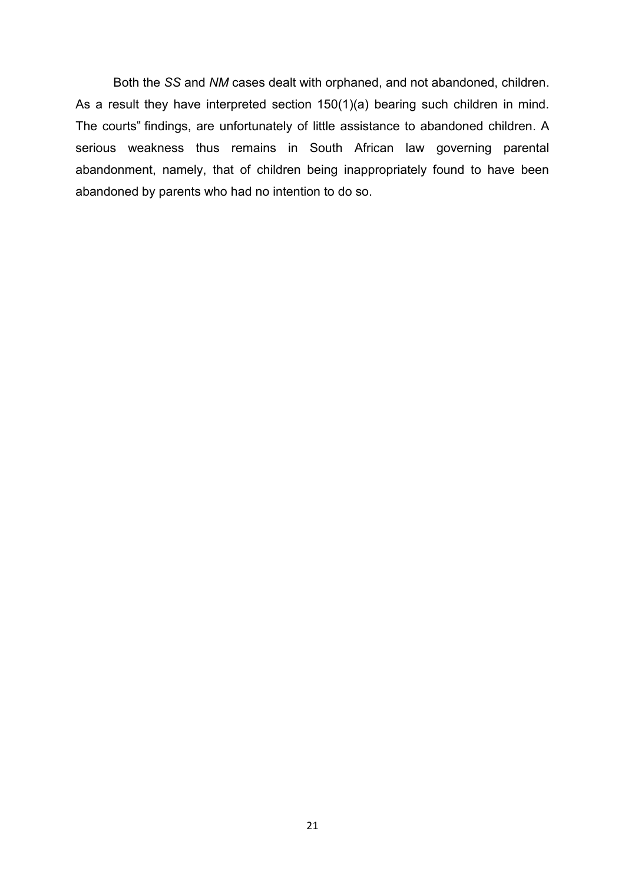Both the *SS* and *NM* cases dealt with orphaned, and not abandoned, children. As a result they have interpreted section 150(1)(a) bearing such children in mind. The courts" findings, are unfortunately of little assistance to abandoned children. A serious weakness thus remains in South African law governing parental abandonment, namely, that of children being inappropriately found to have been abandoned by parents who had no intention to do so.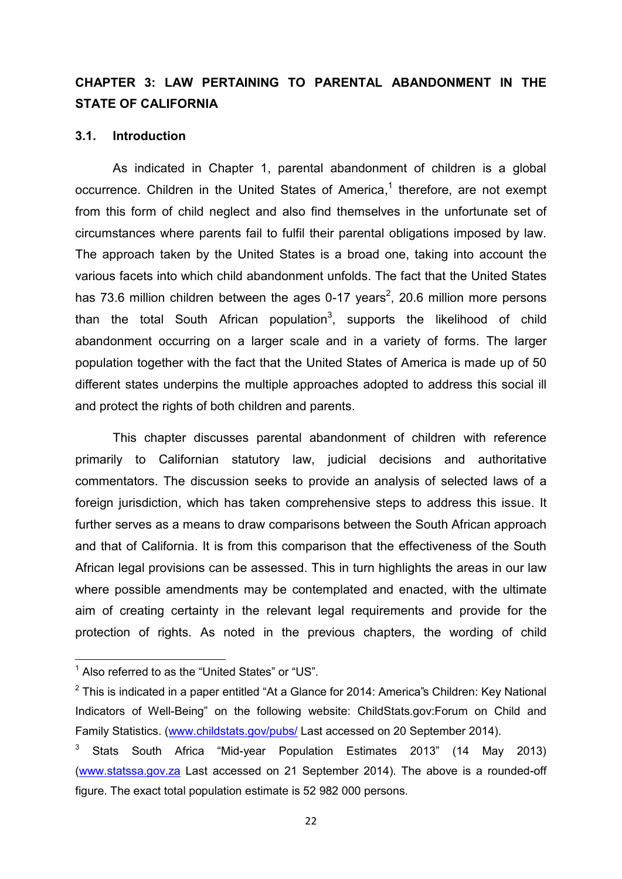## CHAPTER 3: LAW PERTAINING TO PARENTAL ABANDONMENT IN THE STATE OF CALIFORNIA

### 3.1. Introduction

As indicated in Chapter 1, parental abandonment of children is a global occurrence. Children in the United States of America,[1] therefore, are not exempt from this form of child neglect and also find themselves in the unfortunate set of circumstances where parents fail to fulfil their parental obligations imposed by law. The approach taken by the United States is a broad one, taking into account the various facets into which child abandonment unfolds. The fact that the United States has 73.6 million children between the ages 0-17 years[2], 20.6 million more persons than the total South African population[3], supports the likelihood of child abandonment occurring on a larger scale and in a variety of forms. The larger population together with the fact that the United States of America is made up of 50 different states underpins the multiple approaches adopted to address this social ill and protect the rights of both children and parents.

This chapter discusses parental abandonment of children with reference primarily to Californian statutory law, judicial decisions and authoritative commentators. The discussion seeks to provide an analysis of selected laws of a foreign jurisdiction, which has taken comprehensive steps to address this issue. It further serves as a means to draw comparisons between the South African approach and that of California. It is from this comparison that the effectiveness of the South African legal provisions can be assessed. This in turn highlights the areas in our law where possible amendments may be contemplated and enacted, with the ultimate aim of creating certainty in the relevant legal requirements and provide for the protection of rights. As noted in the previous chapters, the wording of child

---

[1] Also referred to as the "United States" or "US".

[2] This is indicated in a paper entitled "At a Glance for 2014: America"s Children: Key National Indicators of Well-Being" on the following website: ChildStats.gov:Forum on Child and Family Statistics. (www.childstats.gov/pubs/ Last accessed on 20 September 2014).

[3] Stats South Africa "Mid-year Population Estimates 2013" (14 May 2013) (www.statssa.gov.za Last accessed on 21 September 2014). The above is a rounded-off figure. The exact total population estimate is 52 982 000 persons.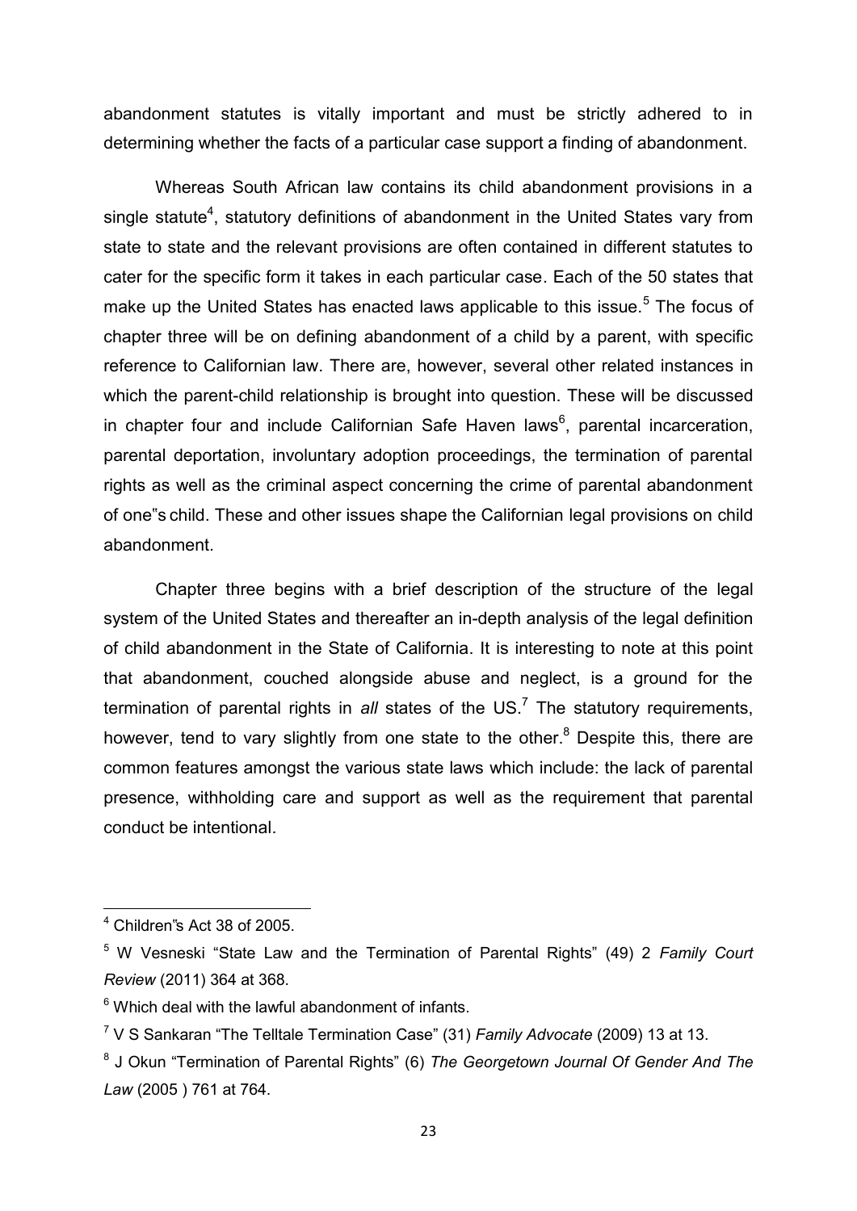abandonment statutes is vitally important and must be strictly adhered to in determining whether the facts of a particular case support a finding of abandonment.

Whereas South African law contains its child abandonment provisions in a single statute[4], statutory definitions of abandonment in the United States vary from state to state and the relevant provisions are often contained in different statutes to cater for the specific form it takes in each particular case. Each of the 50 states that make up the United States has enacted laws applicable to this issue.[5] The focus of chapter three will be on defining abandonment of a child by a parent, with specific reference to Californian law. There are, however, several other related instances in which the parent-child relationship is brought into question. These will be discussed in chapter four and include Californian Safe Haven laws[6], parental incarceration, parental deportation, involuntary adoption proceedings, the termination of parental rights as well as the criminal aspect concerning the crime of parental abandonment of one"s child. These and other issues shape the Californian legal provisions on child abandonment.

Chapter three begins with a brief description of the structure of the legal system of the United States and thereafter an in-depth analysis of the legal definition of child abandonment in the State of California. It is interesting to note at this point that abandonment, couched alongside abuse and neglect, is a ground for the termination of parental rights in *all* states of the US.[7] The statutory requirements, however, tend to vary slightly from one state to the other.[8] Despite this, there are common features amongst the various state laws which include: the lack of parental presence, withholding care and support as well as the requirement that parental conduct be intentional.

---

[4] Children"s Act 38 of 2005.

[5] W Vesneski "State Law and the Termination of Parental Rights" (49) 2 *Family Court Review* (2011) 364 at 368.

[6] Which deal with the lawful abandonment of infants.

[7] V S Sankaran "The Telltale Termination Case" (31) *Family Advocate* (2009) 13 at 13.

[8] J Okun "Termination of Parental Rights" (6) *The Georgetown Journal Of Gender And The Law* (2005 ) 761 at 764.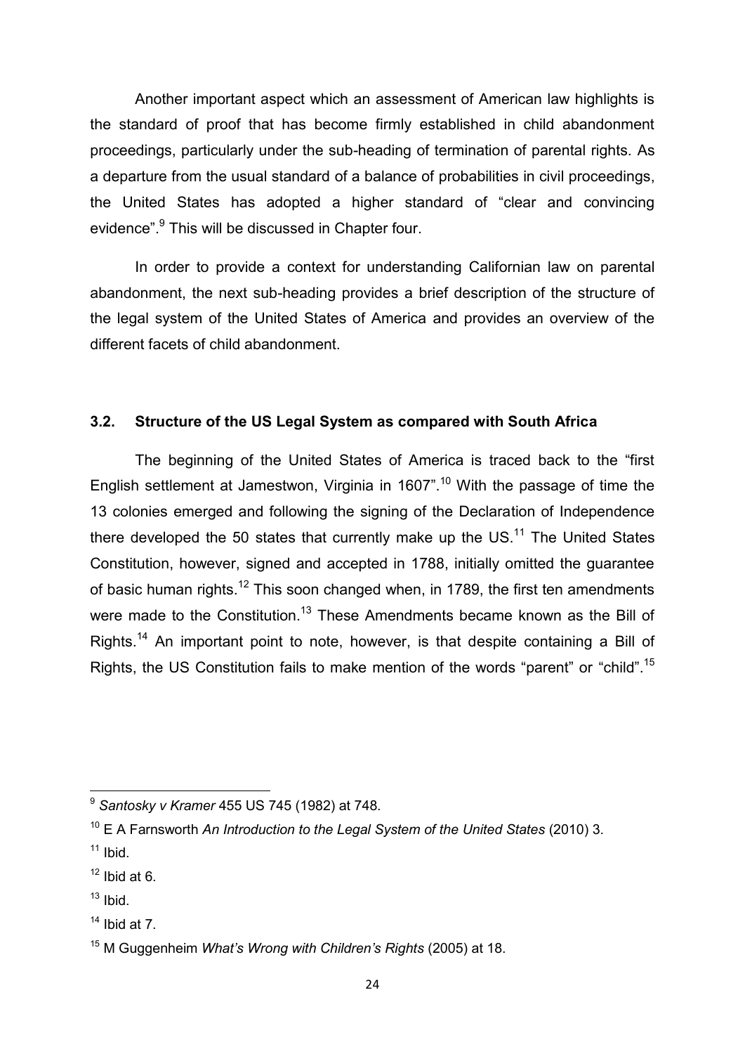Another important aspect which an assessment of American law highlights is the standard of proof that has become firmly established in child abandonment proceedings, particularly under the sub-heading of termination of parental rights. As a departure from the usual standard of a balance of probabilities in civil proceedings, the United States has adopted a higher standard of "clear and convincing evidence".[9] This will be discussed in Chapter four.

In order to provide a context for understanding Californian law on parental abandonment, the next sub-heading provides a brief description of the structure of the legal system of the United States of America and provides an overview of the different facets of child abandonment.

### 3.2. Structure of the US Legal System as compared with South Africa

The beginning of the United States of America is traced back to the "first English settlement at Jamestwon, Virginia in 1607".[10] With the passage of time the 13 colonies emerged and following the signing of the Declaration of Independence there developed the 50 states that currently make up the US.[11] The United States Constitution, however, signed and accepted in 1788, initially omitted the guarantee of basic human rights.[12] This soon changed when, in 1789, the first ten amendments were made to the Constitution.[13] These Amendments became known as the Bill of Rights.[14] An important point to note, however, is that despite containing a Bill of Rights, the US Constitution fails to make mention of the words "parent" or "child".[15]

---

[9] *Santosky v Kramer* 455 US 745 (1982) at 748.

[10] E A Farnsworth *An Introduction to the Legal System of the United States* (2010) 3.

[11] Ibid.

[12] Ibid at 6.

[13] Ibid.

[14] Ibid at 7.

[15] M Guggenheim *What's Wrong with Children's Rights* (2005) at 18.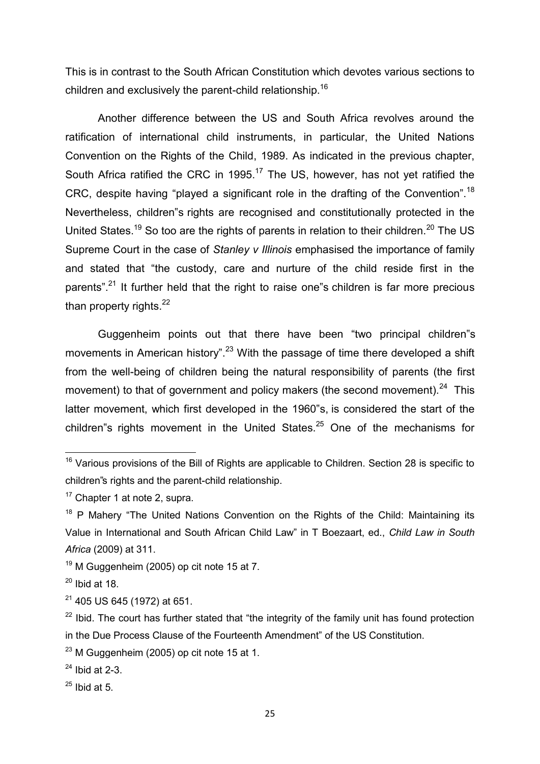This is in contrast to the South African Constitution which devotes various sections to children and exclusively the parent-child relationship.[16]

Another difference between the US and South Africa revolves around the ratification of international child instruments, in particular, the United Nations Convention on the Rights of the Child, 1989. As indicated in the previous chapter, South Africa ratified the CRC in 1995.[17] The US, however, has not yet ratified the CRC, despite having "played a significant role in the drafting of the Convention".[18] Nevertheless, children"s rights are recognised and constitutionally protected in the United States.[19] So too are the rights of parents in relation to their children.[20] The US Supreme Court in the case of *Stanley v Illinois* emphasised the importance of family and stated that "the custody, care and nurture of the child reside first in the parents".[21] It further held that the right to raise one"s children is far more precious than property rights.[22]

Guggenheim points out that there have been "two principal children"s movements in American history".[23] With the passage of time there developed a shift from the well-being of children being the natural responsibility of parents (the first movement) to that of government and policy makers (the second movement).[24] This latter movement, which first developed in the 1960"s, is considered the start of the children"s rights movement in the United States.[25] One of the mechanisms for

---

[16] Various provisions of the Bill of Rights are applicable to Children. Section 28 is specific to children"s rights and the parent-child relationship.

[17] Chapter 1 at note 2, supra.

[18] P Mahery "The United Nations Convention on the Rights of the Child: Maintaining its Value in International and South African Child Law" in T Boezaart, ed., *Child Law in South Africa* (2009) at 311.

[19] M Guggenheim (2005) op cit note 15 at 7.

[20] Ibid at 18.

[21] 405 US 645 (1972) at 651.

[22] Ibid. The court has further stated that "the integrity of the family unit has found protection in the Due Process Clause of the Fourteenth Amendment" of the US Constitution.

[23] M Guggenheim (2005) op cit note 15 at 1.

[24] Ibid at 2-3.

[25] Ibid at 5.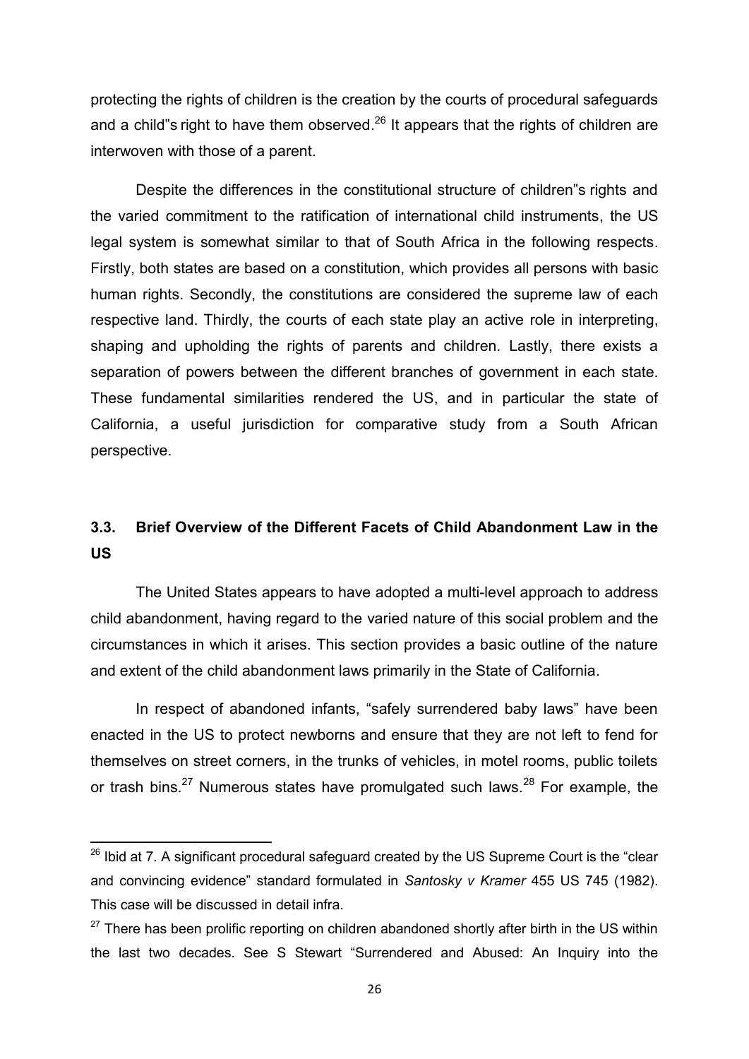protecting the rights of children is the creation by the courts of procedural safeguards and a child"s right to have them observed.[26] It appears that the rights of children are interwoven with those of a parent.

Despite the differences in the constitutional structure of children"s rights and the varied commitment to the ratification of international child instruments, the US legal system is somewhat similar to that of South Africa in the following respects. Firstly, both states are based on a constitution, which provides all persons with basic human rights. Secondly, the constitutions are considered the supreme law of each respective land. Thirdly, the courts of each state play an active role in interpreting, shaping and upholding the rights of parents and children. Lastly, there exists a separation of powers between the different branches of government in each state. These fundamental similarities rendered the US, and in particular the state of California, a useful jurisdiction for comparative study from a South African perspective.

## 3.3. Brief Overview of the Different Facets of Child Abandonment Law in the US

The United States appears to have adopted a multi-level approach to address child abandonment, having regard to the varied nature of this social problem and the circumstances in which it arises. This section provides a basic outline of the nature and extent of the child abandonment laws primarily in the State of California.

In respect of abandoned infants, "safely surrendered baby laws" have been enacted in the US to protect newborns and ensure that they are not left to fend for themselves on street corners, in the trunks of vehicles, in motel rooms, public toilets or trash bins.[27] Numerous states have promulgated such laws.[28] For example, the

---

[26] Ibid at 7. A significant procedural safeguard created by the US Supreme Court is the "clear and convincing evidence" standard formulated in *Santosky v Kramer* 455 US 745 (1982). This case will be discussed in detail infra.

[27] There has been prolific reporting on children abandoned shortly after birth in the US within the last two decades. See S Stewart "Surrendered and Abused: An Inquiry into the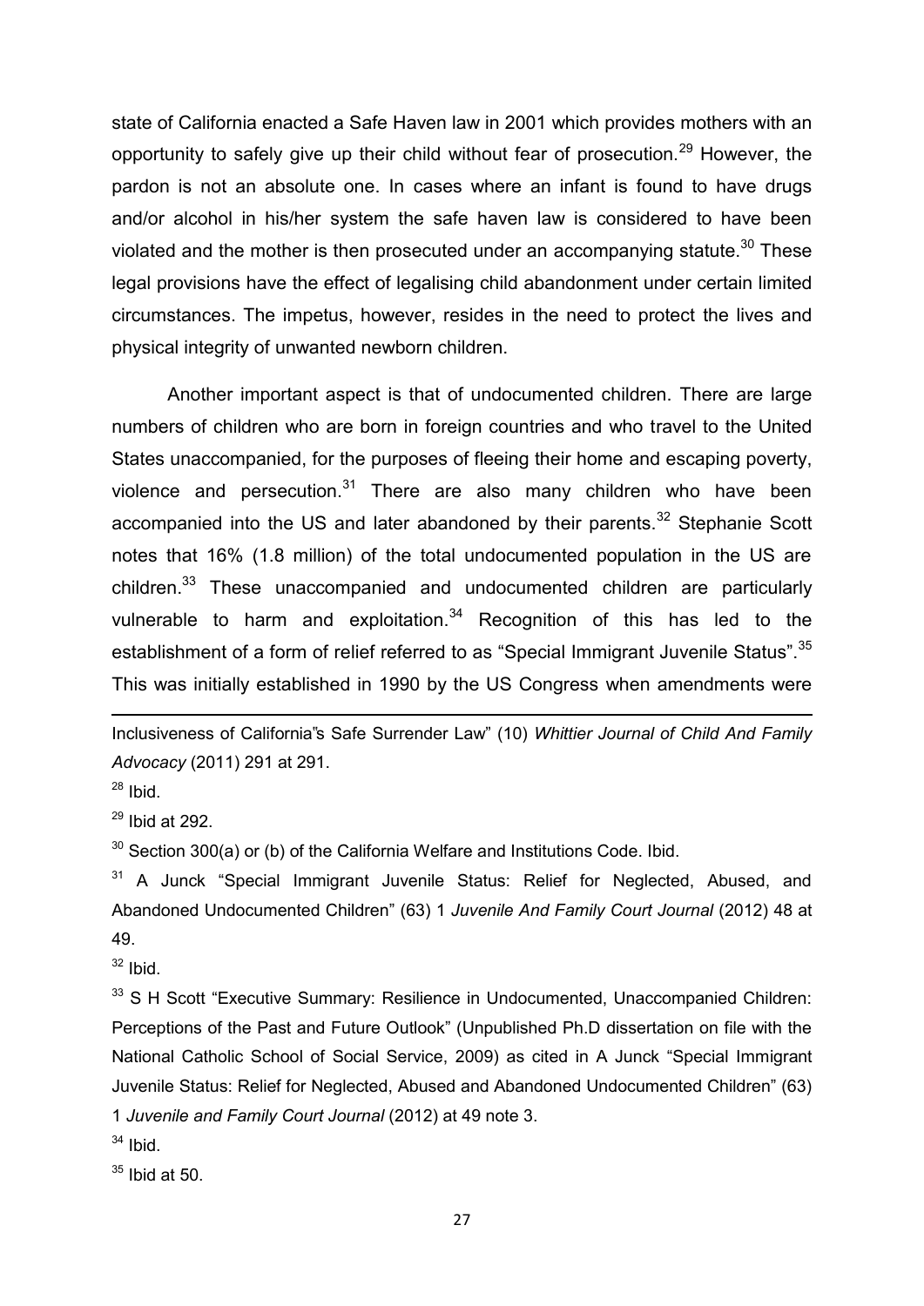state of California enacted a Safe Haven law in 2001 which provides mothers with an opportunity to safely give up their child without fear of prosecution.[29] However, the pardon is not an absolute one. In cases where an infant is found to have drugs and/or alcohol in his/her system the safe haven law is considered to have been violated and the mother is then prosecuted under an accompanying statute.[30] These legal provisions have the effect of legalising child abandonment under certain limited circumstances. The impetus, however, resides in the need to protect the lives and physical integrity of unwanted newborn children.

Another important aspect is that of undocumented children. There are large numbers of children who are born in foreign countries and who travel to the United States unaccompanied, for the purposes of fleeing their home and escaping poverty, violence and persecution.[31] There are also many children who have been accompanied into the US and later abandoned by their parents.[32] Stephanie Scott notes that 16% (1.8 million) of the total undocumented population in the US are children.[33] These unaccompanied and undocumented children are particularly vulnerable to harm and exploitation.[34] Recognition of this has led to the establishment of a form of relief referred to as "Special Immigrant Juvenile Status".[35] This was initially established in 1990 by the US Congress when amendments were

---

Inclusiveness of California"s Safe Surrender Law" (10) *Whittier Journal of Child And Family Advocacy* (2011) 291 at 291.

[28] Ibid.

[29] Ibid at 292.

[30] Section 300(a) or (b) of the California Welfare and Institutions Code. Ibid.

[31] A Junck "Special Immigrant Juvenile Status: Relief for Neglected, Abused, and Abandoned Undocumented Children" (63) 1 *Juvenile And Family Court Journal* (2012) 48 at 49.

[32] Ibid.

[33] S H Scott "Executive Summary: Resilience in Undocumented, Unaccompanied Children: Perceptions of the Past and Future Outlook" (Unpublished Ph.D dissertation on file with the National Catholic School of Social Service, 2009) as cited in A Junck "Special Immigrant Juvenile Status: Relief for Neglected, Abused and Abandoned Undocumented Children" (63) 1 *Juvenile and Family Court Journal* (2012) at 49 note 3.

[34] Ibid.

[35] Ibid at 50.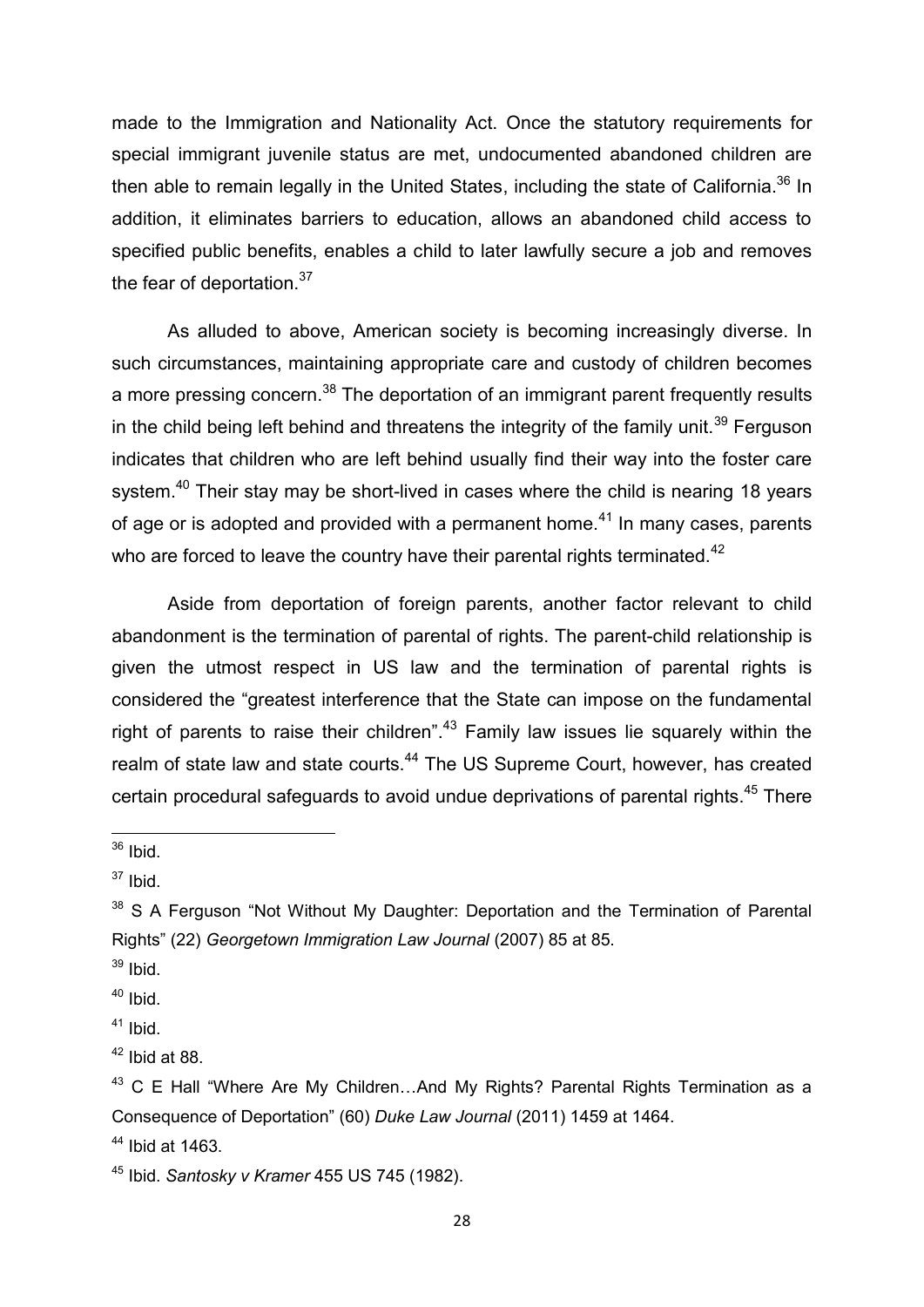made to the Immigration and Nationality Act. Once the statutory requirements for special immigrant juvenile status are met, undocumented abandoned children are then able to remain legally in the United States, including the state of California.[36] In addition, it eliminates barriers to education, allows an abandoned child access to specified public benefits, enables a child to later lawfully secure a job and removes the fear of deportation.[37]

As alluded to above, American society is becoming increasingly diverse. In such circumstances, maintaining appropriate care and custody of children becomes a more pressing concern.[38] The deportation of an immigrant parent frequently results in the child being left behind and threatens the integrity of the family unit.[39] Ferguson indicates that children who are left behind usually find their way into the foster care system.[40] Their stay may be short-lived in cases where the child is nearing 18 years of age or is adopted and provided with a permanent home.[41] In many cases, parents who are forced to leave the country have their parental rights terminated.[42]

Aside from deportation of foreign parents, another factor relevant to child abandonment is the termination of parental of rights. The parent-child relationship is given the utmost respect in US law and the termination of parental rights is considered the "greatest interference that the State can impose on the fundamental right of parents to raise their children".[43] Family law issues lie squarely within the realm of state law and state courts.[44] The US Supreme Court, however, has created certain procedural safeguards to avoid undue deprivations of parental rights.[45] There

---

[36] Ibid.

[37] Ibid.

[38] S A Ferguson "Not Without My Daughter: Deportation and the Termination of Parental Rights" (22) *Georgetown Immigration Law Journal* (2007) 85 at 85.

[39] Ibid.

[40] Ibid.

[41] Ibid.

[42] Ibid at 88.

[43] C E Hall "Where Are My Children…And My Rights? Parental Rights Termination as a Consequence of Deportation" (60) *Duke Law Journal* (2011) 1459 at 1464.

[44] Ibid at 1463.

[45] Ibid. *Santosky v Kramer* 455 US 745 (1982).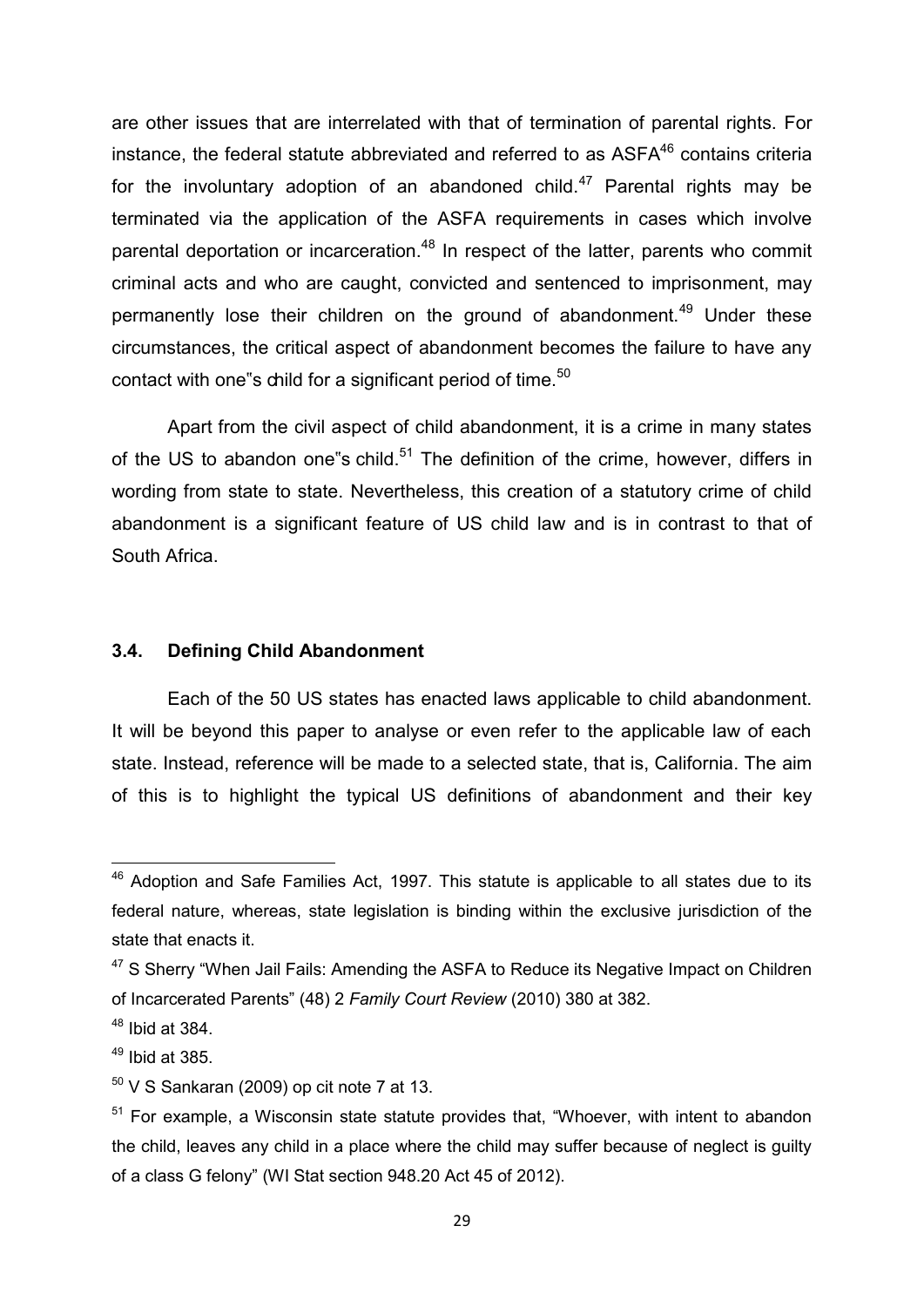are other issues that are interrelated with that of termination of parental rights. For instance, the federal statute abbreviated and referred to as ASFA[46] contains criteria for the involuntary adoption of an abandoned child.[47] Parental rights may be terminated via the application of the ASFA requirements in cases which involve parental deportation or incarceration.[48] In respect of the latter, parents who commit criminal acts and who are caught, convicted and sentenced to imprisonment, may permanently lose their children on the ground of abandonment.[49] Under these circumstances, the critical aspect of abandonment becomes the failure to have any contact with one"s child for a significant period of time.[50]

Apart from the civil aspect of child abandonment, it is a crime in many states of the US to abandon one"s child.[51] The definition of the crime, however, differs in wording from state to state. Nevertheless, this creation of a statutory crime of child abandonment is a significant feature of US child law and is in contrast to that of South Africa.

### 3.4. Defining Child Abandonment

Each of the 50 US states has enacted laws applicable to child abandonment. It will be beyond this paper to analyse or even refer to the applicable law of each state. Instead, reference will be made to a selected state, that is, California. The aim of this is to highlight the typical US definitions of abandonment and their key

---

[46] Adoption and Safe Families Act, 1997. This statute is applicable to all states due to its federal nature, whereas, state legislation is binding within the exclusive jurisdiction of the state that enacts it.

[47] S Sherry "When Jail Fails: Amending the ASFA to Reduce its Negative Impact on Children of Incarcerated Parents" (48) 2 *Family Court Review* (2010) 380 at 382.

[48] Ibid at 384.

[49] Ibid at 385.

[50] V S Sankaran (2009) op cit note 7 at 13.

[51] For example, a Wisconsin state statute provides that, "Whoever, with intent to abandon the child, leaves any child in a place where the child may suffer because of neglect is guilty of a class G felony" (WI Stat section 948.20 Act 45 of 2012).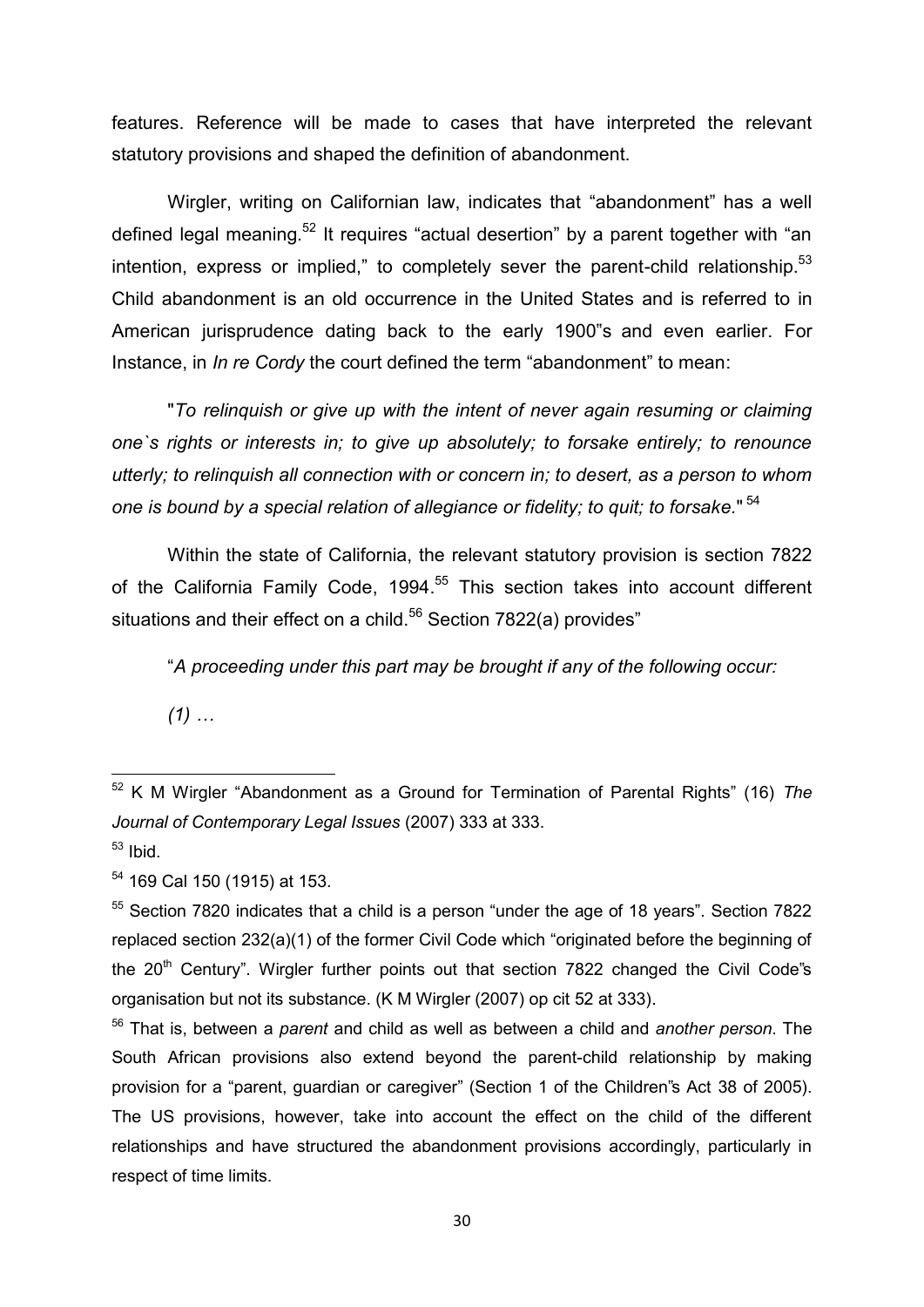features. Reference will be made to cases that have interpreted the relevant statutory provisions and shaped the definition of abandonment.

Wirgler, writing on Californian law, indicates that "abandonment" has a well defined legal meaning.[52] It requires "actual desertion" by a parent together with "an intention, express or implied," to completely sever the parent-child relationship.[53] Child abandonment is an old occurrence in the United States and is referred to in American jurisprudence dating back to the early 1900"s and even earlier. For Instance, in *In re Cordy* the court defined the term "abandonment" to mean:

"*To relinquish or give up with the intent of never again resuming or claiming one`s rights or interests in; to give up absolutely; to forsake entirely; to renounce utterly; to relinquish all connection with or concern in; to desert, as a person to whom one is bound by a special relation of allegiance or fidelity; to quit; to forsake.*" [54]

Within the state of California, the relevant statutory provision is section 7822 of the California Family Code, 1994.[55] This section takes into account different situations and their effect on a child.[56] Section 7822(a) provides"

"*A proceeding under this part may be brought if any of the following occur:*

*(1) …*

---

[52] K M Wirgler "Abandonment as a Ground for Termination of Parental Rights" (16) *The Journal of Contemporary Legal Issues* (2007) 333 at 333.

[53] Ibid.

[54] 169 Cal 150 (1915) at 153.

[55] Section 7820 indicates that a child is a person "under the age of 18 years". Section 7822 replaced section 232(a)(1) of the former Civil Code which "originated before the beginning of the 20th Century". Wirgler further points out that section 7822 changed the Civil Code"s organisation but not its substance. (K M Wirgler (2007) op cit 52 at 333).

[56] That is, between a *parent* and child as well as between a child and *another person*. The South African provisions also extend beyond the parent-child relationship by making provision for a "parent, guardian or caregiver" (Section 1 of the Children"s Act 38 of 2005). The US provisions, however, take into account the effect on the child of the different relationships and have structured the abandonment provisions accordingly, particularly in respect of time limits.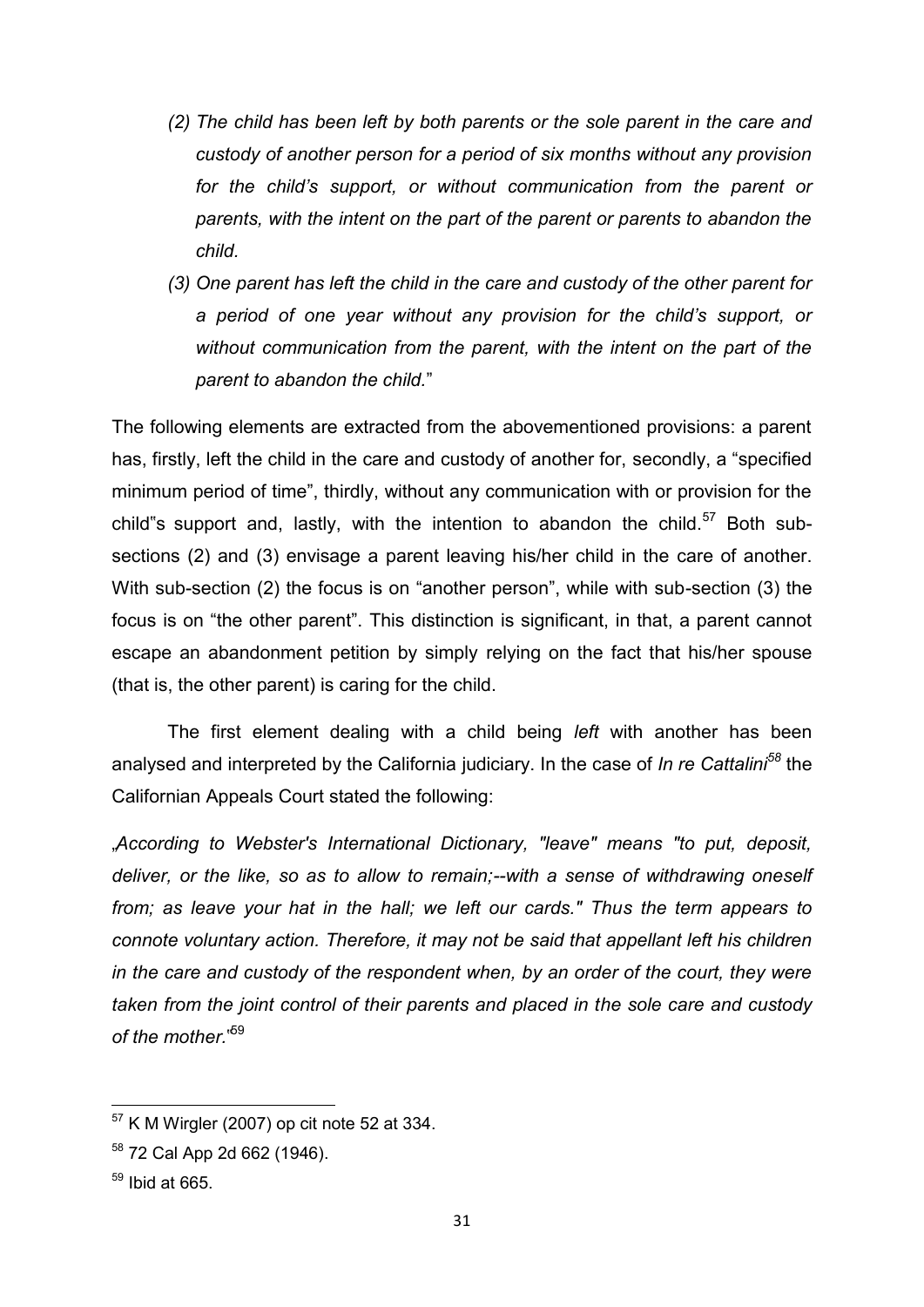- *(2) The child has been left by both parents or the sole parent in the care and custody of another person for a period of six months without any provision for the child's support, or without communication from the parent or parents, with the intent on the part of the parent or parents to abandon the child.*
- *(3) One parent has left the child in the care and custody of the other parent for a period of one year without any provision for the child's support, or without communication from the parent, with the intent on the part of the parent to abandon the child.*"

The following elements are extracted from the abovementioned provisions: a parent has, firstly, left the child in the care and custody of another for, secondly, a "specified minimum period of time", thirdly, without any communication with or provision for the child"s support and, lastly, with the intention to abandon the child.[57] Both sub-sections (2) and (3) envisage a parent leaving his/her child in the care of another. With sub-section (2) the focus is on "another person", while with sub-section (3) the focus is on "the other parent". This distinction is significant, in that, a parent cannot escape an abandonment petition by simply relying on the fact that his/her spouse (that is, the other parent) is caring for the child.

The first element dealing with a child being *left* with another has been analysed and interpreted by the California judiciary. In the case of *In re Cattalini*[58] the Californian Appeals Court stated the following:

„*According to Webster's International Dictionary, "leave" means "to put, deposit, deliver, or the like, so as to allow to remain;--with a sense of withdrawing oneself from; as leave your hat in the hall; we left our cards." Thus the term appears to connote voluntary action. Therefore, it may not be said that appellant left his children in the care and custody of the respondent when, by an order of the court, they were taken from the joint control of their parents and placed in the sole care and custody of the mother.*"[59]

---

[57] K M Wirgler (2007) op cit note 52 at 334.

[58] 72 Cal App 2d 662 (1946).

[59] Ibid at 665.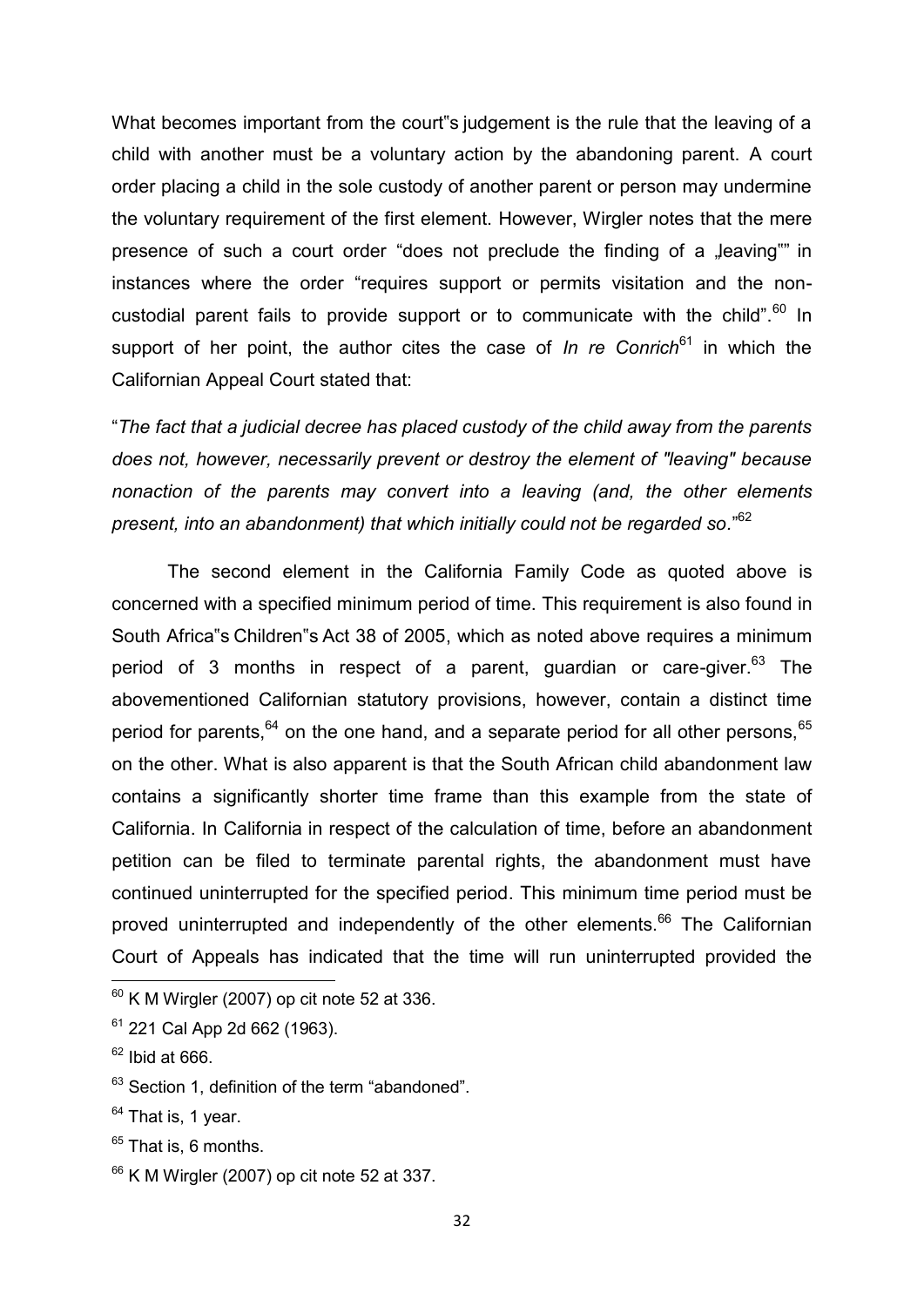What becomes important from the court"s judgement is the rule that the leaving of a child with another must be a voluntary action by the abandoning parent. A court order placing a child in the sole custody of another parent or person may undermine the voluntary requirement of the first element. However, Wirgler notes that the mere presence of such a court order "does not preclude the finding of a „leaving"" in instances where the order "requires support or permits visitation and the non-custodial parent fails to provide support or to communicate with the child".[60] In support of her point, the author cites the case of *In re Conrich*[61] in which the Californian Appeal Court stated that:

"*The fact that a judicial decree has placed custody of the child away from the parents does not, however, necessarily prevent or destroy the element of "leaving" because nonaction of the parents may convert into a leaving (and, the other elements present, into an abandonment) that which initially could not be regarded so*."[62]

The second element in the California Family Code as quoted above is concerned with a specified minimum period of time. This requirement is also found in South Africa"s Children"s Act 38 of 2005, which as noted above requires a minimum period of 3 months in respect of a parent, guardian or care-giver.[63] The abovementioned Californian statutory provisions, however, contain a distinct time period for parents,[64] on the one hand, and a separate period for all other persons,[65] on the other. What is also apparent is that the South African child abandonment law contains a significantly shorter time frame than this example from the state of California. In California in respect of the calculation of time, before an abandonment petition can be filed to terminate parental rights, the abandonment must have continued uninterrupted for the specified period. This minimum time period must be proved uninterrupted and independently of the other elements.[66] The Californian Court of Appeals has indicated that the time will run uninterrupted provided the

---

[60] K M Wirgler (2007) op cit note 52 at 336.

[61] 221 Cal App 2d 662 (1963).

[62] Ibid at 666.

[63] Section 1, definition of the term "abandoned".

[64] That is, 1 year.

[65] That is, 6 months.

[66] K M Wirgler (2007) op cit note 52 at 337.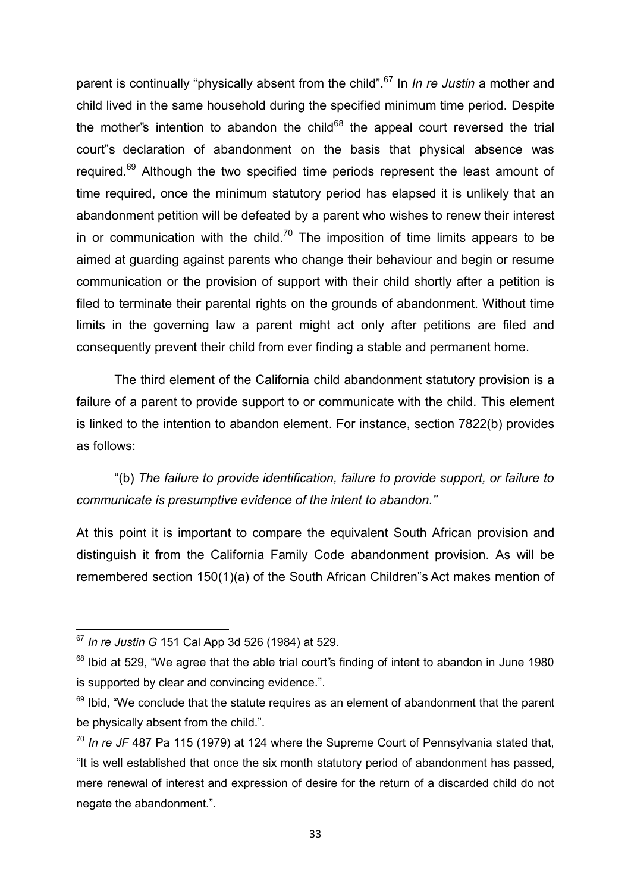parent is continually "physically absent from the child".[67] In *In re Justin* a mother and child lived in the same household during the specified minimum time period. Despite the mother"s intention to abandon the child[68] the appeal court reversed the trial court"s declaration of abandonment on the basis that physical absence was required.[69] Although the two specified time periods represent the least amount of time required, once the minimum statutory period has elapsed it is unlikely that an abandonment petition will be defeated by a parent who wishes to renew their interest in or communication with the child.[70] The imposition of time limits appears to be aimed at guarding against parents who change their behaviour and begin or resume communication or the provision of support with their child shortly after a petition is filed to terminate their parental rights on the grounds of abandonment. Without time limits in the governing law a parent might act only after petitions are filed and consequently prevent their child from ever finding a stable and permanent home.

The third element of the California child abandonment statutory provision is a failure of a parent to provide support to or communicate with the child. This element is linked to the intention to abandon element. For instance, section 7822(b) provides as follows:

"(b) *The failure to provide identification, failure to provide support, or failure to communicate is presumptive evidence of the intent to abandon."*

At this point it is important to compare the equivalent South African provision and distinguish it from the California Family Code abandonment provision. As will be remembered section 150(1)(a) of the South African Children"s Act makes mention of

---

[67] *In re Justin G* 151 Cal App 3d 526 (1984) at 529.

[68] Ibid at 529, "We agree that the able trial court"s finding of intent to abandon in June 1980 is supported by clear and convincing evidence.".

[69] Ibid, "We conclude that the statute requires as an element of abandonment that the parent be physically absent from the child.".

[70] *In re JF* 487 Pa 115 (1979) at 124 where the Supreme Court of Pennsylvania stated that, "It is well established that once the six month statutory period of abandonment has passed, mere renewal of interest and expression of desire for the return of a discarded child do not negate the abandonment.".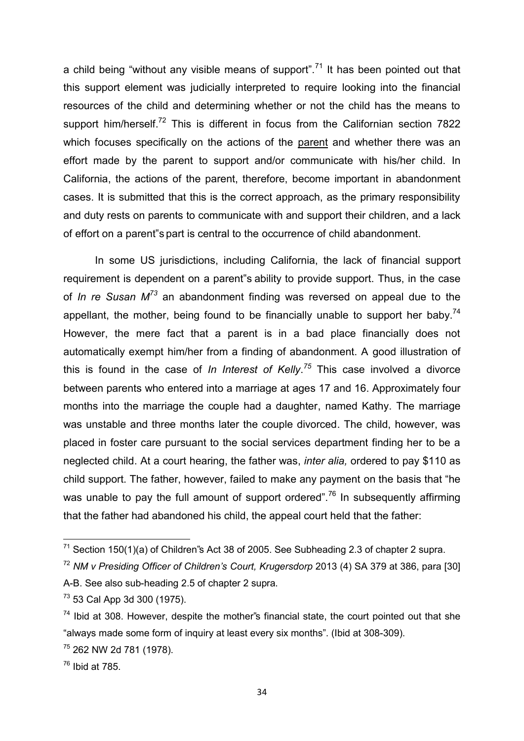a child being "without any visible means of support".[71] It has been pointed out that this support element was judicially interpreted to require looking into the financial resources of the child and determining whether or not the child has the means to support him/herself.[72] This is different in focus from the Californian section 7822 which focuses specifically on the actions of the parent and whether there was an effort made by the parent to support and/or communicate with his/her child. In California, the actions of the parent, therefore, become important in abandonment cases. It is submitted that this is the correct approach, as the primary responsibility and duty rests on parents to communicate with and support their children, and a lack of effort on a parent"s part is central to the occurrence of child abandonment.

In some US jurisdictions, including California, the lack of financial support requirement is dependent on a parent"s ability to provide support. Thus, in the case of *In re Susan M*[73] an abandonment finding was reversed on appeal due to the appellant, the mother, being found to be financially unable to support her baby.[74] However, the mere fact that a parent is in a bad place financially does not automatically exempt him/her from a finding of abandonment. A good illustration of this is found in the case of *In Interest of Kelly*.[75] This case involved a divorce between parents who entered into a marriage at ages 17 and 16. Approximately four months into the marriage the couple had a daughter, named Kathy. The marriage was unstable and three months later the couple divorced. The child, however, was placed in foster care pursuant to the social services department finding her to be a neglected child. At a court hearing, the father was, *inter alia,* ordered to pay $110 as child support. The father, however, failed to make any payment on the basis that "he was unable to pay the full amount of support ordered".[76] In subsequently affirming that the father had abandoned his child, the appeal court held that the father:

---

[71] Section 150(1)(a) of Children"s Act 38 of 2005. See Subheading 2.3 of chapter 2 supra.

[72] *NM v Presiding Officer of Children's Court, Krugersdorp* 2013 (4) SA 379 at 386, para [30] A-B. See also sub-heading 2.5 of chapter 2 supra.

[73] 53 Cal App 3d 300 (1975).

[74] Ibid at 308. However, despite the mother"s financial state, the court pointed out that she "always made some form of inquiry at least every six months". (Ibid at 308-309).

[75] 262 NW 2d 781 (1978).

[76] Ibid at 785.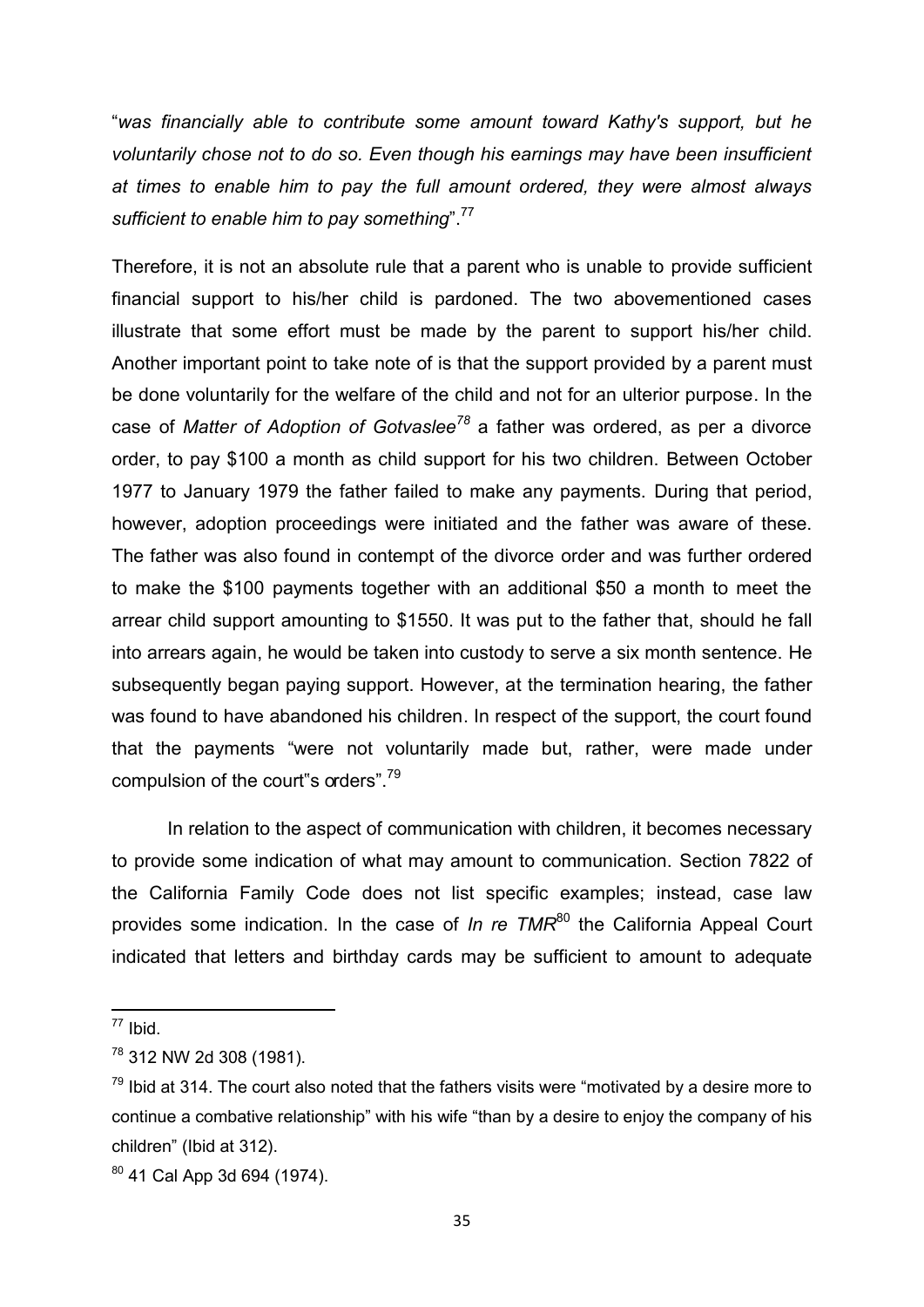"*was financially able to contribute some amount toward Kathy's support, but he voluntarily chose not to do so. Even though his earnings may have been insufficient at times to enable him to pay the full amount ordered, they were almost always sufficient to enable him to pay something*".[77]

Therefore, it is not an absolute rule that a parent who is unable to provide sufficient financial support to his/her child is pardoned. The two abovementioned cases illustrate that some effort must be made by the parent to support his/her child. Another important point to take note of is that the support provided by a parent must be done voluntarily for the welfare of the child and not for an ulterior purpose. In the case of *Matter of Adoption of Gotvaslee*[78] a father was ordered, as per a divorce order, to pay $100 a month as child support for his two children. Between October 1977 to January 1979 the father failed to make any payments. During that period, however, adoption proceedings were initiated and the father was aware of these. The father was also found in contempt of the divorce order and was further ordered to make the $100 payments together with an additional $50 a month to meet the arrear child support amounting to $1550. It was put to the father that, should he fall into arrears again, he would be taken into custody to serve a six month sentence. He subsequently began paying support. However, at the termination hearing, the father was found to have abandoned his children. In respect of the support, the court found that the payments "were not voluntarily made but, rather, were made under compulsion of the court"s orders".[79]

In relation to the aspect of communication with children, it becomes necessary to provide some indication of what may amount to communication. Section 7822 of the California Family Code does not list specific examples; instead, case law provides some indication. In the case of *In re TMR*[80] the California Appeal Court indicated that letters and birthday cards may be sufficient to amount to adequate

---

[77] Ibid.

[78] 312 NW 2d 308 (1981).

[79] Ibid at 314. The court also noted that the fathers visits were "motivated by a desire more to continue a combative relationship" with his wife "than by a desire to enjoy the company of his children" (Ibid at 312).

[80] 41 Cal App 3d 694 (1974).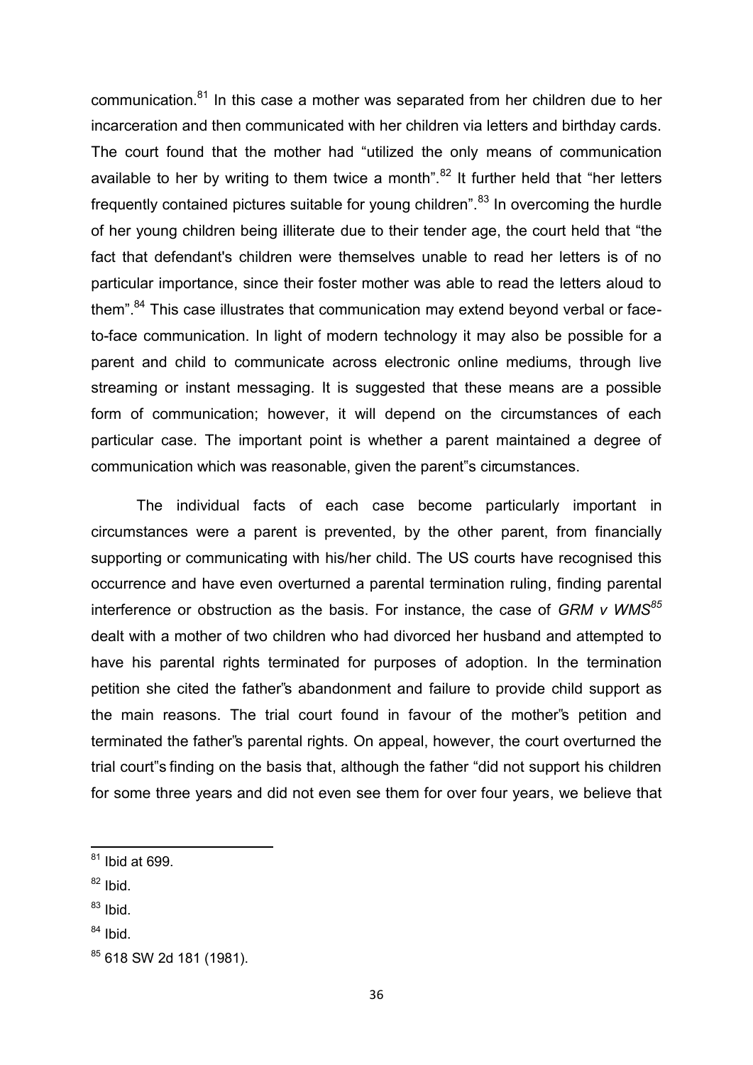communication.[81] In this case a mother was separated from her children due to her incarceration and then communicated with her children via letters and birthday cards. The court found that the mother had "utilized the only means of communication available to her by writing to them twice a month".[82] It further held that "her letters frequently contained pictures suitable for young children".[83] In overcoming the hurdle of her young children being illiterate due to their tender age, the court held that "the fact that defendant's children were themselves unable to read her letters is of no particular importance, since their foster mother was able to read the letters aloud to them".[84] This case illustrates that communication may extend beyond verbal or face-to-face communication. In light of modern technology it may also be possible for a parent and child to communicate across electronic online mediums, through live streaming or instant messaging. It is suggested that these means are a possible form of communication; however, it will depend on the circumstances of each particular case. The important point is whether a parent maintained a degree of communication which was reasonable, given the parent"s circumstances.

The individual facts of each case become particularly important in circumstances were a parent is prevented, by the other parent, from financially supporting or communicating with his/her child. The US courts have recognised this occurrence and have even overturned a parental termination ruling, finding parental interference or obstruction as the basis. For instance, the case of *GRM v WMS*[85] dealt with a mother of two children who had divorced her husband and attempted to have his parental rights terminated for purposes of adoption. In the termination petition she cited the father"s abandonment and failure to provide child support as the main reasons. The trial court found in favour of the mother"s petition and terminated the father"s parental rights. On appeal, however, the court overturned the trial court"s finding on the basis that, although the father "did not support his children for some three years and did not even see them for over four years, we believe that

[81] Ibid at 699.

[82] Ibid.

[83] Ibid.

[84] Ibid.

[85] 618 SW 2d 181 (1981).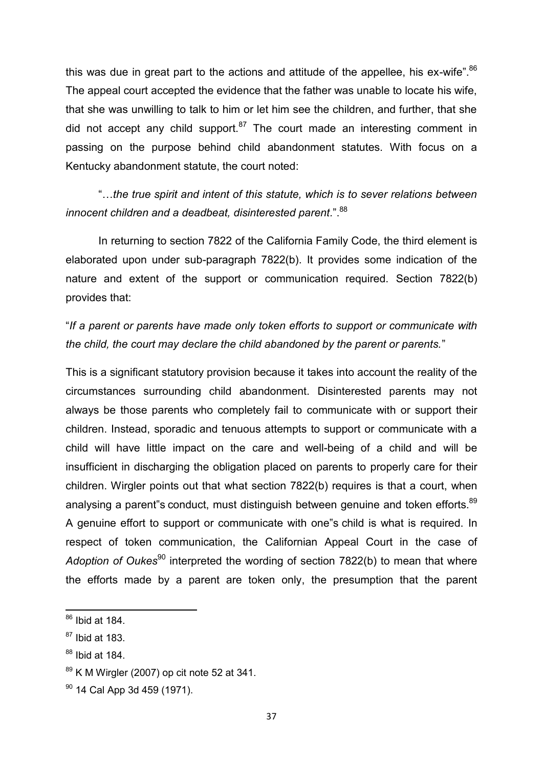this was due in great part to the actions and attitude of the appellee, his ex-wife".[86] The appeal court accepted the evidence that the father was unable to locate his wife, that she was unwilling to talk to him or let him see the children, and further, that she did not accept any child support.[87] The court made an interesting comment in passing on the purpose behind child abandonment statutes. With focus on a Kentucky abandonment statute, the court noted:

> "…*the true spirit and intent of this statute, which is to sever relations between innocent children and a deadbeat, disinterested parent*.".[88]

In returning to section 7822 of the California Family Code, the third element is elaborated upon under sub-paragraph 7822(b). It provides some indication of the nature and extent of the support or communication required. Section 7822(b) provides that:

"*If a parent or parents have made only token efforts to support or communicate with the child, the court may declare the child abandoned by the parent or parents.*"

This is a significant statutory provision because it takes into account the reality of the circumstances surrounding child abandonment. Disinterested parents may not always be those parents who completely fail to communicate with or support their children. Instead, sporadic and tenuous attempts to support or communicate with a child will have little impact on the care and well-being of a child and will be insufficient in discharging the obligation placed on parents to properly care for their children. Wirgler points out that what section 7822(b) requires is that a court, when analysing a parent"s conduct, must distinguish between genuine and token efforts.[89] A genuine effort to support or communicate with one"s child is what is required. In respect of token communication, the Californian Appeal Court in the case of *Adoption of Oukes*[90] interpreted the wording of section 7822(b) to mean that where the efforts made by a parent are token only, the presumption that the parent

---

[86] Ibid at 184.

[87] Ibid at 183.

[88] Ibid at 184.

[89] K M Wirgler (2007) op cit note 52 at 341.

[90] 14 Cal App 3d 459 (1971).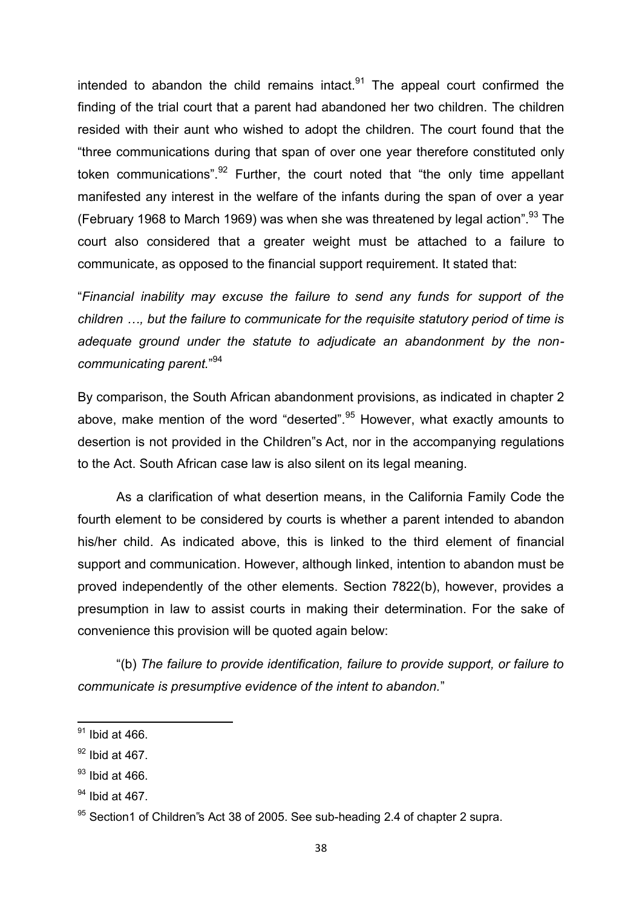intended to abandon the child remains intact.[91] The appeal court confirmed the finding of the trial court that a parent had abandoned her two children. The children resided with their aunt who wished to adopt the children. The court found that the "three communications during that span of over one year therefore constituted only token communications".[92] Further, the court noted that "the only time appellant manifested any interest in the welfare of the infants during the span of over a year (February 1968 to March 1969) was when she was threatened by legal action".[93] The court also considered that a greater weight must be attached to a failure to communicate, as opposed to the financial support requirement. It stated that:

"*Financial inability may excuse the failure to send any funds for support of the children …, but the failure to communicate for the requisite statutory period of time is adequate ground under the statute to adjudicate an abandonment by the non-communicating parent.*"[94]

By comparison, the South African abandonment provisions, as indicated in chapter 2 above, make mention of the word "deserted".[95] However, what exactly amounts to desertion is not provided in the Children"s Act, nor in the accompanying regulations to the Act. South African case law is also silent on its legal meaning.

As a clarification of what desertion means, in the California Family Code the fourth element to be considered by courts is whether a parent intended to abandon his/her child. As indicated above, this is linked to the third element of financial support and communication. However, although linked, intention to abandon must be proved independently of the other elements. Section 7822(b), however, provides a presumption in law to assist courts in making their determination. For the sake of convenience this provision will be quoted again below:

"(b) *The failure to provide identification, failure to provide support, or failure to communicate is presumptive evidence of the intent to abandon.*"

---

[91] Ibid at 466.

[92] Ibid at 467.

[93] Ibid at 466.

[94] Ibid at 467.

[95] Section1 of Children"s Act 38 of 2005. See sub-heading 2.4 of chapter 2 supra.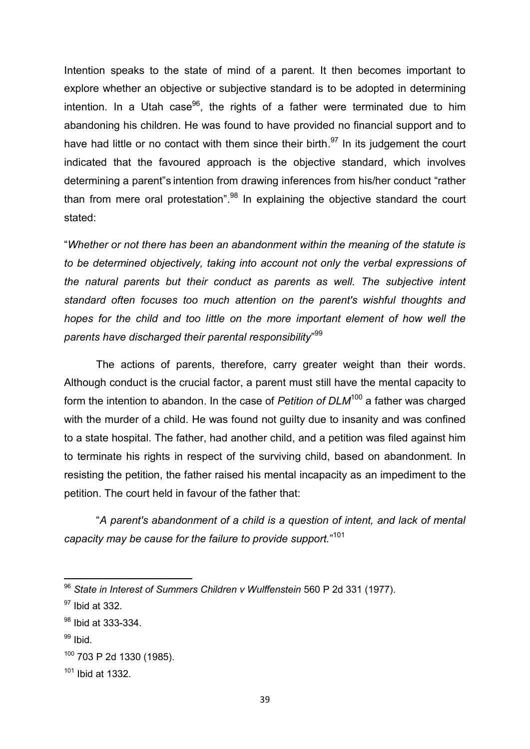Intention speaks to the state of mind of a parent. It then becomes important to explore whether an objective or subjective standard is to be adopted in determining intention. In a Utah case[96], the rights of a father were terminated due to him abandoning his children. He was found to have provided no financial support and to have had little or no contact with them since their birth.[97] In its judgement the court indicated that the favoured approach is the objective standard, which involves determining a parent"s intention from drawing inferences from his/her conduct "rather than from mere oral protestation".[98] In explaining the objective standard the court stated:

"*Whether or not there has been an abandonment within the meaning of the statute is to be determined objectively, taking into account not only the verbal expressions of the natural parents but their conduct as parents as well. The subjective intent standard often focuses too much attention on the parent's wishful thoughts and hopes for the child and too little on the more important element of how well the parents have discharged their parental responsibility*"[99]

The actions of parents, therefore, carry greater weight than their words. Although conduct is the crucial factor, a parent must still have the mental capacity to form the intention to abandon. In the case of *Petition of DLM*[100] a father was charged with the murder of a child. He was found not guilty due to insanity and was confined to a state hospital. The father, had another child, and a petition was filed against him to terminate his rights in respect of the surviving child, based on abandonment. In resisting the petition, the father raised his mental incapacity as an impediment to the petition. The court held in favour of the father that:

"*A parent's abandonment of a child is a question of intent, and lack of mental capacity may be cause for the failure to provide support.*"[101]

---

[96] *State in Interest of Summers Children v Wulffenstein* 560 P 2d 331 (1977).

[97] Ibid at 332.

[98] Ibid at 333-334.

[99] Ibid.

[100] 703 P 2d 1330 (1985).

[101] Ibid at 1332.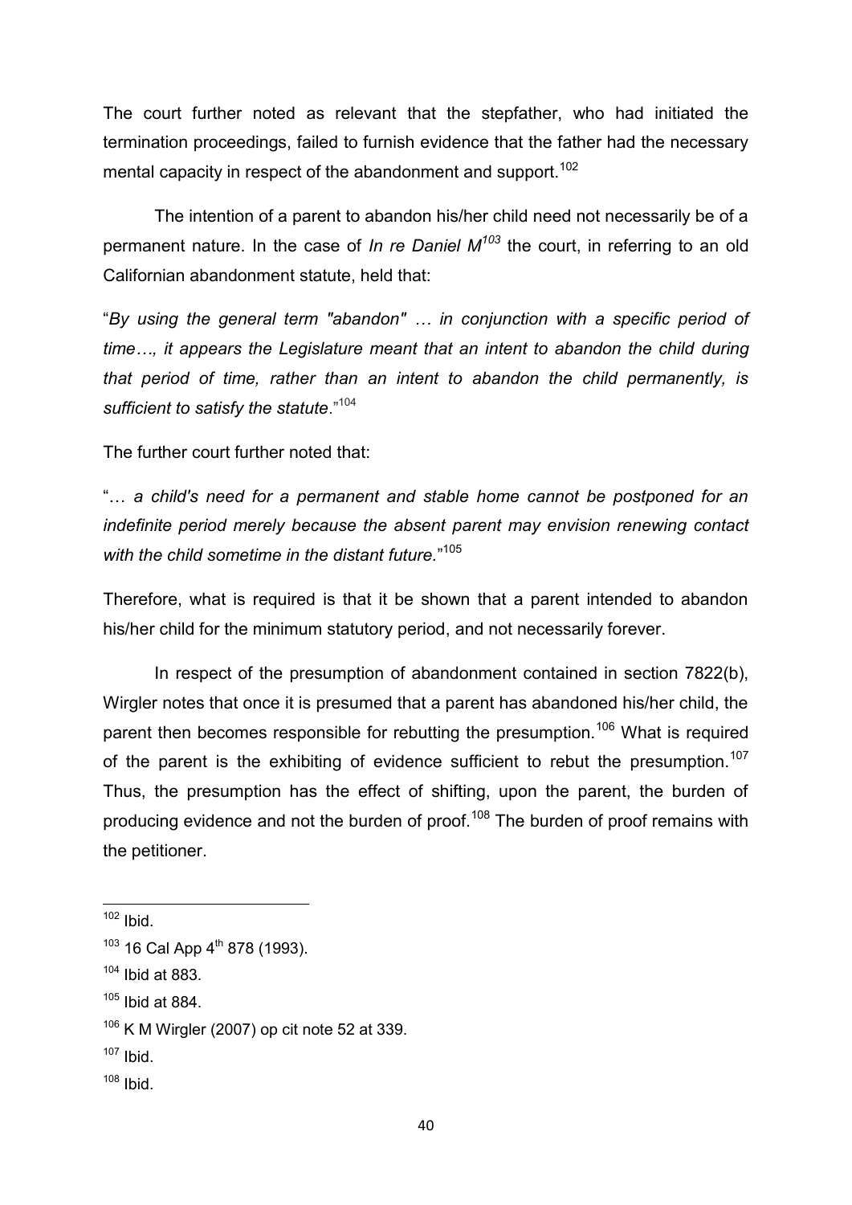The court further noted as relevant that the stepfather, who had initiated the termination proceedings, failed to furnish evidence that the father had the necessary mental capacity in respect of the abandonment and support.[102]

The intention of a parent to abandon his/her child need not necessarily be of a permanent nature. In the case of *In re Daniel M*[103] the court, in referring to an old Californian abandonment statute, held that:

"*By using the general term "abandon" … in conjunction with a specific period of time…, it appears the Legislature meant that an intent to abandon the child during that period of time, rather than an intent to abandon the child permanently, is sufficient to satisfy the statute*."[104]

The further court further noted that:

"… *a child's need for a permanent and stable home cannot be postponed for an indefinite period merely because the absent parent may envision renewing contact with the child sometime in the distant future.*"[105]

Therefore, what is required is that it be shown that a parent intended to abandon his/her child for the minimum statutory period, and not necessarily forever.

In respect of the presumption of abandonment contained in section 7822(b), Wirgler notes that once it is presumed that a parent has abandoned his/her child, the parent then becomes responsible for rebutting the presumption.[106] What is required of the parent is the exhibiting of evidence sufficient to rebut the presumption.[107] Thus, the presumption has the effect of shifting, upon the parent, the burden of producing evidence and not the burden of proof.[108] The burden of proof remains with the petitioner.

---

[102] Ibid.

[103] 16 Cal App 4th 878 (1993).

[104] Ibid at 883.

[105] Ibid at 884.

[106] K M Wirgler (2007) op cit note 52 at 339.

[107] Ibid.

[108] Ibid.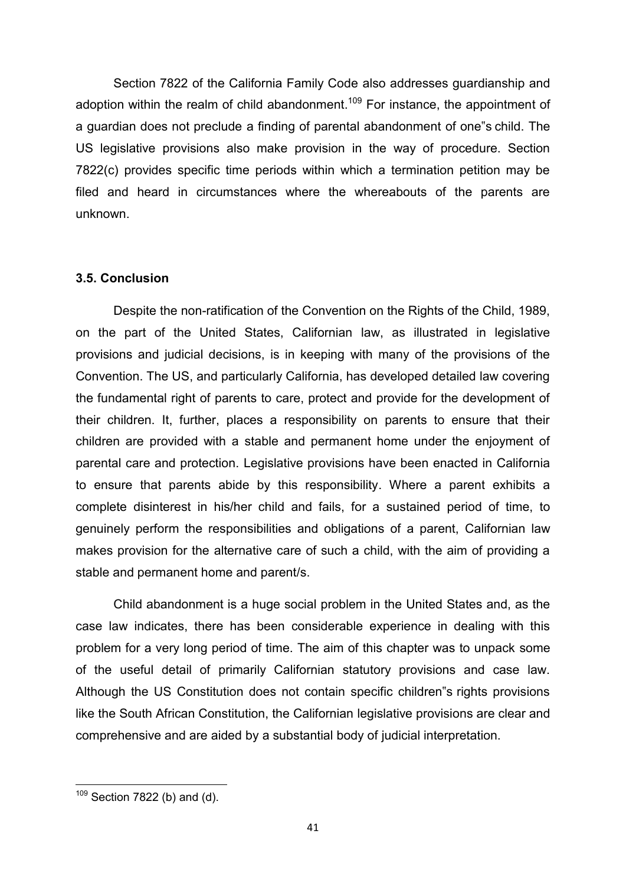Section 7822 of the California Family Code also addresses guardianship and adoption within the realm of child abandonment.[109] For instance, the appointment of a guardian does not preclude a finding of parental abandonment of one"s child. The US legislative provisions also make provision in the way of procedure. Section 7822(c) provides specific time periods within which a termination petition may be filed and heard in circumstances where the whereabouts of the parents are unknown.

### 3.5. Conclusion

Despite the non-ratification of the Convention on the Rights of the Child, 1989, on the part of the United States, Californian law, as illustrated in legislative provisions and judicial decisions, is in keeping with many of the provisions of the Convention. The US, and particularly California, has developed detailed law covering the fundamental right of parents to care, protect and provide for the development of their children. It, further, places a responsibility on parents to ensure that their children are provided with a stable and permanent home under the enjoyment of parental care and protection. Legislative provisions have been enacted in California to ensure that parents abide by this responsibility. Where a parent exhibits a complete disinterest in his/her child and fails, for a sustained period of time, to genuinely perform the responsibilities and obligations of a parent, Californian law makes provision for the alternative care of such a child, with the aim of providing a stable and permanent home and parent/s.

Child abandonment is a huge social problem in the United States and, as the case law indicates, there has been considerable experience in dealing with this problem for a very long period of time. The aim of this chapter was to unpack some of the useful detail of primarily Californian statutory provisions and case law. Although the US Constitution does not contain specific children"s rights provisions like the South African Constitution, the Californian legislative provisions are clear and comprehensive and are aided by a substantial body of judicial interpretation.

---

[109] Section 7822 (b) and (d).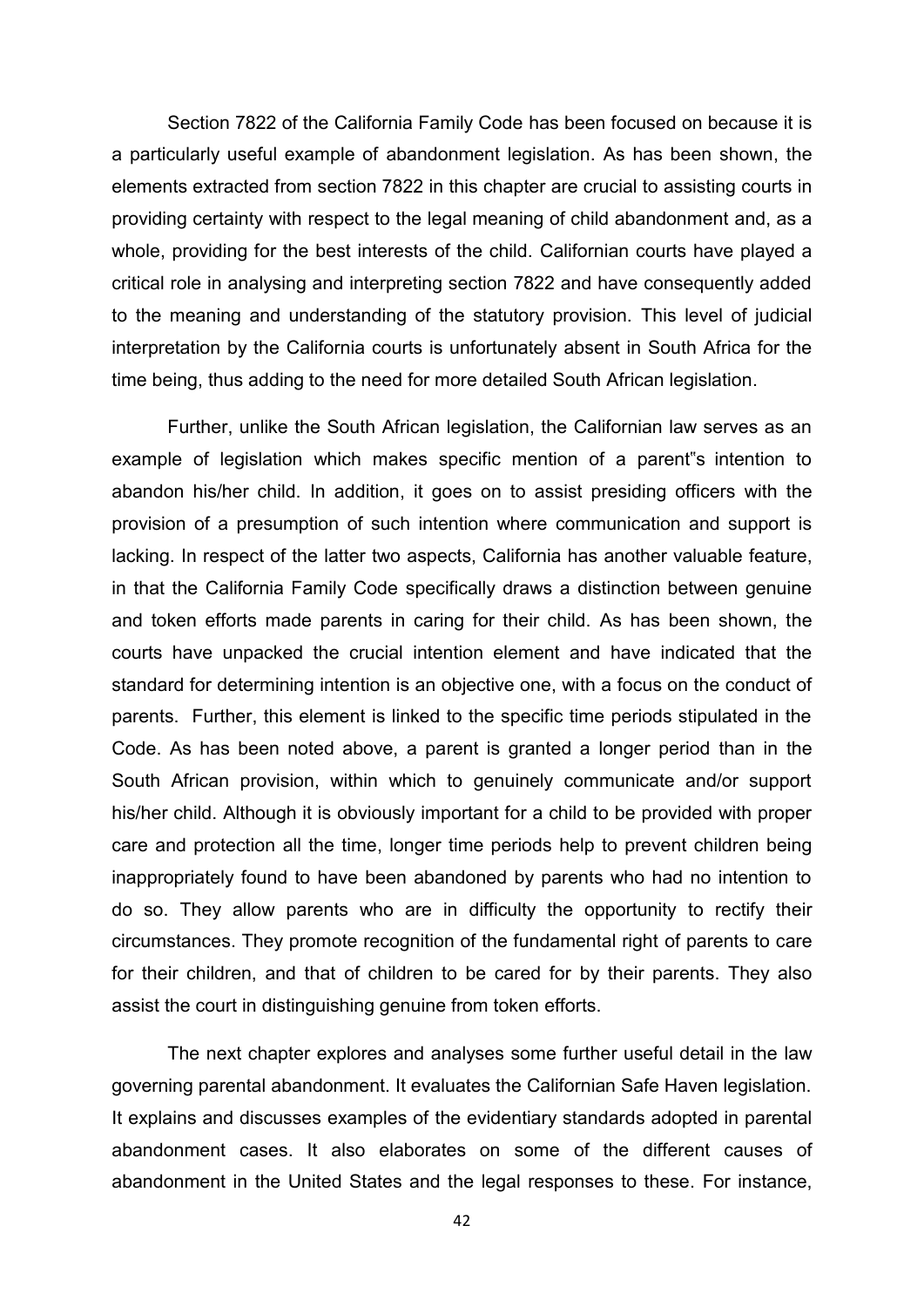Section 7822 of the California Family Code has been focused on because it is a particularly useful example of abandonment legislation. As has been shown, the elements extracted from section 7822 in this chapter are crucial to assisting courts in providing certainty with respect to the legal meaning of child abandonment and, as a whole, providing for the best interests of the child. Californian courts have played a critical role in analysing and interpreting section 7822 and have consequently added to the meaning and understanding of the statutory provision. This level of judicial interpretation by the California courts is unfortunately absent in South Africa for the time being, thus adding to the need for more detailed South African legislation.

Further, unlike the South African legislation, the Californian law serves as an example of legislation which makes specific mention of a parent"s intention to abandon his/her child. In addition, it goes on to assist presiding officers with the provision of a presumption of such intention where communication and support is lacking. In respect of the latter two aspects, California has another valuable feature, in that the California Family Code specifically draws a distinction between genuine and token efforts made parents in caring for their child. As has been shown, the courts have unpacked the crucial intention element and have indicated that the standard for determining intention is an objective one, with a focus on the conduct of parents. Further, this element is linked to the specific time periods stipulated in the Code. As has been noted above, a parent is granted a longer period than in the South African provision, within which to genuinely communicate and/or support his/her child. Although it is obviously important for a child to be provided with proper care and protection all the time, longer time periods help to prevent children being inappropriately found to have been abandoned by parents who had no intention to do so. They allow parents who are in difficulty the opportunity to rectify their circumstances. They promote recognition of the fundamental right of parents to care for their children, and that of children to be cared for by their parents. They also assist the court in distinguishing genuine from token efforts.

The next chapter explores and analyses some further useful detail in the law governing parental abandonment. It evaluates the Californian Safe Haven legislation. It explains and discusses examples of the evidentiary standards adopted in parental abandonment cases. It also elaborates on some of the different causes of abandonment in the United States and the legal responses to these. For instance,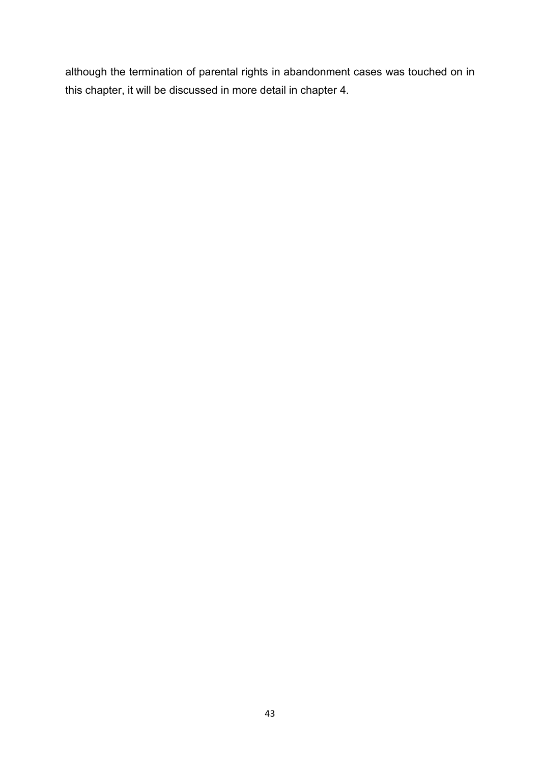although the termination of parental rights in abandonment cases was touched on in this chapter, it will be discussed in more detail in chapter 4.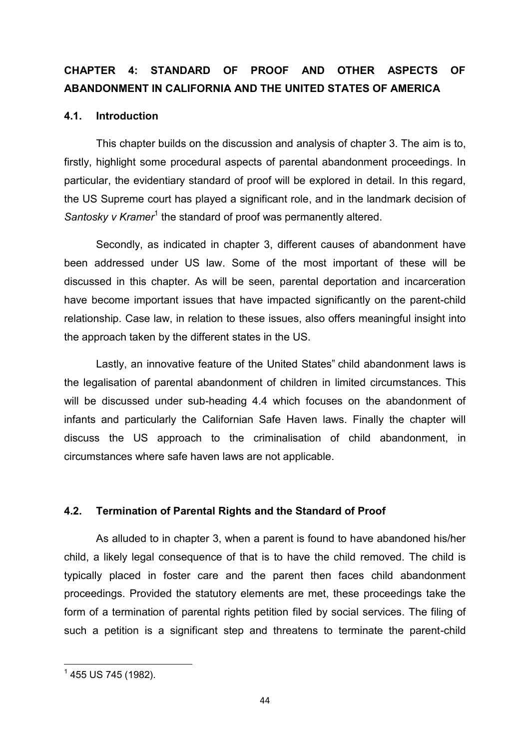# CHAPTER 4: STANDARD OF PROOF AND OTHER ASPECTS OF ABANDONMENT IN CALIFORNIA AND THE UNITED STATES OF AMERICA

## 4.1. Introduction

This chapter builds on the discussion and analysis of chapter 3. The aim is to, firstly, highlight some procedural aspects of parental abandonment proceedings. In particular, the evidentiary standard of proof will be explored in detail. In this regard, the US Supreme court has played a significant role, and in the landmark decision of *Santosky v Kramer*[1] the standard of proof was permanently altered.

Secondly, as indicated in chapter 3, different causes of abandonment have been addressed under US law. Some of the most important of these will be discussed in this chapter. As will be seen, parental deportation and incarceration have become important issues that have impacted significantly on the parent-child relationship. Case law, in relation to these issues, also offers meaningful insight into the approach taken by the different states in the US.

Lastly, an innovative feature of the United States" child abandonment laws is the legalisation of parental abandonment of children in limited circumstances. This will be discussed under sub-heading 4.4 which focuses on the abandonment of infants and particularly the Californian Safe Haven laws. Finally the chapter will discuss the US approach to the criminalisation of child abandonment, in circumstances where safe haven laws are not applicable.

## 4.2. Termination of Parental Rights and the Standard of Proof

As alluded to in chapter 3, when a parent is found to have abandoned his/her child, a likely legal consequence of that is to have the child removed. The child is typically placed in foster care and the parent then faces child abandonment proceedings. Provided the statutory elements are met, these proceedings take the form of a termination of parental rights petition filed by social services. The filing of such a petition is a significant step and threatens to terminate the parent-child

[1] 455 US 745 (1982).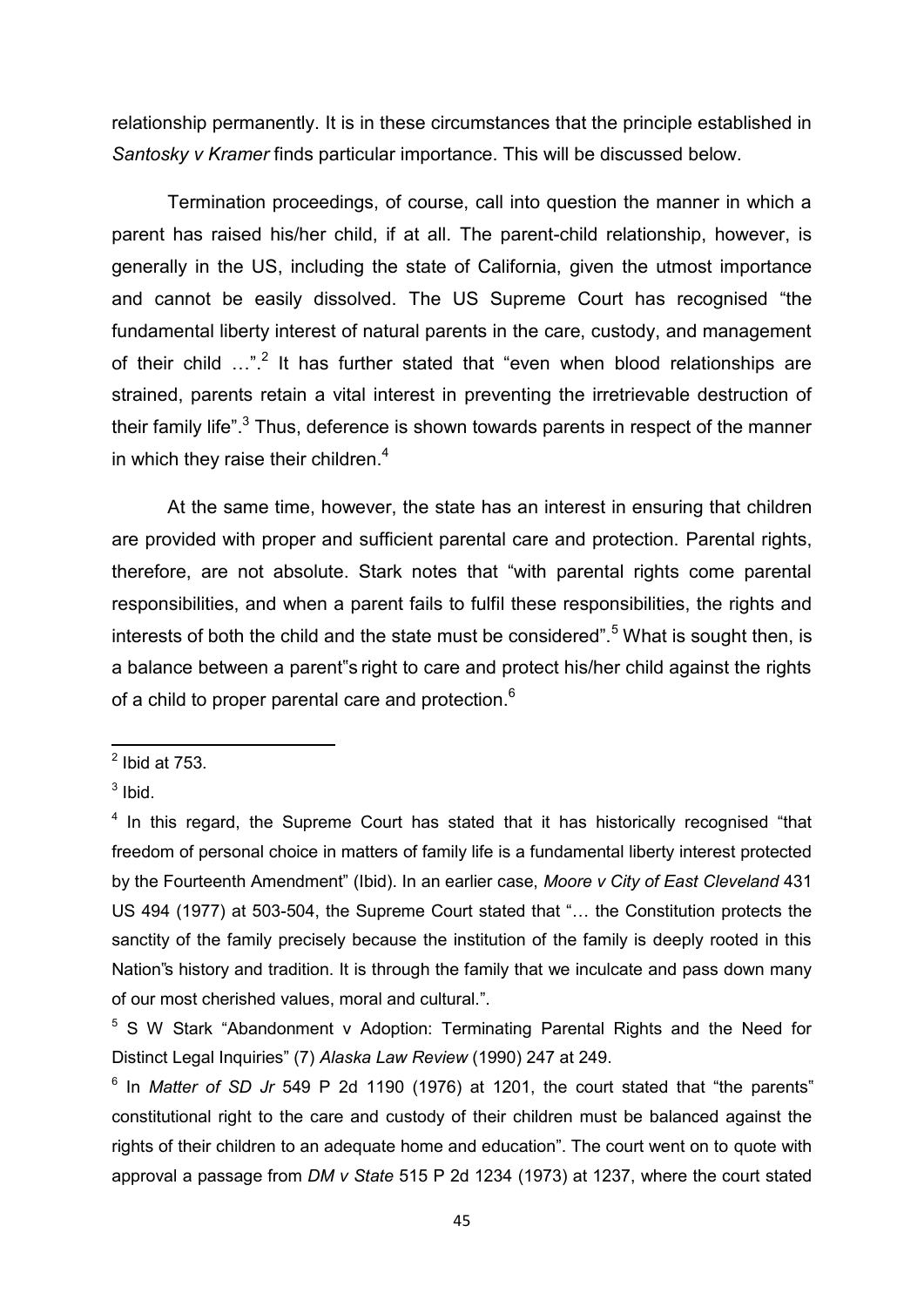relationship permanently. It is in these circumstances that the principle established in *Santosky v Kramer* finds particular importance. This will be discussed below.

Termination proceedings, of course, call into question the manner in which a parent has raised his/her child, if at all. The parent-child relationship, however, is generally in the US, including the state of California, given the utmost importance and cannot be easily dissolved. The US Supreme Court has recognised "the fundamental liberty interest of natural parents in the care, custody, and management of their child …".[2] It has further stated that "even when blood relationships are strained, parents retain a vital interest in preventing the irretrievable destruction of their family life".[3] Thus, deference is shown towards parents in respect of the manner in which they raise their children.[4]

At the same time, however, the state has an interest in ensuring that children are provided with proper and sufficient parental care and protection. Parental rights, therefore, are not absolute. Stark notes that "with parental rights come parental responsibilities, and when a parent fails to fulfil these responsibilities, the rights and interests of both the child and the state must be considered".[5] What is sought then, is a balance between a parent"s right to care and protect his/her child against the rights of a child to proper parental care and protection.[6]

---

[2] Ibid at 753.

[3] Ibid.

[4] In this regard, the Supreme Court has stated that it has historically recognised "that freedom of personal choice in matters of family life is a fundamental liberty interest protected by the Fourteenth Amendment" (Ibid). In an earlier case, *Moore v City of East Cleveland* 431 US 494 (1977) at 503-504, the Supreme Court stated that "… the Constitution protects the sanctity of the family precisely because the institution of the family is deeply rooted in this Nation"s history and tradition. It is through the family that we inculcate and pass down many of our most cherished values, moral and cultural.".

[5] S W Stark "Abandonment v Adoption: Terminating Parental Rights and the Need for Distinct Legal Inquiries" (7) *Alaska Law Review* (1990) 247 at 249.

[6] In *Matter of SD Jr* 549 P 2d 1190 (1976) at 1201, the court stated that "the parents" constitutional right to the care and custody of their children must be balanced against the rights of their children to an adequate home and education". The court went on to quote with approval a passage from *DM v State* 515 P 2d 1234 (1973) at 1237, where the court stated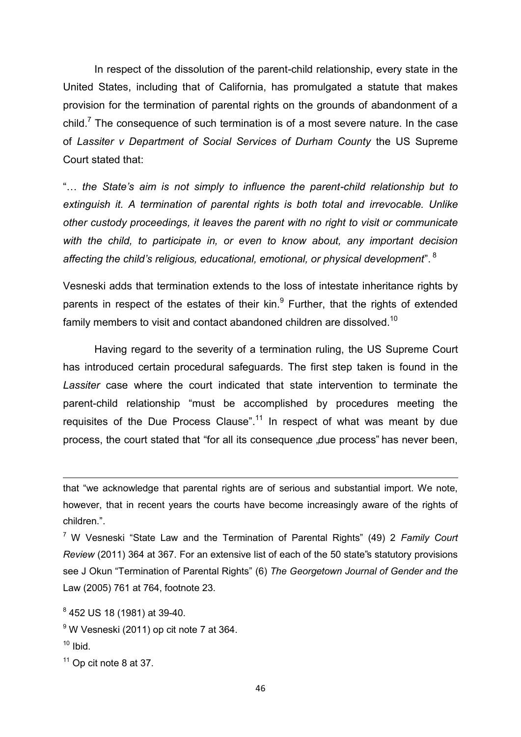In respect of the dissolution of the parent-child relationship, every state in the United States, including that of California, has promulgated a statute that makes provision for the termination of parental rights on the grounds of abandonment of a child.[7] The consequence of such termination is of a most severe nature. In the case of *Lassiter v Department of Social Services of Durham County* the US Supreme Court stated that:

"*… the State's aim is not simply to influence the parent-child relationship but to extinguish it. A termination of parental rights is both total and irrevocable. Unlike other custody proceedings, it leaves the parent with no right to visit or communicate with the child, to participate in, or even to know about, any important decision affecting the child's religious, educational, emotional, or physical development*".[8]

Vesneski adds that termination extends to the loss of intestate inheritance rights by parents in respect of the estates of their kin.[9] Further, that the rights of extended family members to visit and contact abandoned children are dissolved.[10]

Having regard to the severity of a termination ruling, the US Supreme Court has introduced certain procedural safeguards. The first step taken is found in the *Lassiter* case where the court indicated that state intervention to terminate the parent-child relationship "must be accomplished by procedures meeting the requisites of the Due Process Clause".[11] In respect of what was meant by due process, the court stated that "for all its consequence „due process" has never been,

---

that "we acknowledge that parental rights are of serious and substantial import. We note, however, that in recent years the courts have become increasingly aware of the rights of children.".

[7] W Vesneski "State Law and the Termination of Parental Rights" (49) 2 *Family Court Review* (2011) 364 at 367. For an extensive list of each of the 50 state"s statutory provisions see J Okun "Termination of Parental Rights" (6) *The Georgetown Journal of Gender and the* Law (2005) 761 at 764, footnote 23.

[8] 452 US 18 (1981) at 39-40.

[9] W Vesneski (2011) op cit note 7 at 364.

[10] Ibid.

[11] Op cit note 8 at 37.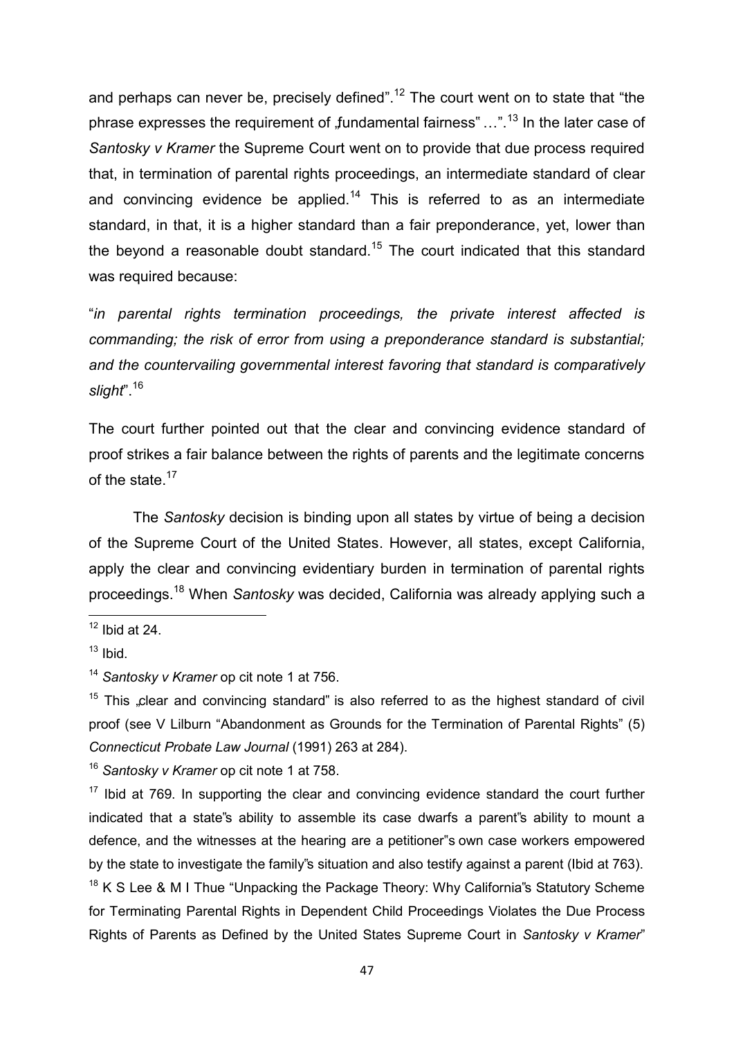and perhaps can never be, precisely defined".[12] The court went on to state that "the phrase expresses the requirement of „fundamental fairness" …".[13] In the later case of *Santosky v Kramer* the Supreme Court went on to provide that due process required that, in termination of parental rights proceedings, an intermediate standard of clear and convincing evidence be applied.[14] This is referred to as an intermediate standard, in that, it is a higher standard than a fair preponderance, yet, lower than the beyond a reasonable doubt standard.[15] The court indicated that this standard was required because:

"*in parental rights termination proceedings, the private interest affected is commanding; the risk of error from using a preponderance standard is substantial; and the countervailing governmental interest favoring that standard is comparatively slight*".[16]

The court further pointed out that the clear and convincing evidence standard of proof strikes a fair balance between the rights of parents and the legitimate concerns of the state.[17]

The *Santosky* decision is binding upon all states by virtue of being a decision of the Supreme Court of the United States. However, all states, except California, apply the clear and convincing evidentiary burden in termination of parental rights proceedings.[18] When *Santosky* was decided, California was already applying such a

---

[12] Ibid at 24.

[13] Ibid.

[14] *Santosky v Kramer* op cit note 1 at 756.

[15] This „clear and convincing standard" is also referred to as the highest standard of civil proof (see V Lilburn "Abandonment as Grounds for the Termination of Parental Rights" (5) *Connecticut Probate Law Journal* (1991) 263 at 284).

[16] *Santosky v Kramer* op cit note 1 at 758.

[17] Ibid at 769. In supporting the clear and convincing evidence standard the court further indicated that a state"s ability to assemble its case dwarfs a parent"s ability to mount a defence, and the witnesses at the hearing are a petitioner"s own case workers empowered by the state to investigate the family"s situation and also testify against a parent (Ibid at 763).

[18] K S Lee & M I Thue "Unpacking the Package Theory: Why California"s Statutory Scheme for Terminating Parental Rights in Dependent Child Proceedings Violates the Due Process Rights of Parents as Defined by the United States Supreme Court in *Santosky v Kramer*"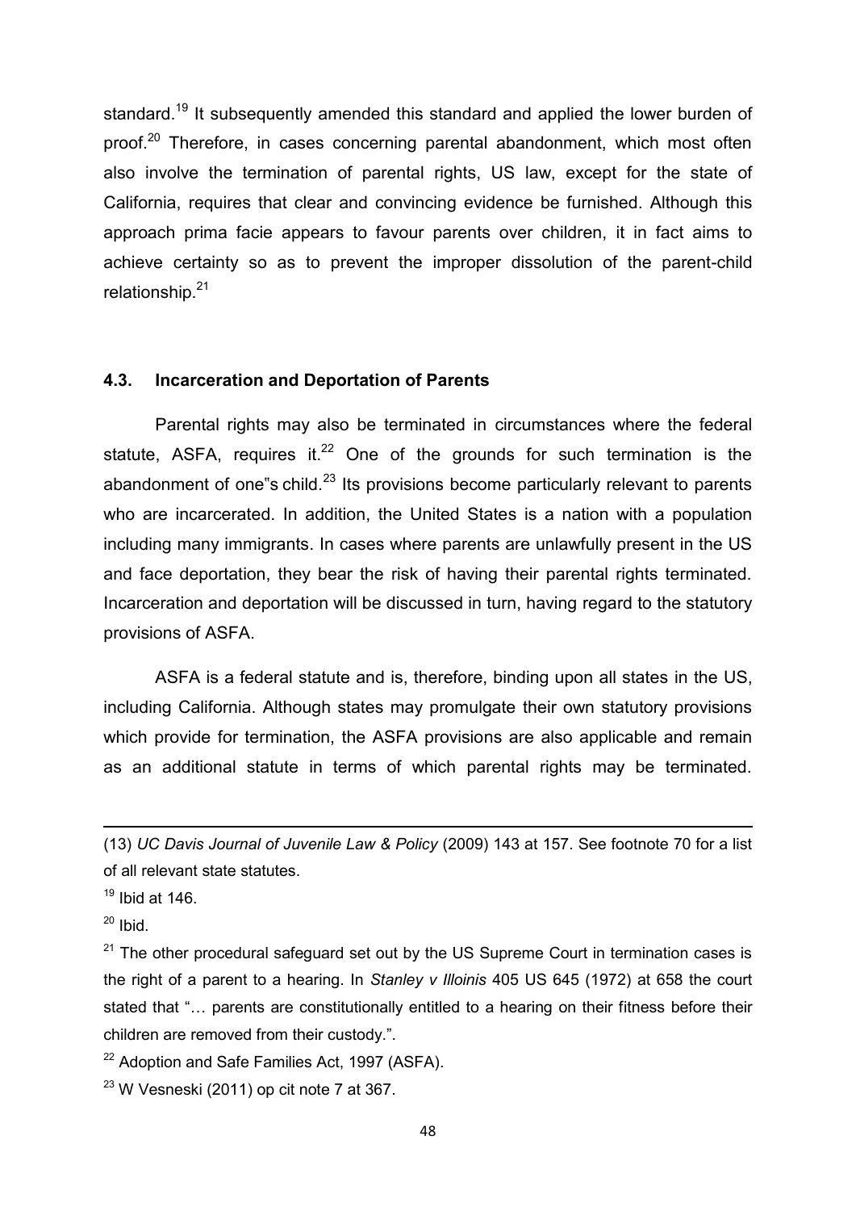standard.[19] It subsequently amended this standard and applied the lower burden of proof.[20] Therefore, in cases concerning parental abandonment, which most often also involve the termination of parental rights, US law, except for the state of California, requires that clear and convincing evidence be furnished. Although this approach prima facie appears to favour parents over children, it in fact aims to achieve certainty so as to prevent the improper dissolution of the parent-child relationship.[21]

### 4.3. Incarceration and Deportation of Parents

Parental rights may also be terminated in circumstances where the federal statute, ASFA, requires it.[22] One of the grounds for such termination is the abandonment of one"s child.[23] Its provisions become particularly relevant to parents who are incarcerated. In addition, the United States is a nation with a population including many immigrants. In cases where parents are unlawfully present in the US and face deportation, they bear the risk of having their parental rights terminated. Incarceration and deportation will be discussed in turn, having regard to the statutory provisions of ASFA.

ASFA is a federal statute and is, therefore, binding upon all states in the US, including California. Although states may promulgate their own statutory provisions which provide for termination, the ASFA provisions are also applicable and remain as an additional statute in terms of which parental rights may be terminated.

---

(13) *UC Davis Journal of Juvenile Law & Policy* (2009) 143 at 157. See footnote 70 for a list of all relevant state statutes.

[19] Ibid at 146.

[20] Ibid.

[21] The other procedural safeguard set out by the US Supreme Court in termination cases is the right of a parent to a hearing. In *Stanley v Illoinis* 405 US 645 (1972) at 658 the court stated that "… parents are constitutionally entitled to a hearing on their fitness before their children are removed from their custody.".

[22] Adoption and Safe Families Act, 1997 (ASFA).

[23] W Vesneski (2011) op cit note 7 at 367.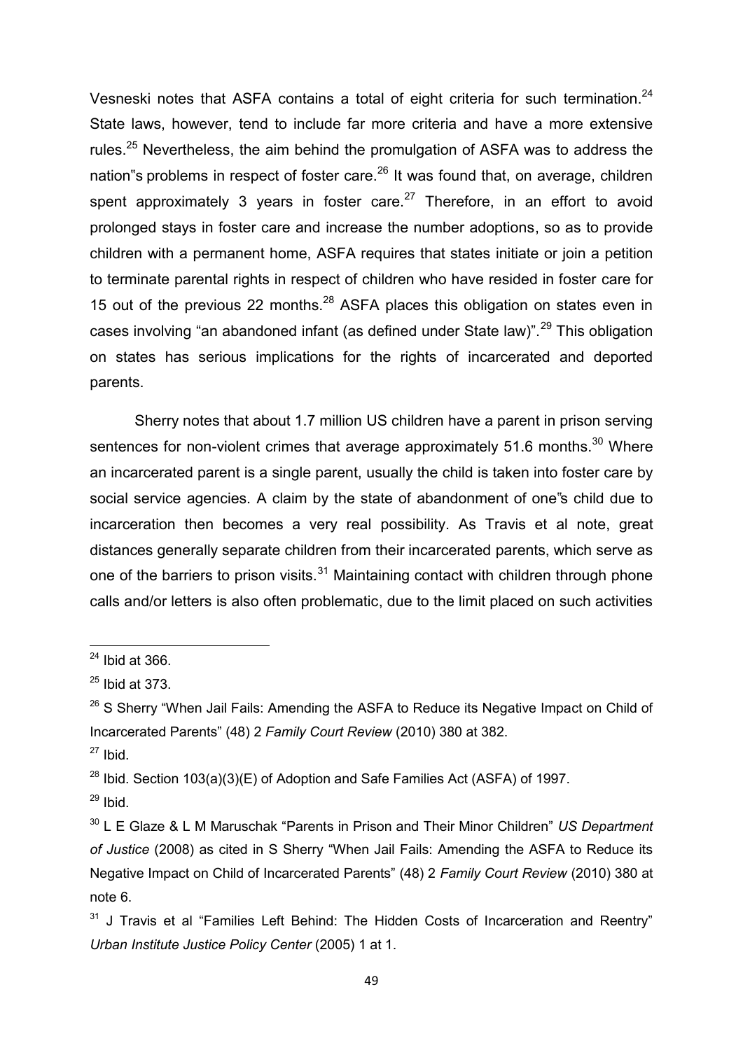Vesneski notes that ASFA contains a total of eight criteria for such termination.[24] State laws, however, tend to include far more criteria and have a more extensive rules.[25] Nevertheless, the aim behind the promulgation of ASFA was to address the nation"s problems in respect of foster care.[26] It was found that, on average, children spent approximately 3 years in foster care.[27] Therefore, in an effort to avoid prolonged stays in foster care and increase the number adoptions, so as to provide children with a permanent home, ASFA requires that states initiate or join a petition to terminate parental rights in respect of children who have resided in foster care for 15 out of the previous 22 months.[28] ASFA places this obligation on states even in cases involving "an abandoned infant (as defined under State law)".[29] This obligation on states has serious implications for the rights of incarcerated and deported parents.

Sherry notes that about 1.7 million US children have a parent in prison serving sentences for non-violent crimes that average approximately 51.6 months.[30] Where an incarcerated parent is a single parent, usually the child is taken into foster care by social service agencies. A claim by the state of abandonment of one"s child due to incarceration then becomes a very real possibility. As Travis et al note, great distances generally separate children from their incarcerated parents, which serve as one of the barriers to prison visits.[31] Maintaining contact with children through phone calls and/or letters is also often problematic, due to the limit placed on such activities

---

[24] Ibid at 366.

[25] Ibid at 373.

[26] S Sherry "When Jail Fails: Amending the ASFA to Reduce its Negative Impact on Child of Incarcerated Parents" (48) 2 *Family Court Review* (2010) 380 at 382.

[27] Ibid.

[28] Ibid. Section 103(a)(3)(E) of Adoption and Safe Families Act (ASFA) of 1997.

[29] Ibid.

[30] L E Glaze & L M Maruschak "Parents in Prison and Their Minor Children" *US Department of Justice* (2008) as cited in S Sherry "When Jail Fails: Amending the ASFA to Reduce its Negative Impact on Child of Incarcerated Parents" (48) 2 *Family Court Review* (2010) 380 at note 6.

[31] J Travis et al "Families Left Behind: The Hidden Costs of Incarceration and Reentry" *Urban Institute Justice Policy Center* (2005) 1 at 1.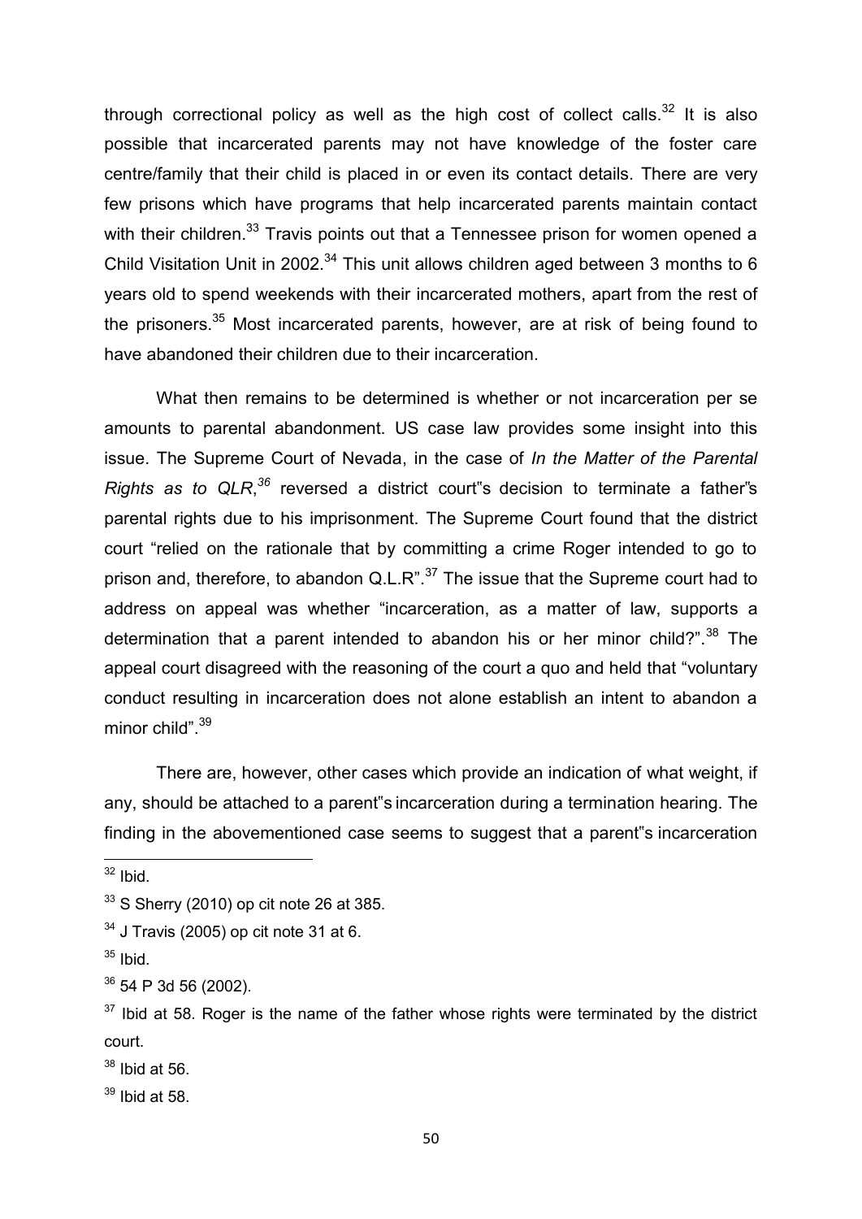through correctional policy as well as the high cost of collect calls.[32] It is also possible that incarcerated parents may not have knowledge of the foster care centre/family that their child is placed in or even its contact details. There are very few prisons which have programs that help incarcerated parents maintain contact with their children.[33] Travis points out that a Tennessee prison for women opened a Child Visitation Unit in 2002.[34] This unit allows children aged between 3 months to 6 years old to spend weekends with their incarcerated mothers, apart from the rest of the prisoners.[35] Most incarcerated parents, however, are at risk of being found to have abandoned their children due to their incarceration.

What then remains to be determined is whether or not incarceration per se amounts to parental abandonment. US case law provides some insight into this issue. The Supreme Court of Nevada, in the case of *In the Matter of the Parental Rights as to QLR*,[36] reversed a district court"s decision to terminate a father"s parental rights due to his imprisonment. The Supreme Court found that the district court "relied on the rationale that by committing a crime Roger intended to go to prison and, therefore, to abandon Q.L.R".[37] The issue that the Supreme court had to address on appeal was whether "incarceration, as a matter of law, supports a determination that a parent intended to abandon his or her minor child?".[38] The appeal court disagreed with the reasoning of the court a quo and held that "voluntary conduct resulting in incarceration does not alone establish an intent to abandon a minor child".[39]

There are, however, other cases which provide an indication of what weight, if any, should be attached to a parent"s incarceration during a termination hearing. The finding in the abovementioned case seems to suggest that a parent"s incarceration

---

[32] Ibid.

[33] S Sherry (2010) op cit note 26 at 385.

[34] J Travis (2005) op cit note 31 at 6.

[35] Ibid.

[36] 54 P 3d 56 (2002).

[37] Ibid at 58. Roger is the name of the father whose rights were terminated by the district court.

[38] Ibid at 56.

[39] Ibid at 58.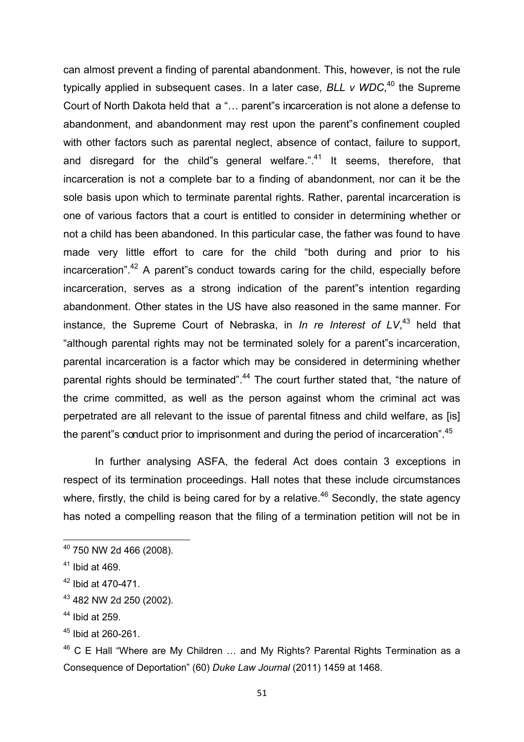can almost prevent a finding of parental abandonment. This, however, is not the rule typically applied in subsequent cases. In a later case, *BLL v WDC*,[40] the Supreme Court of North Dakota held that a "… parent"s incarceration is not alone a defense to abandonment, and abandonment may rest upon the parent"s confinement coupled with other factors such as parental neglect, absence of contact, failure to support, and disregard for the child"s general welfare.".[41] It seems, therefore, that incarceration is not a complete bar to a finding of abandonment, nor can it be the sole basis upon which to terminate parental rights. Rather, parental incarceration is one of various factors that a court is entitled to consider in determining whether or not a child has been abandoned. In this particular case, the father was found to have made very little effort to care for the child "both during and prior to his incarceration".[42] A parent"s conduct towards caring for the child, especially before incarceration, serves as a strong indication of the parent"s intention regarding abandonment. Other states in the US have also reasoned in the same manner. For instance, the Supreme Court of Nebraska, in *In re Interest of LV*,[43] held that "although parental rights may not be terminated solely for a parent"s incarceration, parental incarceration is a factor which may be considered in determining whether parental rights should be terminated".[44] The court further stated that, "the nature of the crime committed, as well as the person against whom the criminal act was perpetrated are all relevant to the issue of parental fitness and child welfare, as [is] the parent"s conduct prior to imprisonment and during the period of incarceration".[45]

In further analysing ASFA, the federal Act does contain 3 exceptions in respect of its termination proceedings. Hall notes that these include circumstances where, firstly, the child is being cared for by a relative.[46] Secondly, the state agency has noted a compelling reason that the filing of a termination petition will not be in

---

[40] 750 NW 2d 466 (2008).

[41] Ibid at 469.

[42] Ibid at 470-471.

[43] 482 NW 2d 250 (2002).

[44] Ibid at 259.

[45] Ibid at 260-261.

[46] C E Hall "Where are My Children … and My Rights? Parental Rights Termination as a Consequence of Deportation" (60) *Duke Law Journal* (2011) 1459 at 1468.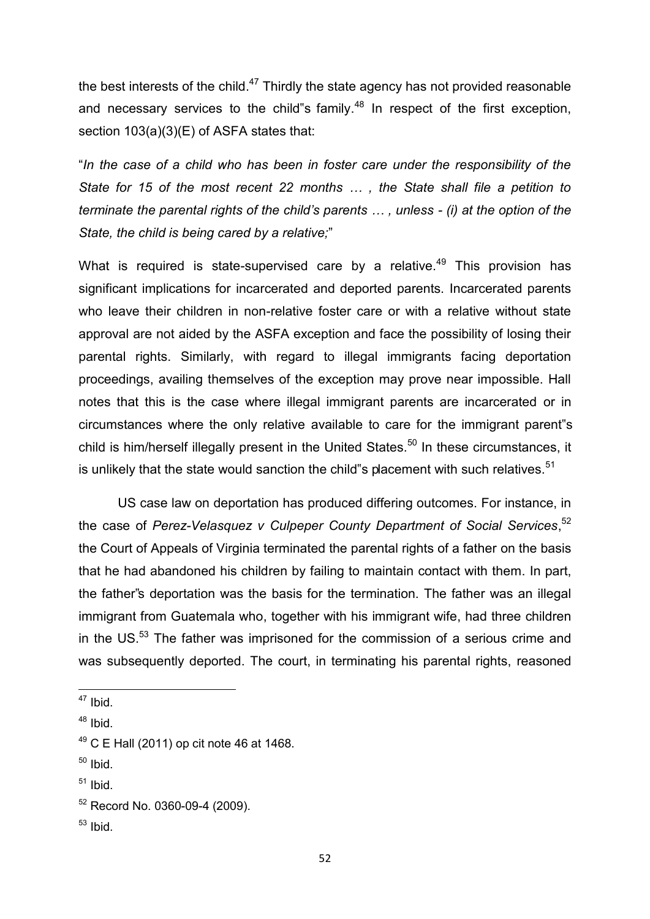the best interests of the child.[47] Thirdly the state agency has not provided reasonable and necessary services to the child"s family.[48] In respect of the first exception, section 103(a)(3)(E) of ASFA states that:

"*In the case of a child who has been in foster care under the responsibility of the State for 15 of the most recent 22 months … , the State shall file a petition to terminate the parental rights of the child's parents … , unless - (i) at the option of the State, the child is being cared by a relative;*"

What is required is state-supervised care by a relative.[49] This provision has significant implications for incarcerated and deported parents. Incarcerated parents who leave their children in non-relative foster care or with a relative without state approval are not aided by the ASFA exception and face the possibility of losing their parental rights. Similarly, with regard to illegal immigrants facing deportation proceedings, availing themselves of the exception may prove near impossible. Hall notes that this is the case where illegal immigrant parents are incarcerated or in circumstances where the only relative available to care for the immigrant parent"s child is him/herself illegally present in the United States.[50] In these circumstances, it is unlikely that the state would sanction the child"s placement with such relatives.[51]

US case law on deportation has produced differing outcomes. For instance, in the case of *Perez-Velasquez v Culpeper County Department of Social Services*,[52] the Court of Appeals of Virginia terminated the parental rights of a father on the basis that he had abandoned his children by failing to maintain contact with them. In part, the father"s deportation was the basis for the termination. The father was an illegal immigrant from Guatemala who, together with his immigrant wife, had three children in the US.[53] The father was imprisoned for the commission of a serious crime and was subsequently deported. The court, in terminating his parental rights, reasoned

---

[47] Ibid.

[48] Ibid.

[49] C E Hall (2011) op cit note 46 at 1468.

[50] Ibid.

[51] Ibid.

[52] Record No. 0360-09-4 (2009).

[53] Ibid.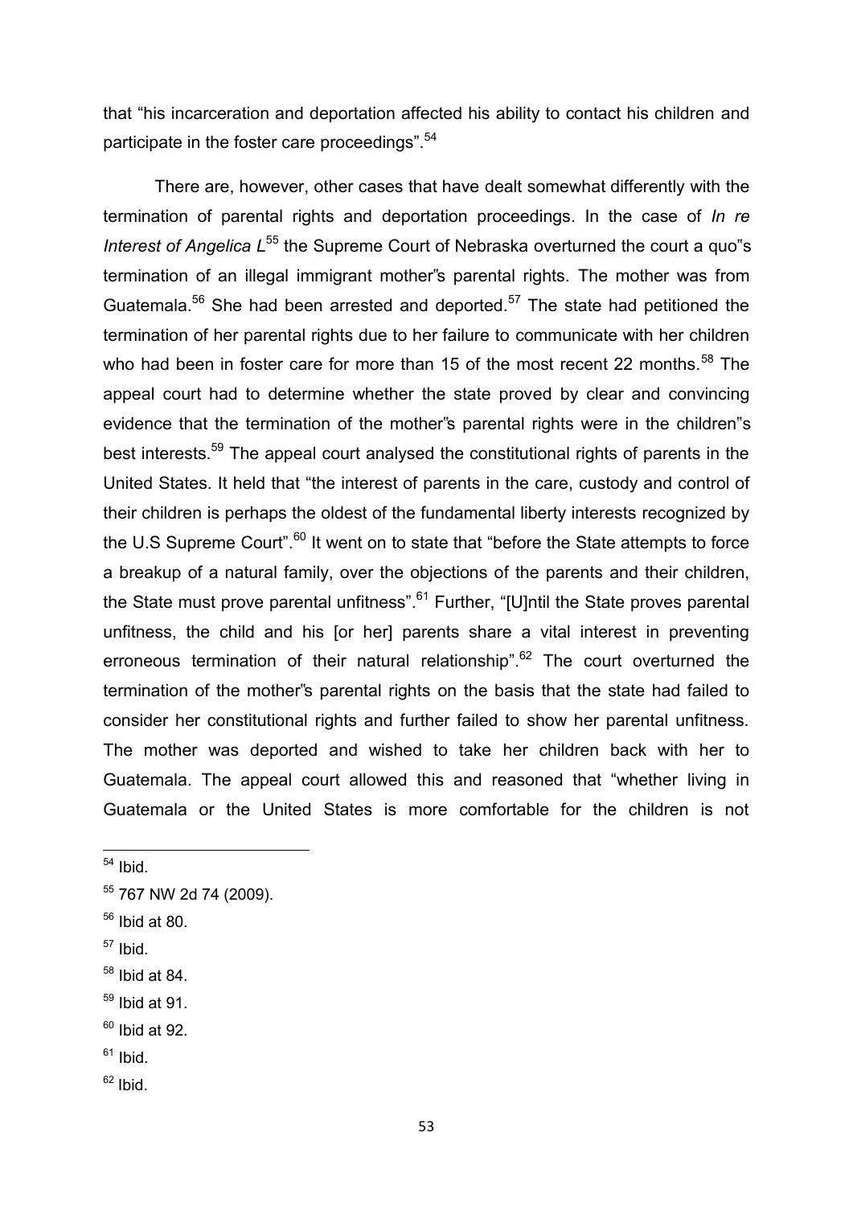that "his incarceration and deportation affected his ability to contact his children and participate in the foster care proceedings".[54]

There are, however, other cases that have dealt somewhat differently with the termination of parental rights and deportation proceedings. In the case of *In re Interest of Angelica L*[55] the Supreme Court of Nebraska overturned the court a quo"s termination of an illegal immigrant mother"s parental rights. The mother was from Guatemala.[56] She had been arrested and deported.[57] The state had petitioned the termination of her parental rights due to her failure to communicate with her children who had been in foster care for more than 15 of the most recent 22 months.[58] The appeal court had to determine whether the state proved by clear and convincing evidence that the termination of the mother"s parental rights were in the children"s best interests.[59] The appeal court analysed the constitutional rights of parents in the United States. It held that "the interest of parents in the care, custody and control of their children is perhaps the oldest of the fundamental liberty interests recognized by the U.S Supreme Court".[60] It went on to state that "before the State attempts to force a breakup of a natural family, over the objections of the parents and their children, the State must prove parental unfitness".[61] Further, "[U]ntil the State proves parental unfitness, the child and his [or her] parents share a vital interest in preventing erroneous termination of their natural relationship".[62] The court overturned the termination of the mother"s parental rights on the basis that the state had failed to consider her constitutional rights and further failed to show her parental unfitness. The mother was deported and wished to take her children back with her to Guatemala. The appeal court allowed this and reasoned that "whether living in Guatemala or the United States is more comfortable for the children is not

[54] Ibid.

[55] 767 NW 2d 74 (2009).

[56] Ibid at 80.

[57] Ibid.

[58] Ibid at 84.

[59] Ibid at 91.

[60] Ibid at 92.

[61] Ibid.

[62] Ibid.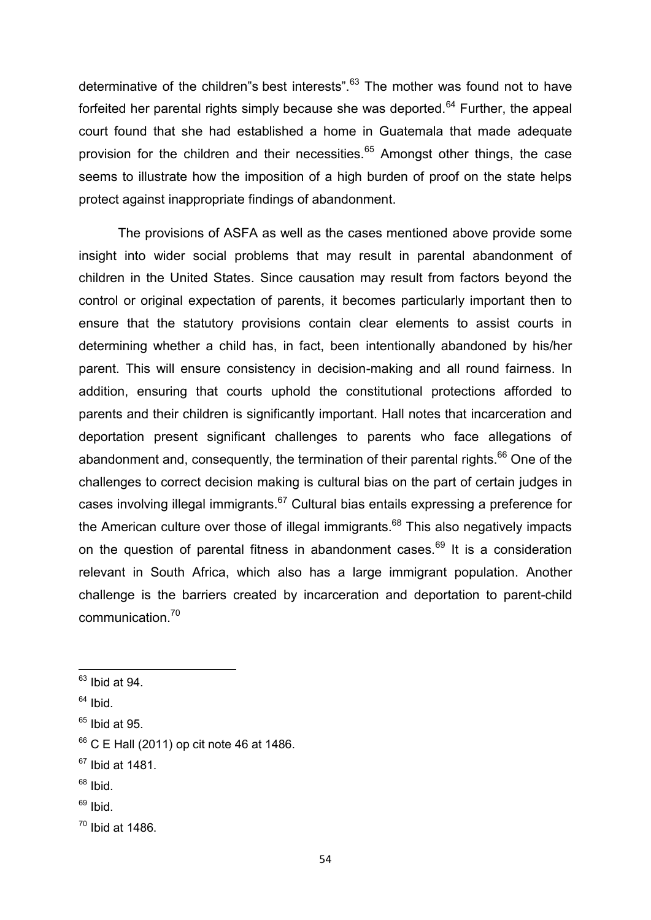determinative of the children"s best interests".[63] The mother was found not to have forfeited her parental rights simply because she was deported.[64] Further, the appeal court found that she had established a home in Guatemala that made adequate provision for the children and their necessities.[65] Amongst other things, the case seems to illustrate how the imposition of a high burden of proof on the state helps protect against inappropriate findings of abandonment.

The provisions of ASFA as well as the cases mentioned above provide some insight into wider social problems that may result in parental abandonment of children in the United States. Since causation may result from factors beyond the control or original expectation of parents, it becomes particularly important then to ensure that the statutory provisions contain clear elements to assist courts in determining whether a child has, in fact, been intentionally abandoned by his/her parent. This will ensure consistency in decision-making and all round fairness. In addition, ensuring that courts uphold the constitutional protections afforded to parents and their children is significantly important. Hall notes that incarceration and deportation present significant challenges to parents who face allegations of abandonment and, consequently, the termination of their parental rights.[66] One of the challenges to correct decision making is cultural bias on the part of certain judges in cases involving illegal immigrants.[67] Cultural bias entails expressing a preference for the American culture over those of illegal immigrants.[68] This also negatively impacts on the question of parental fitness in abandonment cases.[69] It is a consideration relevant in South Africa, which also has a large immigrant population. Another challenge is the barriers created by incarceration and deportation to parent-child communication.[70]

---

[63] Ibid at 94.

[64] Ibid.

[65] Ibid at 95.

[66] C E Hall (2011) op cit note 46 at 1486.

[67] Ibid at 1481.

[68] Ibid.

[69] Ibid.

[70] Ibid at 1486.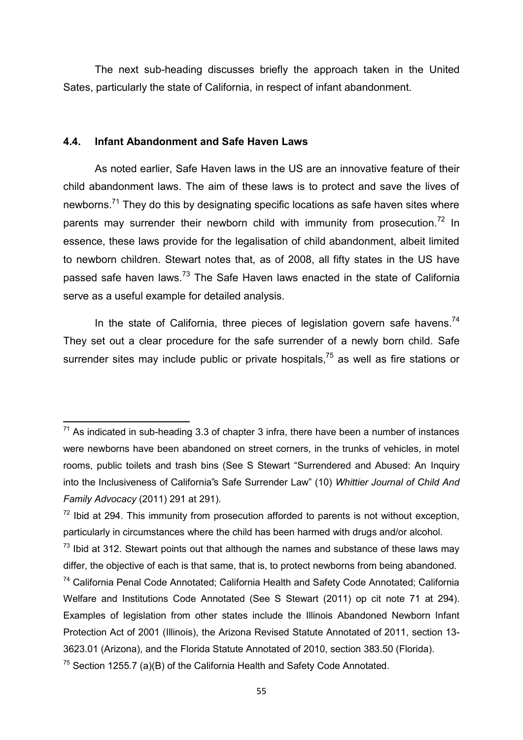The next sub-heading discusses briefly the approach taken in the United Sates, particularly the state of California, in respect of infant abandonment.

### 4.4. Infant Abandonment and Safe Haven Laws

As noted earlier, Safe Haven laws in the US are an innovative feature of their child abandonment laws. The aim of these laws is to protect and save the lives of newborns.[71] They do this by designating specific locations as safe haven sites where parents may surrender their newborn child with immunity from prosecution.[72] In essence, these laws provide for the legalisation of child abandonment, albeit limited to newborn children. Stewart notes that, as of 2008, all fifty states in the US have passed safe haven laws.[73] The Safe Haven laws enacted in the state of California serve as a useful example for detailed analysis.

In the state of California, three pieces of legislation govern safe havens.[74] They set out a clear procedure for the safe surrender of a newly born child. Safe surrender sites may include public or private hospitals,[75] as well as fire stations or

---

[71] As indicated in sub-heading 3.3 of chapter 3 infra, there have been a number of instances were newborns have been abandoned on street corners, in the trunks of vehicles, in motel rooms, public toilets and trash bins (See S Stewart "Surrendered and Abused: An Inquiry into the Inclusiveness of California"s Safe Surrender Law" (10) *Whittier Journal of Child And Family Advocacy* (2011) 291 at 291).

[72] Ibid at 294. This immunity from prosecution afforded to parents is not without exception, particularly in circumstances where the child has been harmed with drugs and/or alcohol.

[73] Ibid at 312. Stewart points out that although the names and substance of these laws may differ, the objective of each is that same, that is, to protect newborns from being abandoned.

[74] California Penal Code Annotated; California Health and Safety Code Annotated; California Welfare and Institutions Code Annotated (See S Stewart (2011) op cit note 71 at 294). Examples of legislation from other states include the Illinois Abandoned Newborn Infant Protection Act of 2001 (Illinois), the Arizona Revised Statute Annotated of 2011, section 13-3623.01 (Arizona), and the Florida Statute Annotated of 2010, section 383.50 (Florida).

[75] Section 1255.7 (a)(B) of the California Health and Safety Code Annotated.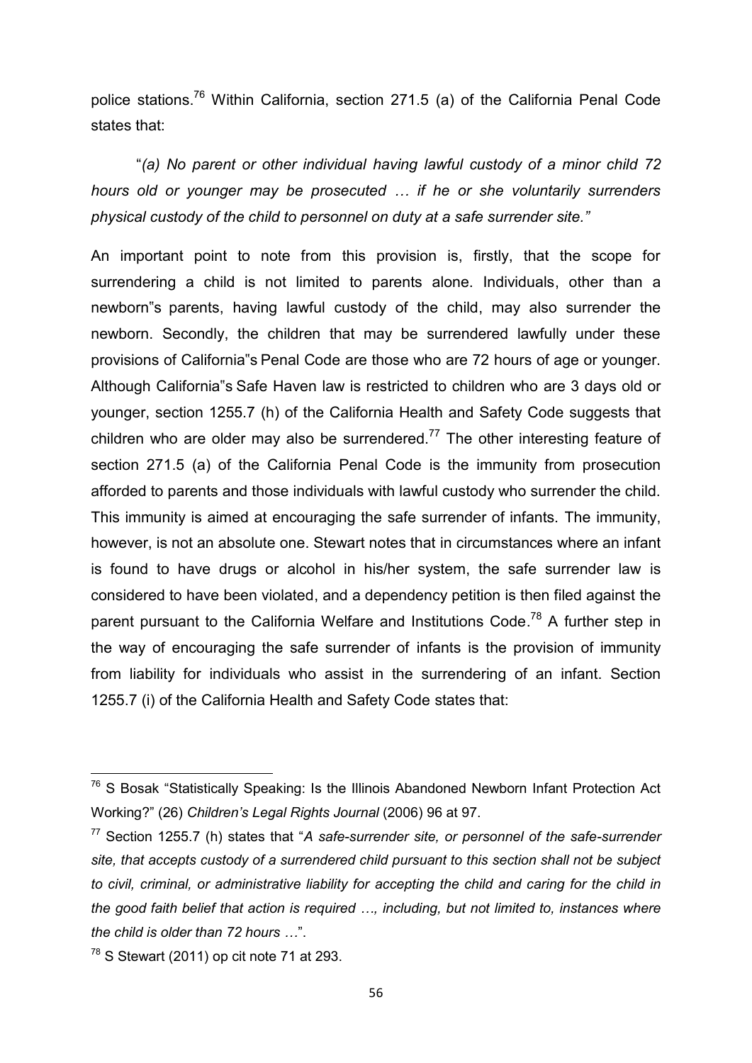police stations.[76] Within California, section 271.5 (a) of the California Penal Code states that:

"*(a) No parent or other individual having lawful custody of a minor child 72 hours old or younger may be prosecuted … if he or she voluntarily surrenders physical custody of the child to personnel on duty at a safe surrender site."*

An important point to note from this provision is, firstly, that the scope for surrendering a child is not limited to parents alone. Individuals, other than a newborn"s parents, having lawful custody of the child, may also surrender the newborn. Secondly, the children that may be surrendered lawfully under these provisions of California"s Penal Code are those who are 72 hours of age or younger. Although California"s Safe Haven law is restricted to children who are 3 days old or younger, section 1255.7 (h) of the California Health and Safety Code suggests that children who are older may also be surrendered.[77] The other interesting feature of section 271.5 (a) of the California Penal Code is the immunity from prosecution afforded to parents and those individuals with lawful custody who surrender the child. This immunity is aimed at encouraging the safe surrender of infants. The immunity, however, is not an absolute one. Stewart notes that in circumstances where an infant is found to have drugs or alcohol in his/her system, the safe surrender law is considered to have been violated, and a dependency petition is then filed against the parent pursuant to the California Welfare and Institutions Code.[78] A further step in the way of encouraging the safe surrender of infants is the provision of immunity from liability for individuals who assist in the surrendering of an infant. Section 1255.7 (i) of the California Health and Safety Code states that:

---

[76] S Bosak "Statistically Speaking: Is the Illinois Abandoned Newborn Infant Protection Act Working?" (26) *Children's Legal Rights Journal* (2006) 96 at 97.

[77] Section 1255.7 (h) states that "*A safe-surrender site, or personnel of the safe-surrender site, that accepts custody of a surrendered child pursuant to this section shall not be subject to civil, criminal, or administrative liability for accepting the child and caring for the child in the good faith belief that action is required …, including, but not limited to, instances where the child is older than 72 hours …*".

[78] S Stewart (2011) op cit note 71 at 293.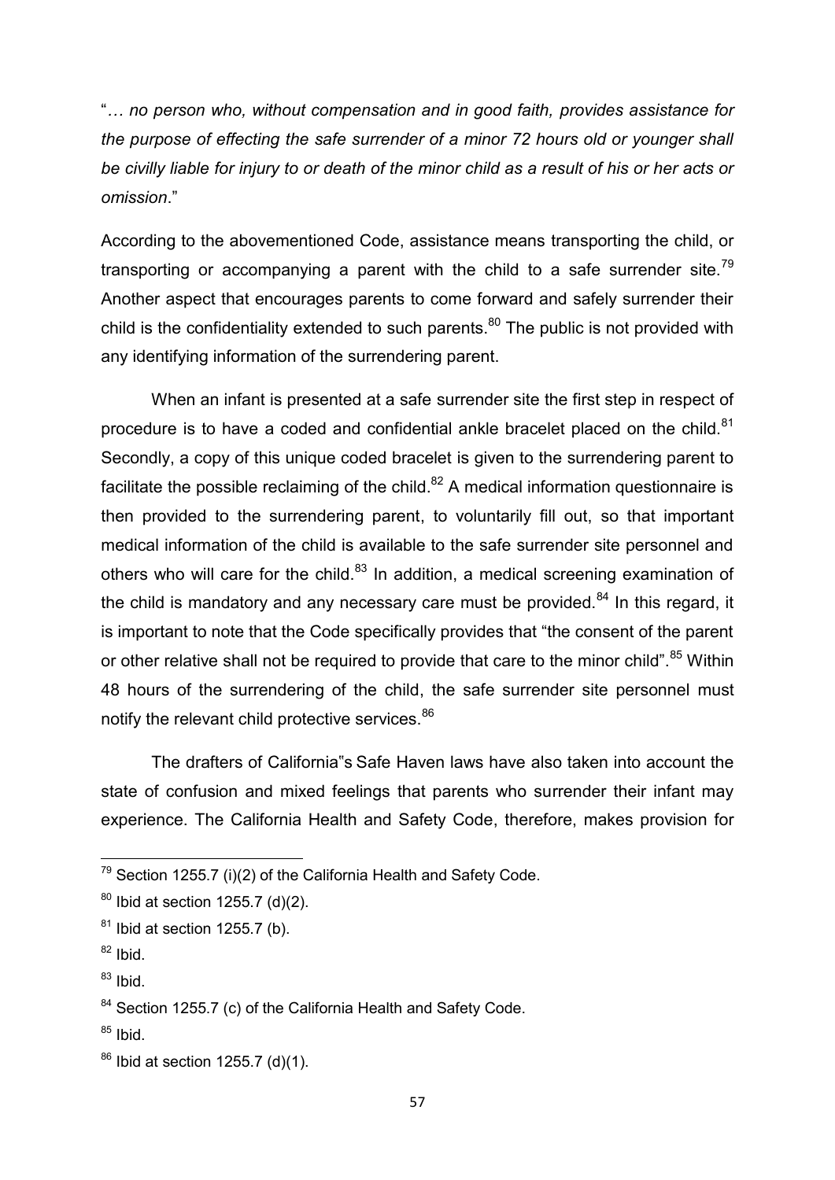"*… no person who, without compensation and in good faith, provides assistance for the purpose of effecting the safe surrender of a minor 72 hours old or younger shall be civilly liable for injury to or death of the minor child as a result of his or her acts or omission*."

According to the abovementioned Code, assistance means transporting the child, or transporting or accompanying a parent with the child to a safe surrender site.[79] Another aspect that encourages parents to come forward and safely surrender their child is the confidentiality extended to such parents.[80] The public is not provided with any identifying information of the surrendering parent.

When an infant is presented at a safe surrender site the first step in respect of procedure is to have a coded and confidential ankle bracelet placed on the child.[81] Secondly, a copy of this unique coded bracelet is given to the surrendering parent to facilitate the possible reclaiming of the child.[82] A medical information questionnaire is then provided to the surrendering parent, to voluntarily fill out, so that important medical information of the child is available to the safe surrender site personnel and others who will care for the child.[83] In addition, a medical screening examination of the child is mandatory and any necessary care must be provided.[84] In this regard, it is important to note that the Code specifically provides that "the consent of the parent or other relative shall not be required to provide that care to the minor child".[85] Within 48 hours of the surrendering of the child, the safe surrender site personnel must notify the relevant child protective services.[86]

The drafters of California"s Safe Haven laws have also taken into account the state of confusion and mixed feelings that parents who surrender their infant may experience. The California Health and Safety Code, therefore, makes provision for

---

[79] Section 1255.7 (i)(2) of the California Health and Safety Code.

[80] Ibid at section 1255.7 (d)(2).

[81] Ibid at section 1255.7 (b).

[82] Ibid.

[83] Ibid.

[84] Section 1255.7 (c) of the California Health and Safety Code.

[85] Ibid.

[86] Ibid at section 1255.7 (d)(1).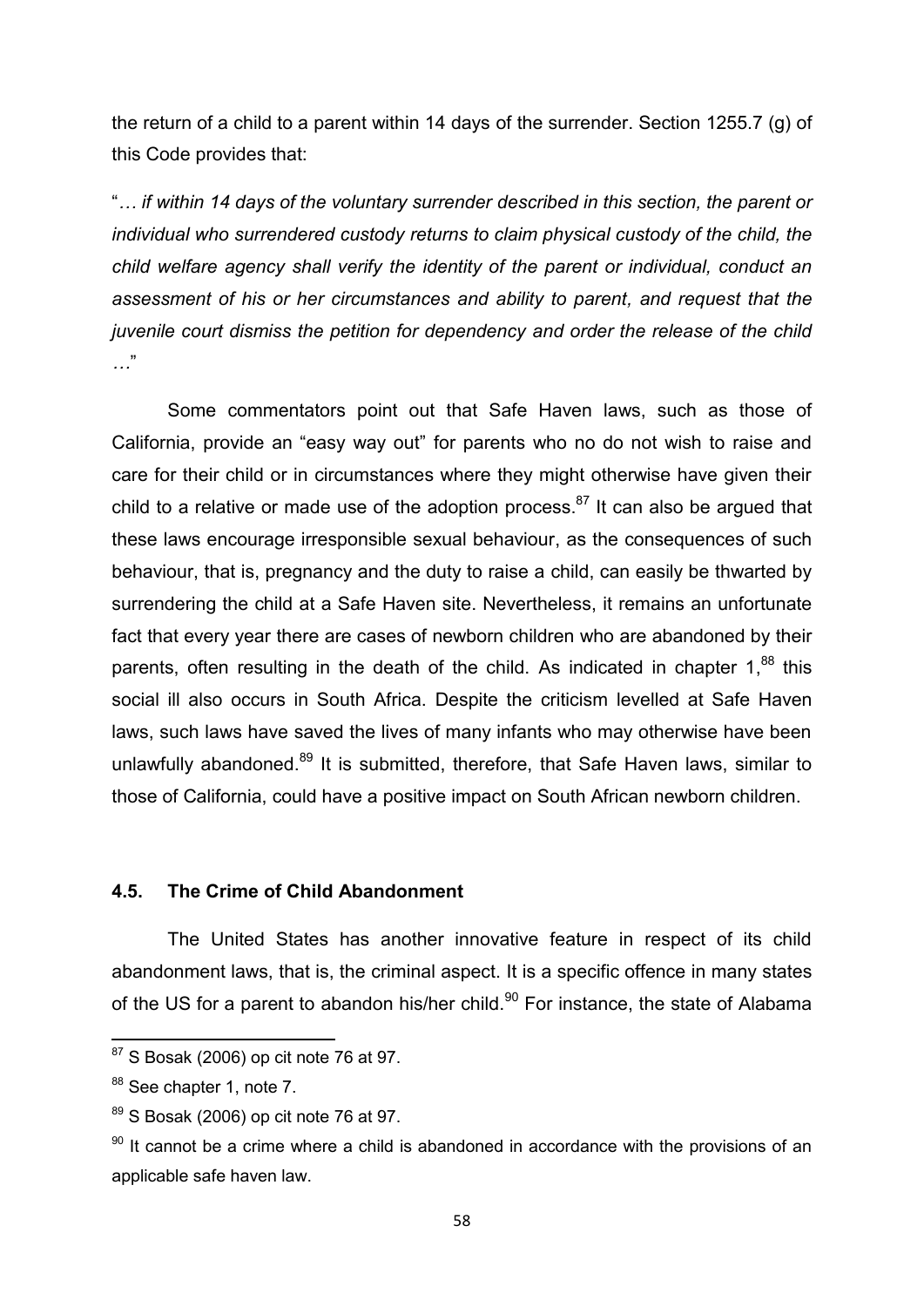the return of a child to a parent within 14 days of the surrender. Section 1255.7 (g) of this Code provides that:

"*… if within 14 days of the voluntary surrender described in this section, the parent or individual who surrendered custody returns to claim physical custody of the child, the child welfare agency shall verify the identity of the parent or individual, conduct an assessment of his or her circumstances and ability to parent, and request that the juvenile court dismiss the petition for dependency and order the release of the child …*"

Some commentators point out that Safe Haven laws, such as those of California, provide an "easy way out" for parents who no do not wish to raise and care for their child or in circumstances where they might otherwise have given their child to a relative or made use of the adoption process.[87] It can also be argued that these laws encourage irresponsible sexual behaviour, as the consequences of such behaviour, that is, pregnancy and the duty to raise a child, can easily be thwarted by surrendering the child at a Safe Haven site. Nevertheless, it remains an unfortunate fact that every year there are cases of newborn children who are abandoned by their parents, often resulting in the death of the child. As indicated in chapter 1,[88] this social ill also occurs in South Africa. Despite the criticism levelled at Safe Haven laws, such laws have saved the lives of many infants who may otherwise have been unlawfully abandoned.[89] It is submitted, therefore, that Safe Haven laws, similar to those of California, could have a positive impact on South African newborn children.

## 4.5. The Crime of Child Abandonment

The United States has another innovative feature in respect of its child abandonment laws, that is, the criminal aspect. It is a specific offence in many states of the US for a parent to abandon his/her child.[90] For instance, the state of Alabama

---

[87] S Bosak (2006) op cit note 76 at 97.

[88] See chapter 1, note 7.

[89] S Bosak (2006) op cit note 76 at 97.

[90] It cannot be a crime where a child is abandoned in accordance with the provisions of an applicable safe haven law.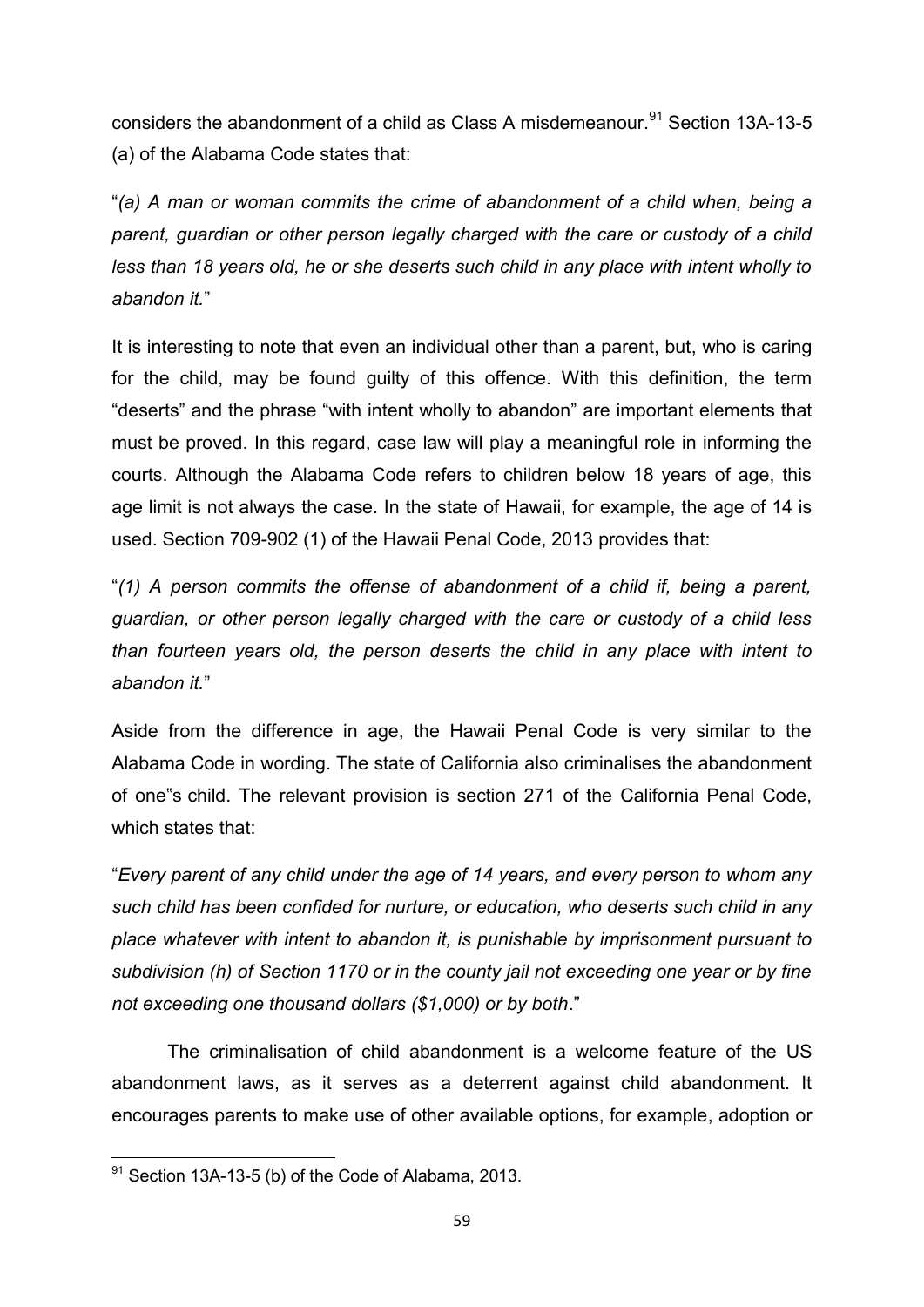considers the abandonment of a child as Class A misdemeanour.[91] Section 13A-13-5 (a) of the Alabama Code states that:

"*(a) A man or woman commits the crime of abandonment of a child when, being a parent, guardian or other person legally charged with the care or custody of a child less than 18 years old, he or she deserts such child in any place with intent wholly to abandon it.*"

It is interesting to note that even an individual other than a parent, but, who is caring for the child, may be found guilty of this offence. With this definition, the term "deserts" and the phrase "with intent wholly to abandon" are important elements that must be proved. In this regard, case law will play a meaningful role in informing the courts. Although the Alabama Code refers to children below 18 years of age, this age limit is not always the case. In the state of Hawaii, for example, the age of 14 is used. Section 709-902 (1) of the Hawaii Penal Code, 2013 provides that:

"*(1) A person commits the offense of abandonment of a child if, being a parent, guardian, or other person legally charged with the care or custody of a child less than fourteen years old, the person deserts the child in any place with intent to abandon it.*"

Aside from the difference in age, the Hawaii Penal Code is very similar to the Alabama Code in wording. The state of California also criminalises the abandonment of one"s child. The relevant provision is section 271 of the California Penal Code, which states that:

"*Every parent of any child under the age of 14 years, and every person to whom any such child has been confided for nurture, or education, who deserts such child in any place whatever with intent to abandon it, is punishable by imprisonment pursuant to subdivision (h) of Section 1170 or in the county jail not exceeding one year or by fine not exceeding one thousand dollars ($1,000) or by both*."

The criminalisation of child abandonment is a welcome feature of the US abandonment laws, as it serves as a deterrent against child abandonment. It encourages parents to make use of other available options, for example, adoption or

[91] Section 13A-13-5 (b) of the Code of Alabama, 2013.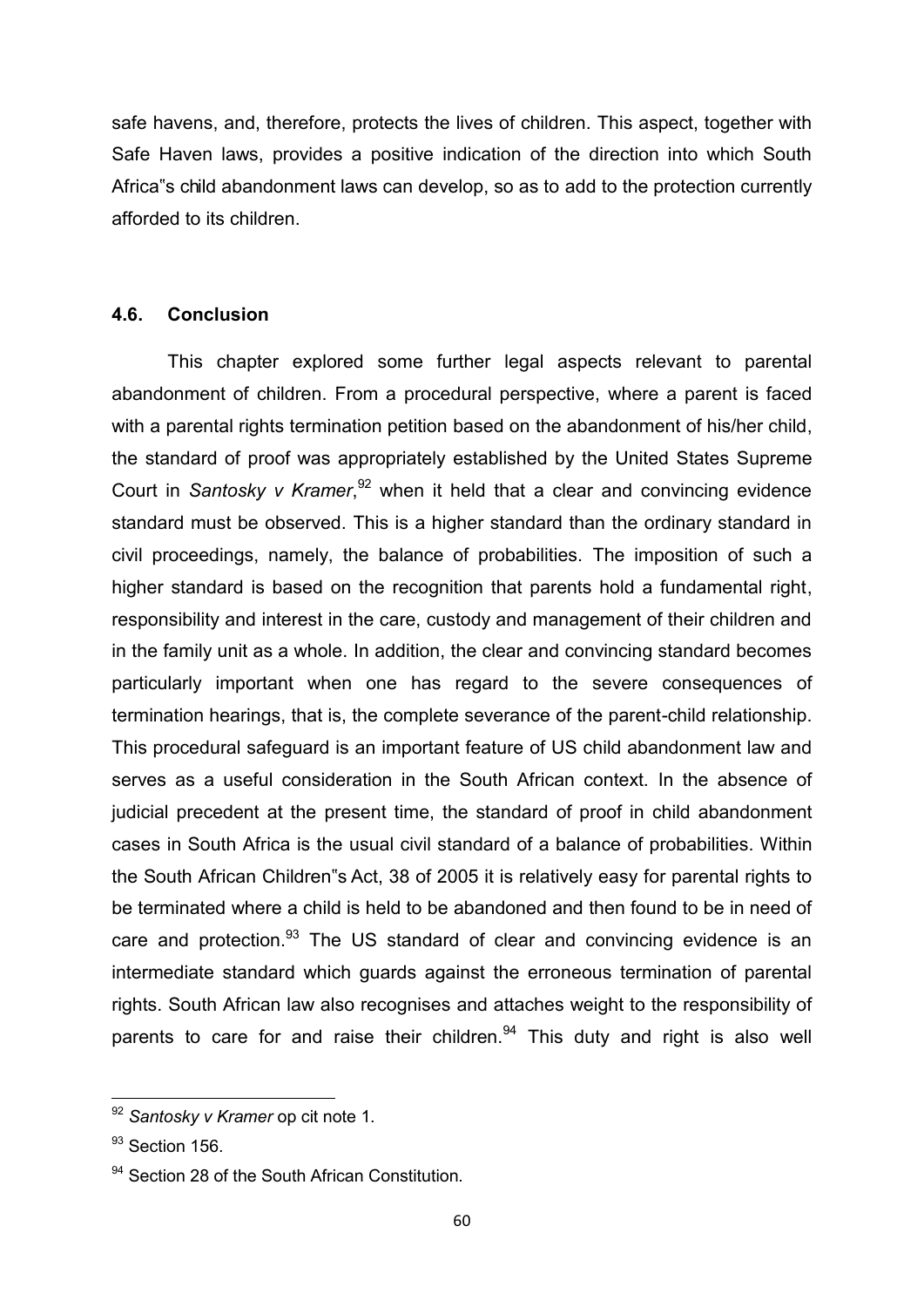safe havens, and, therefore, protects the lives of children. This aspect, together with Safe Haven laws, provides a positive indication of the direction into which South Africa"s child abandonment laws can develop, so as to add to the protection currently afforded to its children.

### 4.6. Conclusion

This chapter explored some further legal aspects relevant to parental abandonment of children. From a procedural perspective, where a parent is faced with a parental rights termination petition based on the abandonment of his/her child, the standard of proof was appropriately established by the United States Supreme Court in *Santosky v Kramer*,[92] when it held that a clear and convincing evidence standard must be observed. This is a higher standard than the ordinary standard in civil proceedings, namely, the balance of probabilities. The imposition of such a higher standard is based on the recognition that parents hold a fundamental right, responsibility and interest in the care, custody and management of their children and in the family unit as a whole. In addition, the clear and convincing standard becomes particularly important when one has regard to the severe consequences of termination hearings, that is, the complete severance of the parent-child relationship. This procedural safeguard is an important feature of US child abandonment law and serves as a useful consideration in the South African context. In the absence of judicial precedent at the present time, the standard of proof in child abandonment cases in South Africa is the usual civil standard of a balance of probabilities. Within the South African Children"s Act, 38 of 2005 it is relatively easy for parental rights to be terminated where a child is held to be abandoned and then found to be in need of care and protection.[93] The US standard of clear and convincing evidence is an intermediate standard which guards against the erroneous termination of parental rights. South African law also recognises and attaches weight to the responsibility of parents to care for and raise their children.[94] This duty and right is also well

---

[92] *Santosky v Kramer* op cit note 1.

[93] Section 156.

[94] Section 28 of the South African Constitution.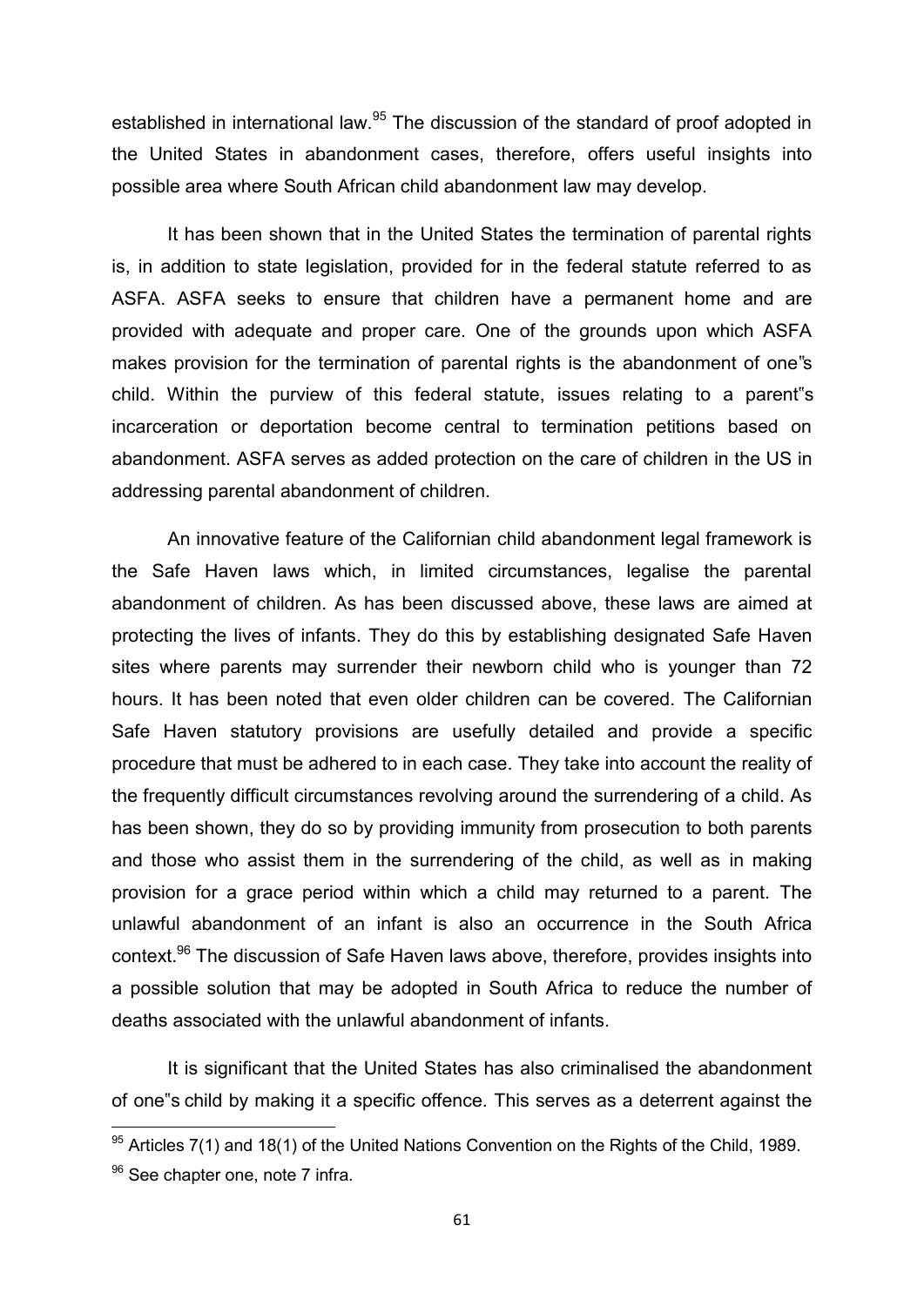established in international law.[95] The discussion of the standard of proof adopted in the United States in abandonment cases, therefore, offers useful insights into possible area where South African child abandonment law may develop.

It has been shown that in the United States the termination of parental rights is, in addition to state legislation, provided for in the federal statute referred to as ASFA. ASFA seeks to ensure that children have a permanent home and are provided with adequate and proper care. One of the grounds upon which ASFA makes provision for the termination of parental rights is the abandonment of one"s child. Within the purview of this federal statute, issues relating to a parent"s incarceration or deportation become central to termination petitions based on abandonment. ASFA serves as added protection on the care of children in the US in addressing parental abandonment of children.

An innovative feature of the Californian child abandonment legal framework is the Safe Haven laws which, in limited circumstances, legalise the parental abandonment of children. As has been discussed above, these laws are aimed at protecting the lives of infants. They do this by establishing designated Safe Haven sites where parents may surrender their newborn child who is younger than 72 hours. It has been noted that even older children can be covered. The Californian Safe Haven statutory provisions are usefully detailed and provide a specific procedure that must be adhered to in each case. They take into account the reality of the frequently difficult circumstances revolving around the surrendering of a child. As has been shown, they do so by providing immunity from prosecution to both parents and those who assist them in the surrendering of the child, as well as in making provision for a grace period within which a child may returned to a parent. The unlawful abandonment of an infant is also an occurrence in the South Africa context.[96] The discussion of Safe Haven laws above, therefore, provides insights into a possible solution that may be adopted in South Africa to reduce the number of deaths associated with the unlawful abandonment of infants.

It is significant that the United States has also criminalised the abandonment of one"s child by making it a specific offence. This serves as a deterrent against the

---

[95] Articles 7(1) and 18(1) of the United Nations Convention on the Rights of the Child, 1989.

[96] See chapter one, note 7 infra.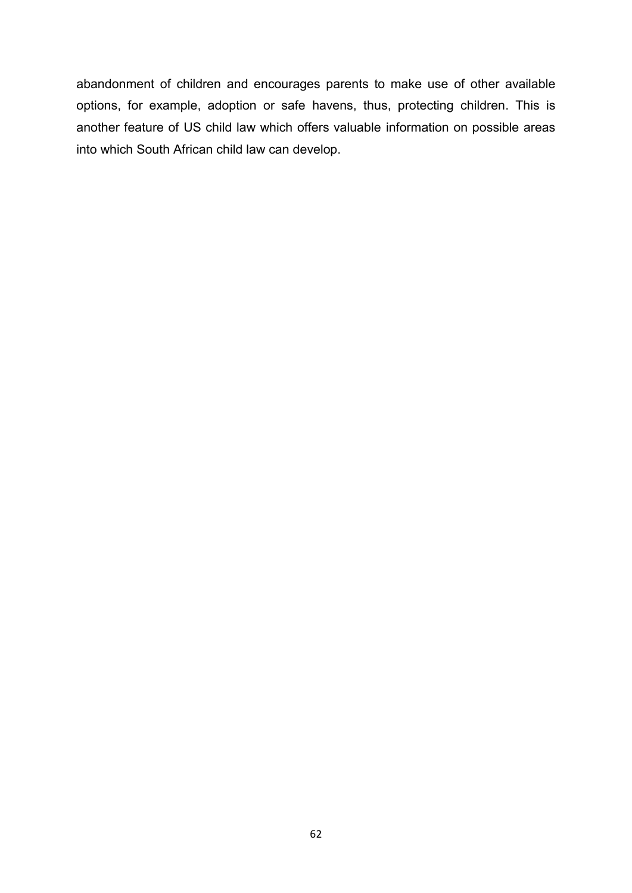abandonment of children and encourages parents to make use of other available options, for example, adoption or safe havens, thus, protecting children. This is another feature of US child law which offers valuable information on possible areas into which South African child law can develop.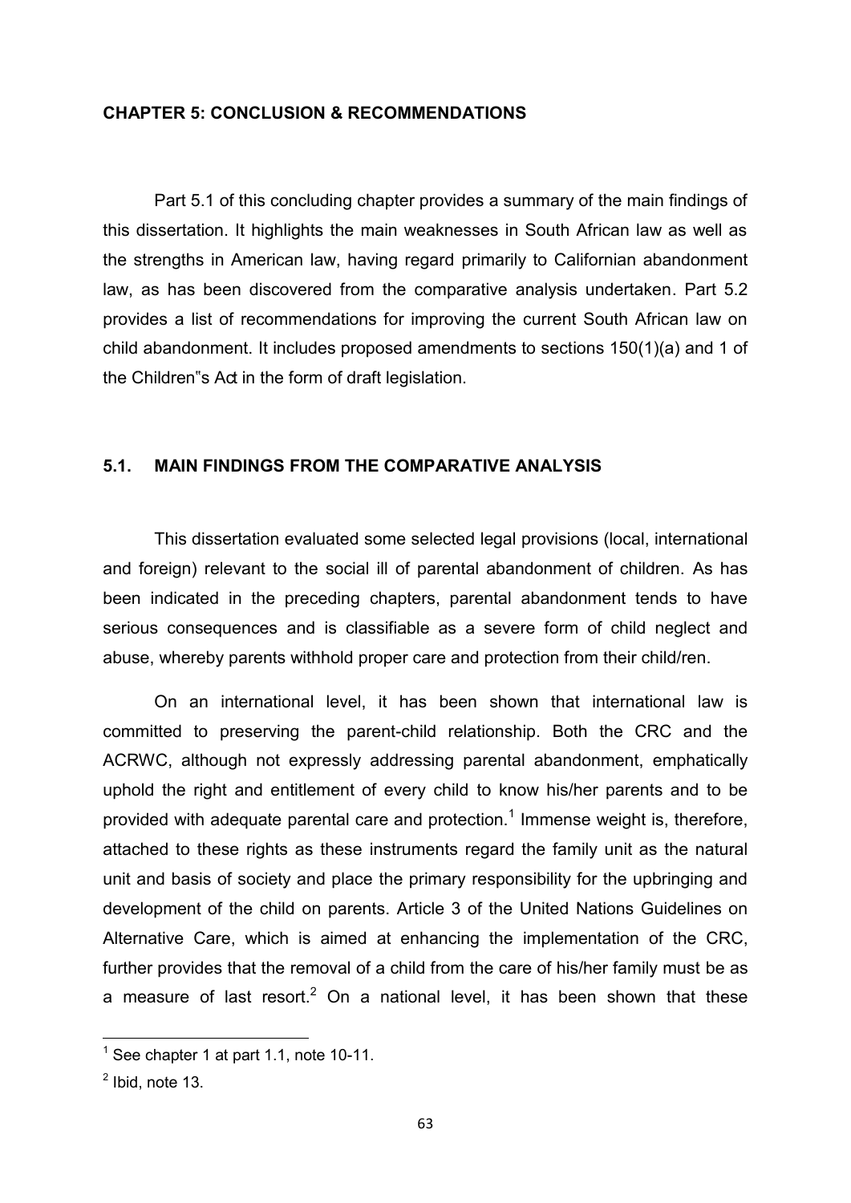## CHAPTER 5: CONCLUSION & RECOMMENDATIONS

Part 5.1 of this concluding chapter provides a summary of the main findings of this dissertation. It highlights the main weaknesses in South African law as well as the strengths in American law, having regard primarily to Californian abandonment law, as has been discovered from the comparative analysis undertaken. Part 5.2 provides a list of recommendations for improving the current South African law on child abandonment. It includes proposed amendments to sections 150(1)(a) and 1 of the Children"s Act in the form of draft legislation.

### 5.1. MAIN FINDINGS FROM THE COMPARATIVE ANALYSIS

This dissertation evaluated some selected legal provisions (local, international and foreign) relevant to the social ill of parental abandonment of children. As has been indicated in the preceding chapters, parental abandonment tends to have serious consequences and is classifiable as a severe form of child neglect and abuse, whereby parents withhold proper care and protection from their child/ren.

On an international level, it has been shown that international law is committed to preserving the parent-child relationship. Both the CRC and the ACRWC, although not expressly addressing parental abandonment, emphatically uphold the right and entitlement of every child to know his/her parents and to be provided with adequate parental care and protection.[1] Immense weight is, therefore, attached to these rights as these instruments regard the family unit as the natural unit and basis of society and place the primary responsibility for the upbringing and development of the child on parents. Article 3 of the United Nations Guidelines on Alternative Care, which is aimed at enhancing the implementation of the CRC, further provides that the removal of a child from the care of his/her family must be as a measure of last resort.[2] On a national level, it has been shown that these

[1] See chapter 1 at part 1.1, note 10-11.

[2] Ibid, note 13.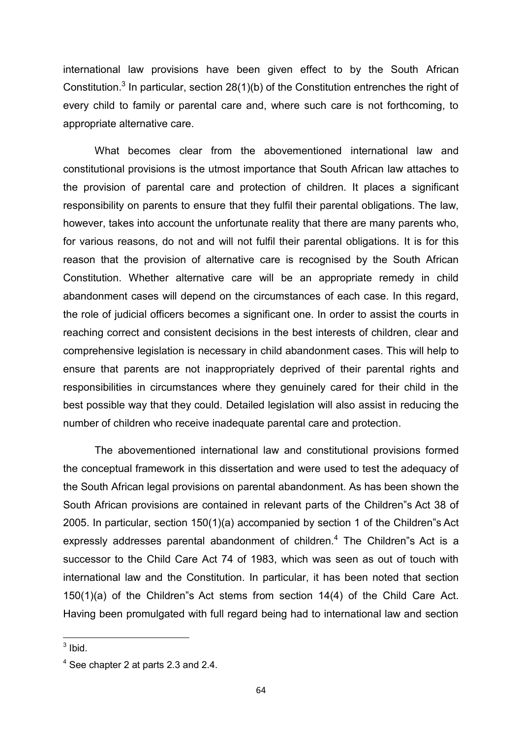international law provisions have been given effect to by the South African Constitution.[3] In particular, section 28(1)(b) of the Constitution entrenches the right of every child to family or parental care and, where such care is not forthcoming, to appropriate alternative care.

What becomes clear from the abovementioned international law and constitutional provisions is the utmost importance that South African law attaches to the provision of parental care and protection of children. It places a significant responsibility on parents to ensure that they fulfil their parental obligations. The law, however, takes into account the unfortunate reality that there are many parents who, for various reasons, do not and will not fulfil their parental obligations. It is for this reason that the provision of alternative care is recognised by the South African Constitution. Whether alternative care will be an appropriate remedy in child abandonment cases will depend on the circumstances of each case. In this regard, the role of judicial officers becomes a significant one. In order to assist the courts in reaching correct and consistent decisions in the best interests of children, clear and comprehensive legislation is necessary in child abandonment cases. This will help to ensure that parents are not inappropriately deprived of their parental rights and responsibilities in circumstances where they genuinely cared for their child in the best possible way that they could. Detailed legislation will also assist in reducing the number of children who receive inadequate parental care and protection.

The abovementioned international law and constitutional provisions formed the conceptual framework in this dissertation and were used to test the adequacy of the South African legal provisions on parental abandonment. As has been shown the South African provisions are contained in relevant parts of the Children"s Act 38 of 2005. In particular, section 150(1)(a) accompanied by section 1 of the Children"s Act expressly addresses parental abandonment of children.[4] The Children"s Act is a successor to the Child Care Act 74 of 1983, which was seen as out of touch with international law and the Constitution. In particular, it has been noted that section 150(1)(a) of the Children"s Act stems from section 14(4) of the Child Care Act. Having been promulgated with full regard being had to international law and section

---

[3] Ibid.

[4] See chapter 2 at parts 2.3 and 2.4.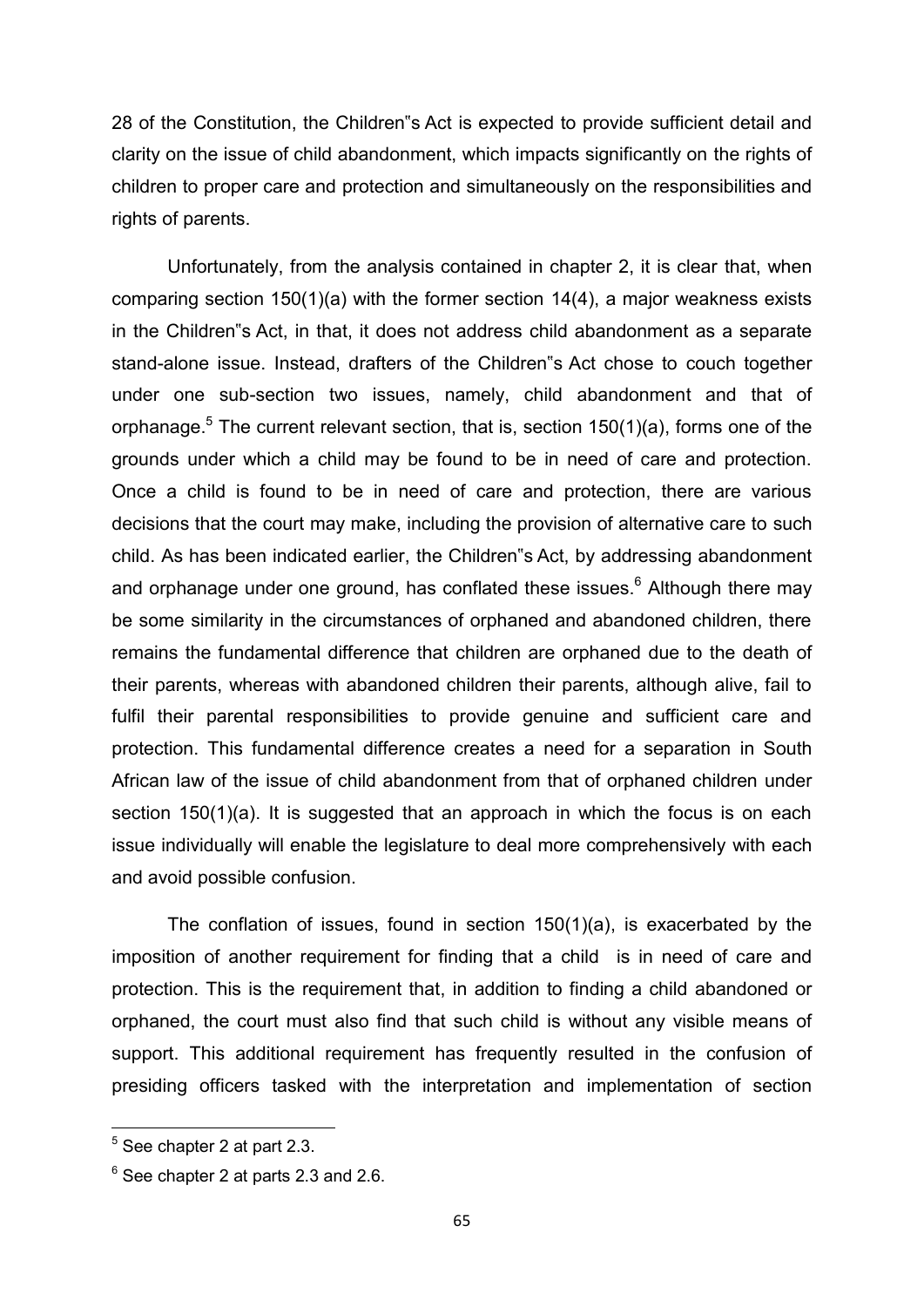28 of the Constitution, the Children"s Act is expected to provide sufficient detail and clarity on the issue of child abandonment, which impacts significantly on the rights of children to proper care and protection and simultaneously on the responsibilities and rights of parents.

Unfortunately, from the analysis contained in chapter 2, it is clear that, when comparing section 150(1)(a) with the former section 14(4), a major weakness exists in the Children"s Act, in that, it does not address child abandonment as a separate stand-alone issue. Instead, drafters of the Children"s Act chose to couch together under one sub-section two issues, namely, child abandonment and that of orphanage.[5] The current relevant section, that is, section 150(1)(a), forms one of the grounds under which a child may be found to be in need of care and protection. Once a child is found to be in need of care and protection, there are various decisions that the court may make, including the provision of alternative care to such child. As has been indicated earlier, the Children"s Act, by addressing abandonment and orphanage under one ground, has conflated these issues.[6] Although there may be some similarity in the circumstances of orphaned and abandoned children, there remains the fundamental difference that children are orphaned due to the death of their parents, whereas with abandoned children their parents, although alive, fail to fulfil their parental responsibilities to provide genuine and sufficient care and protection. This fundamental difference creates a need for a separation in South African law of the issue of child abandonment from that of orphaned children under section 150(1)(a). It is suggested that an approach in which the focus is on each issue individually will enable the legislature to deal more comprehensively with each and avoid possible confusion.

The conflation of issues, found in section 150(1)(a), is exacerbated by the imposition of another requirement for finding that a child is in need of care and protection. This is the requirement that, in addition to finding a child abandoned or orphaned, the court must also find that such child is without any visible means of support. This additional requirement has frequently resulted in the confusion of presiding officers tasked with the interpretation and implementation of section

[5] See chapter 2 at part 2.3.

[6] See chapter 2 at parts 2.3 and 2.6.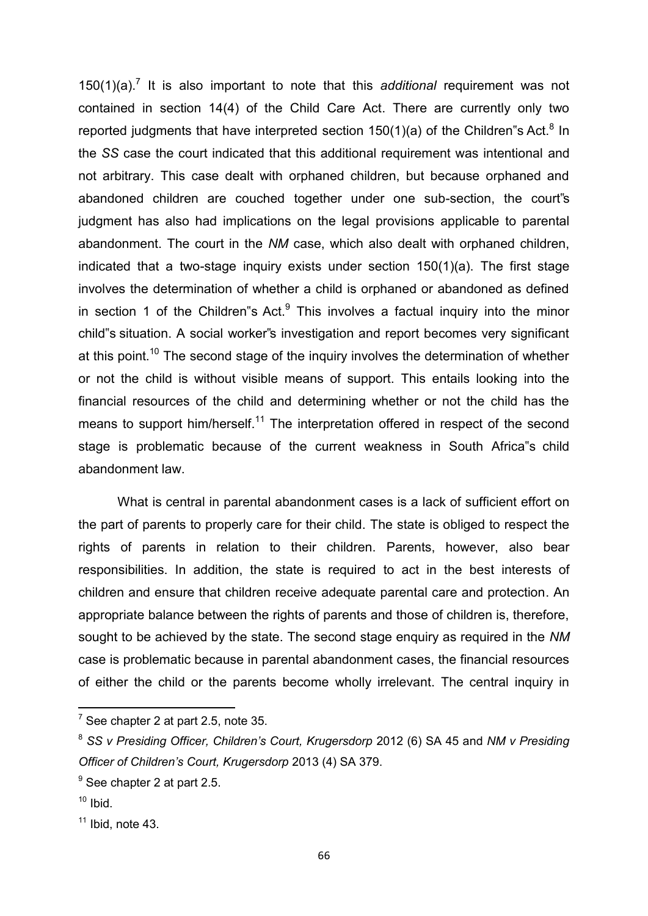150(1)(a).[7] It is also important to note that this *additional* requirement was not contained in section 14(4) of the Child Care Act. There are currently only two reported judgments that have interpreted section 150(1)(a) of the Children"s Act.[8] In the *SS* case the court indicated that this additional requirement was intentional and not arbitrary. This case dealt with orphaned children, but because orphaned and abandoned children are couched together under one sub-section, the court"s judgment has also had implications on the legal provisions applicable to parental abandonment. The court in the *NM* case, which also dealt with orphaned children, indicated that a two-stage inquiry exists under section 150(1)(a). The first stage involves the determination of whether a child is orphaned or abandoned as defined in section 1 of the Children"s Act.[9] This involves a factual inquiry into the minor child"s situation. A social worker"s investigation and report becomes very significant at this point.[10] The second stage of the inquiry involves the determination of whether or not the child is without visible means of support. This entails looking into the financial resources of the child and determining whether or not the child has the means to support him/herself.[11] The interpretation offered in respect of the second stage is problematic because of the current weakness in South Africa"s child abandonment law.

What is central in parental abandonment cases is a lack of sufficient effort on the part of parents to properly care for their child. The state is obliged to respect the rights of parents in relation to their children. Parents, however, also bear responsibilities. In addition, the state is required to act in the best interests of children and ensure that children receive adequate parental care and protection. An appropriate balance between the rights of parents and those of children is, therefore, sought to be achieved by the state. The second stage enquiry as required in the *NM* case is problematic because in parental abandonment cases, the financial resources of either the child or the parents become wholly irrelevant. The central inquiry in

---

[7] See chapter 2 at part 2.5, note 35.

[8] *SS v Presiding Officer, Children's Court, Krugersdorp* 2012 (6) SA 45 and *NM v Presiding Officer of Children's Court, Krugersdorp* 2013 (4) SA 379.

[9] See chapter 2 at part 2.5.

[10] Ibid.

[11] Ibid, note 43.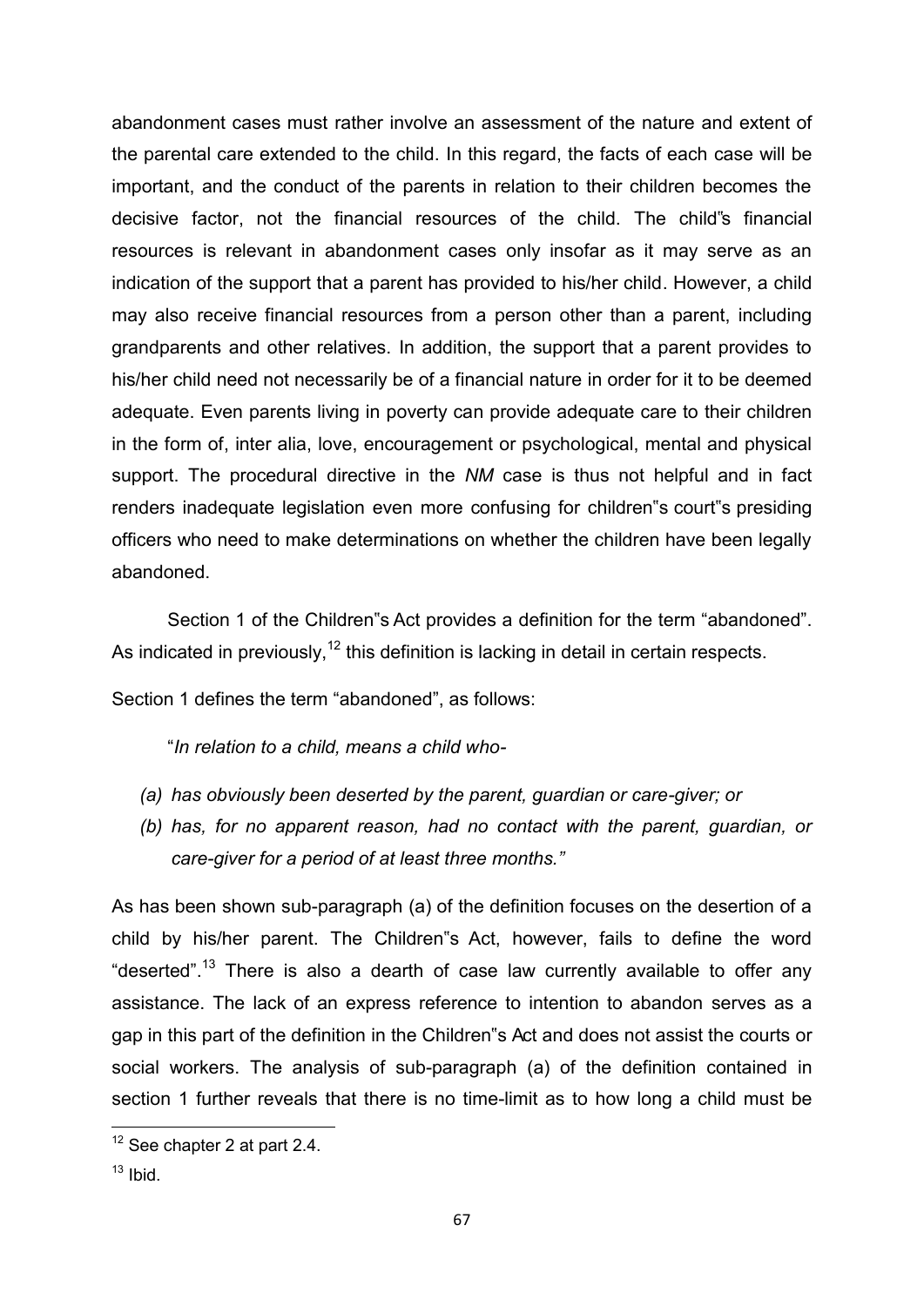abandonment cases must rather involve an assessment of the nature and extent of the parental care extended to the child. In this regard, the facts of each case will be important, and the conduct of the parents in relation to their children becomes the decisive factor, not the financial resources of the child. The child"s financial resources is relevant in abandonment cases only insofar as it may serve as an indication of the support that a parent has provided to his/her child. However, a child may also receive financial resources from a person other than a parent, including grandparents and other relatives. In addition, the support that a parent provides to his/her child need not necessarily be of a financial nature in order for it to be deemed adequate. Even parents living in poverty can provide adequate care to their children in the form of, inter alia, love, encouragement or psychological, mental and physical support. The procedural directive in the *NM* case is thus not helpful and in fact renders inadequate legislation even more confusing for children"s court"s presiding officers who need to make determinations on whether the children have been legally abandoned.

Section 1 of the Children"s Act provides a definition for the term "abandoned". As indicated in previously,[12] this definition is lacking in detail in certain respects.

Section 1 defines the term "abandoned", as follows:

"*In relation to a child, means a child who-*

- *(a) has obviously been deserted by the parent, guardian or care-giver; or*
- *(b) has, for no apparent reason, had no contact with the parent, guardian, or care-giver for a period of at least three months."*

As has been shown sub-paragraph (a) of the definition focuses on the desertion of a child by his/her parent. The Children"s Act, however, fails to define the word "deserted".[13] There is also a dearth of case law currently available to offer any assistance. The lack of an express reference to intention to abandon serves as a gap in this part of the definition in the Children"s Act and does not assist the courts or social workers. The analysis of sub-paragraph (a) of the definition contained in section 1 further reveals that there is no time-limit as to how long a child must be

[12] See chapter 2 at part 2.4.

[13] Ibid.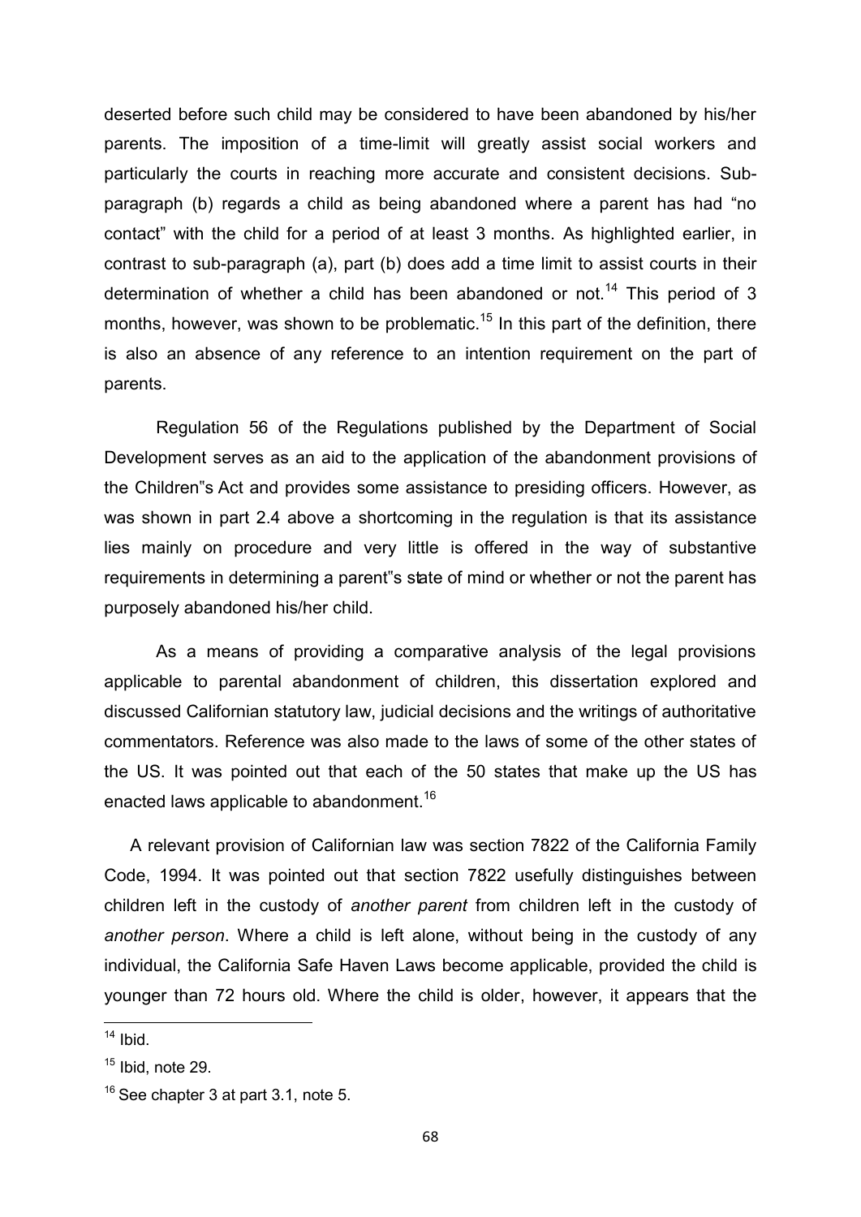deserted before such child may be considered to have been abandoned by his/her parents. The imposition of a time-limit will greatly assist social workers and particularly the courts in reaching more accurate and consistent decisions. Sub-paragraph (b) regards a child as being abandoned where a parent has had "no contact" with the child for a period of at least 3 months. As highlighted earlier, in contrast to sub-paragraph (a), part (b) does add a time limit to assist courts in their determination of whether a child has been abandoned or not.[14] This period of 3 months, however, was shown to be problematic.[15] In this part of the definition, there is also an absence of any reference to an intention requirement on the part of parents.

Regulation 56 of the Regulations published by the Department of Social Development serves as an aid to the application of the abandonment provisions of the Children"s Act and provides some assistance to presiding officers. However, as was shown in part 2.4 above a shortcoming in the regulation is that its assistance lies mainly on procedure and very little is offered in the way of substantive requirements in determining a parent"s state of mind or whether or not the parent has purposely abandoned his/her child.

As a means of providing a comparative analysis of the legal provisions applicable to parental abandonment of children, this dissertation explored and discussed Californian statutory law, judicial decisions and the writings of authoritative commentators. Reference was also made to the laws of some of the other states of the US. It was pointed out that each of the 50 states that make up the US has enacted laws applicable to abandonment.[16]

A relevant provision of Californian law was section 7822 of the California Family Code, 1994. It was pointed out that section 7822 usefully distinguishes between children left in the custody of *another parent* from children left in the custody of *another person*. Where a child is left alone, without being in the custody of any individual, the California Safe Haven Laws become applicable, provided the child is younger than 72 hours old. Where the child is older, however, it appears that the

---

[14] Ibid.

[15] Ibid, note 29.

[16] See chapter 3 at part 3.1, note 5.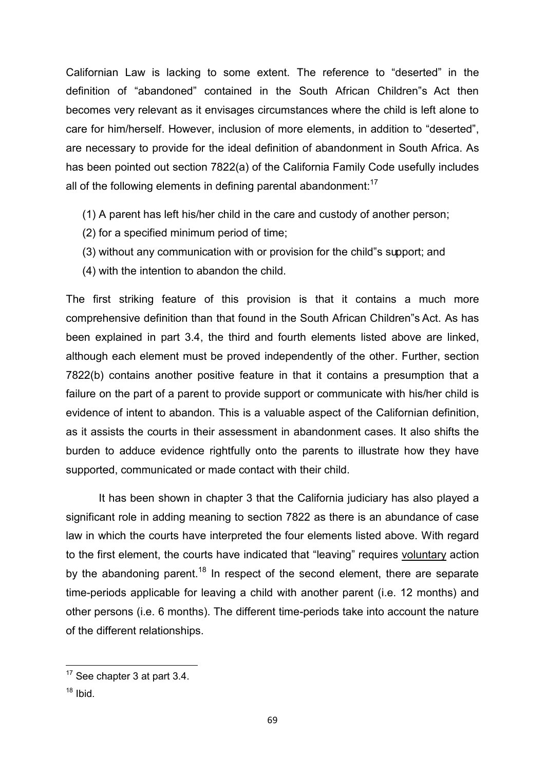Californian Law is lacking to some extent. The reference to "deserted" in the definition of "abandoned" contained in the South African Children"s Act then becomes very relevant as it envisages circumstances where the child is left alone to care for him/herself. However, inclusion of more elements, in addition to "deserted", are necessary to provide for the ideal definition of abandonment in South Africa. As has been pointed out section 7822(a) of the California Family Code usefully includes all of the following elements in defining parental abandonment:[17]

(1) A parent has left his/her child in the care and custody of another person;
(2) for a specified minimum period of time;
(3) without any communication with or provision for the child"s support; and
(4) with the intention to abandon the child.

The first striking feature of this provision is that it contains a much more comprehensive definition than that found in the South African Children"s Act. As has been explained in part 3.4, the third and fourth elements listed above are linked, although each element must be proved independently of the other. Further, section 7822(b) contains another positive feature in that it contains a presumption that a failure on the part of a parent to provide support or communicate with his/her child is evidence of intent to abandon. This is a valuable aspect of the Californian definition, as it assists the courts in their assessment in abandonment cases. It also shifts the burden to adduce evidence rightfully onto the parents to illustrate how they have supported, communicated or made contact with their child.

It has been shown in chapter 3 that the California judiciary has also played a significant role in adding meaning to section 7822 as there is an abundance of case law in which the courts have interpreted the four elements listed above. With regard to the first element, the courts have indicated that "leaving" requires <u>voluntary</u> action by the abandoning parent.[18] In respect of the second element, there are separate time-periods applicable for leaving a child with another parent (i.e. 12 months) and other persons (i.e. 6 months). The different time-periods take into account the nature of the different relationships.

[17] See chapter 3 at part 3.4.

[18] Ibid.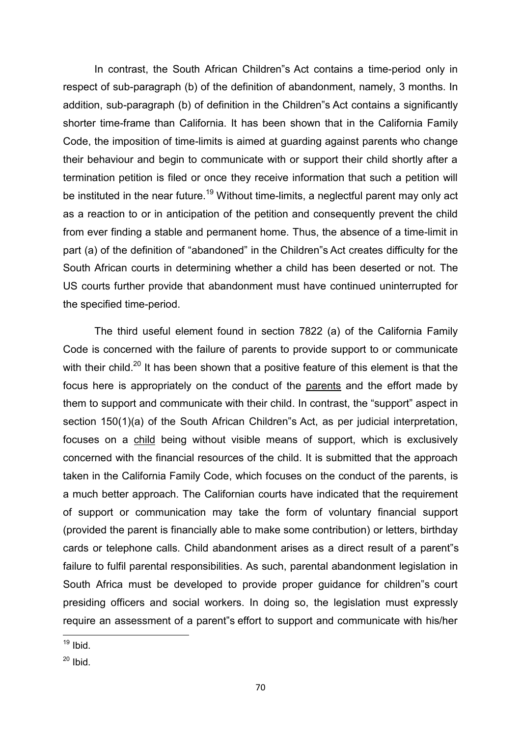In contrast, the South African Children"s Act contains a time-period only in respect of sub-paragraph (b) of the definition of abandonment, namely, 3 months. In addition, sub-paragraph (b) of definition in the Children"s Act contains a significantly shorter time-frame than California. It has been shown that in the California Family Code, the imposition of time-limits is aimed at guarding against parents who change their behaviour and begin to communicate with or support their child shortly after a termination petition is filed or once they receive information that such a petition will be instituted in the near future.[19] Without time-limits, a neglectful parent may only act as a reaction to or in anticipation of the petition and consequently prevent the child from ever finding a stable and permanent home. Thus, the absence of a time-limit in part (a) of the definition of "abandoned" in the Children"s Act creates difficulty for the South African courts in determining whether a child has been deserted or not. The US courts further provide that abandonment must have continued uninterrupted for the specified time-period.

The third useful element found in section 7822 (a) of the California Family Code is concerned with the failure of parents to provide support to or communicate with their child.[20] It has been shown that a positive feature of this element is that the focus here is appropriately on the conduct of the <u>parents</u> and the effort made by them to support and communicate with their child. In contrast, the "support" aspect in section 150(1)(a) of the South African Children"s Act, as per judicial interpretation, focuses on a <u>child</u> being without visible means of support, which is exclusively concerned with the financial resources of the child. It is submitted that the approach taken in the California Family Code, which focuses on the conduct of the parents, is a much better approach. The Californian courts have indicated that the requirement of support or communication may take the form of voluntary financial support (provided the parent is financially able to make some contribution) or letters, birthday cards or telephone calls. Child abandonment arises as a direct result of a parent"s failure to fulfil parental responsibilities. As such, parental abandonment legislation in South Africa must be developed to provide proper guidance for children"s court presiding officers and social workers. In doing so, the legislation must expressly require an assessment of a parent"s effort to support and communicate with his/her

[19] Ibid.

[20] Ibid.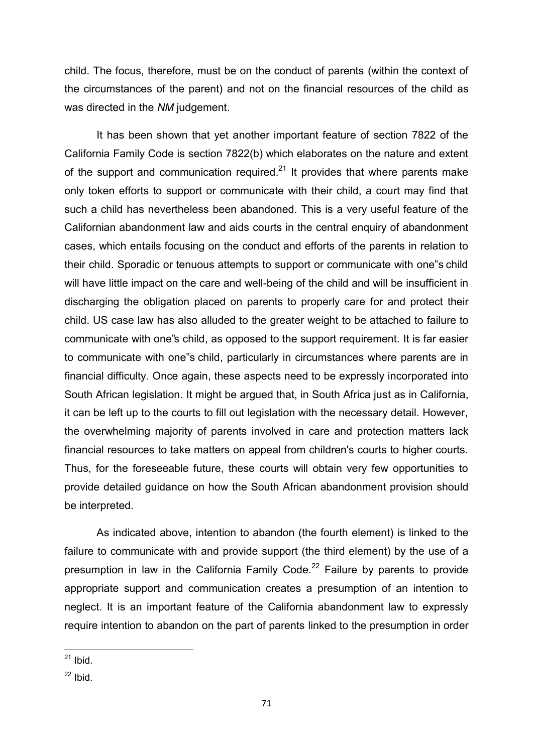child. The focus, therefore, must be on the conduct of parents (within the context of the circumstances of the parent) and not on the financial resources of the child as was directed in the *NM* judgement.

It has been shown that yet another important feature of section 7822 of the California Family Code is section 7822(b) which elaborates on the nature and extent of the support and communication required.[21] It provides that where parents make only token efforts to support or communicate with their child, a court may find that such a child has nevertheless been abandoned. This is a very useful feature of the Californian abandonment law and aids courts in the central enquiry of abandonment cases, which entails focusing on the conduct and efforts of the parents in relation to their child. Sporadic or tenuous attempts to support or communicate with one"s child will have little impact on the care and well-being of the child and will be insufficient in discharging the obligation placed on parents to properly care for and protect their child. US case law has also alluded to the greater weight to be attached to failure to communicate with one"s child, as opposed to the support requirement. It is far easier to communicate with one"s child, particularly in circumstances where parents are in financial difficulty. Once again, these aspects need to be expressly incorporated into South African legislation. It might be argued that, in South Africa just as in California, it can be left up to the courts to fill out legislation with the necessary detail. However, the overwhelming majority of parents involved in care and protection matters lack financial resources to take matters on appeal from children's courts to higher courts. Thus, for the foreseeable future, these courts will obtain very few opportunities to provide detailed guidance on how the South African abandonment provision should be interpreted.

As indicated above, intention to abandon (the fourth element) is linked to the failure to communicate with and provide support (the third element) by the use of a presumption in law in the California Family Code.[22] Failure by parents to provide appropriate support and communication creates a presumption of an intention to neglect. It is an important feature of the California abandonment law to expressly require intention to abandon on the part of parents linked to the presumption in order

[21] Ibid.

[22] Ibid.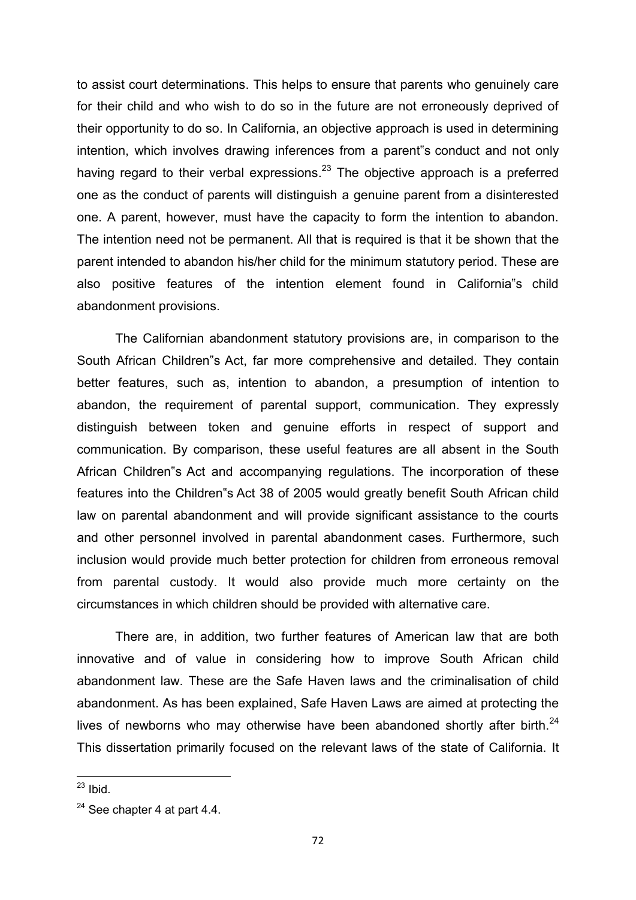to assist court determinations. This helps to ensure that parents who genuinely care for their child and who wish to do so in the future are not erroneously deprived of their opportunity to do so. In California, an objective approach is used in determining intention, which involves drawing inferences from a parent"s conduct and not only having regard to their verbal expressions.[23] The objective approach is a preferred one as the conduct of parents will distinguish a genuine parent from a disinterested one. A parent, however, must have the capacity to form the intention to abandon. The intention need not be permanent. All that is required is that it be shown that the parent intended to abandon his/her child for the minimum statutory period. These are also positive features of the intention element found in California"s child abandonment provisions.

The Californian abandonment statutory provisions are, in comparison to the South African Children"s Act, far more comprehensive and detailed. They contain better features, such as, intention to abandon, a presumption of intention to abandon, the requirement of parental support, communication. They expressly distinguish between token and genuine efforts in respect of support and communication. By comparison, these useful features are all absent in the South African Children"s Act and accompanying regulations. The incorporation of these features into the Children"s Act 38 of 2005 would greatly benefit South African child law on parental abandonment and will provide significant assistance to the courts and other personnel involved in parental abandonment cases. Furthermore, such inclusion would provide much better protection for children from erroneous removal from parental custody. It would also provide much more certainty on the circumstances in which children should be provided with alternative care.

There are, in addition, two further features of American law that are both innovative and of value in considering how to improve South African child abandonment law. These are the Safe Haven laws and the criminalisation of child abandonment. As has been explained, Safe Haven Laws are aimed at protecting the lives of newborns who may otherwise have been abandoned shortly after birth.[24] This dissertation primarily focused on the relevant laws of the state of California. It

[23] Ibid.

[24] See chapter 4 at part 4.4.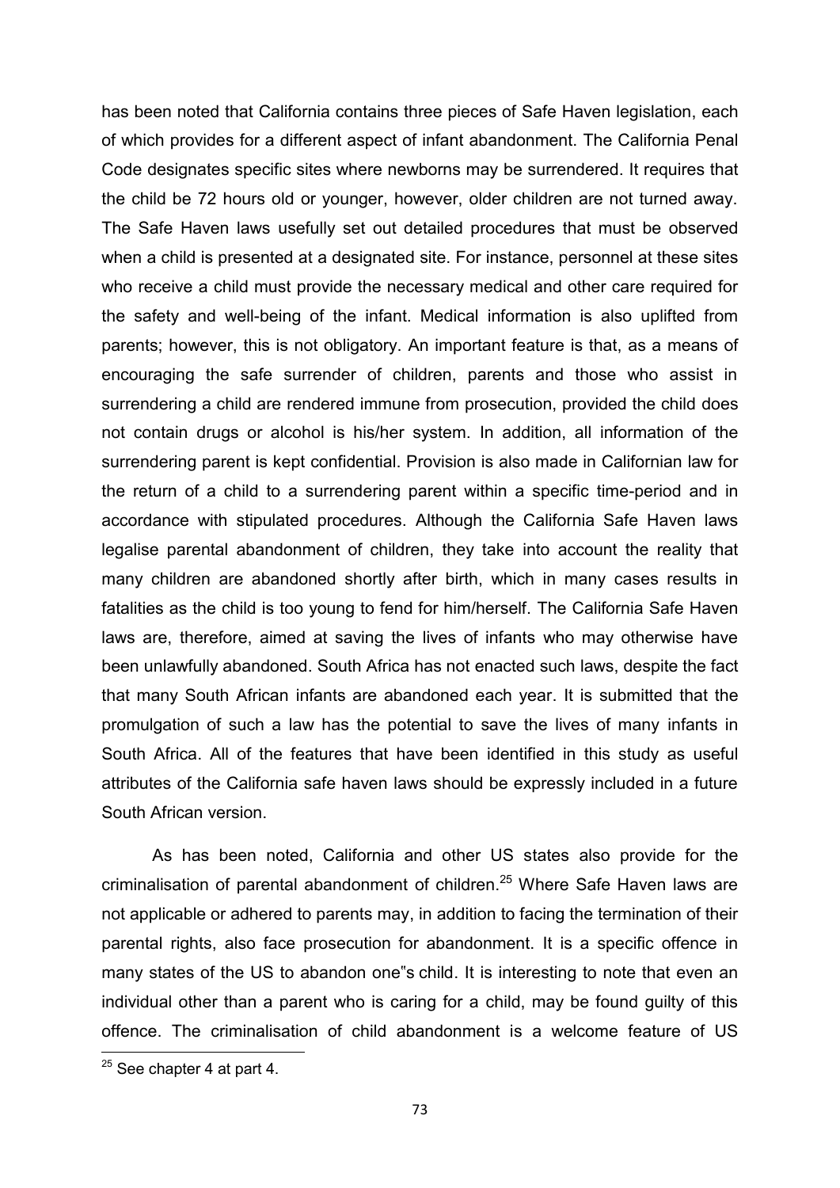has been noted that California contains three pieces of Safe Haven legislation, each of which provides for a different aspect of infant abandonment. The California Penal Code designates specific sites where newborns may be surrendered. It requires that the child be 72 hours old or younger, however, older children are not turned away. The Safe Haven laws usefully set out detailed procedures that must be observed when a child is presented at a designated site. For instance, personnel at these sites who receive a child must provide the necessary medical and other care required for the safety and well-being of the infant. Medical information is also uplifted from parents; however, this is not obligatory. An important feature is that, as a means of encouraging the safe surrender of children, parents and those who assist in surrendering a child are rendered immune from prosecution, provided the child does not contain drugs or alcohol is his/her system. In addition, all information of the surrendering parent is kept confidential. Provision is also made in Californian law for the return of a child to a surrendering parent within a specific time-period and in accordance with stipulated procedures. Although the California Safe Haven laws legalise parental abandonment of children, they take into account the reality that many children are abandoned shortly after birth, which in many cases results in fatalities as the child is too young to fend for him/herself. The California Safe Haven laws are, therefore, aimed at saving the lives of infants who may otherwise have been unlawfully abandoned. South Africa has not enacted such laws, despite the fact that many South African infants are abandoned each year. It is submitted that the promulgation of such a law has the potential to save the lives of many infants in South Africa. All of the features that have been identified in this study as useful attributes of the California safe haven laws should be expressly included in a future South African version.

As has been noted, California and other US states also provide for the criminalisation of parental abandonment of children.[25] Where Safe Haven laws are not applicable or adhered to parents may, in addition to facing the termination of their parental rights, also face prosecution for abandonment. It is a specific offence in many states of the US to abandon one"s child. It is interesting to note that even an individual other than a parent who is caring for a child, may be found guilty of this offence. The criminalisation of child abandonment is a welcome feature of US

[25] See chapter 4 at part 4.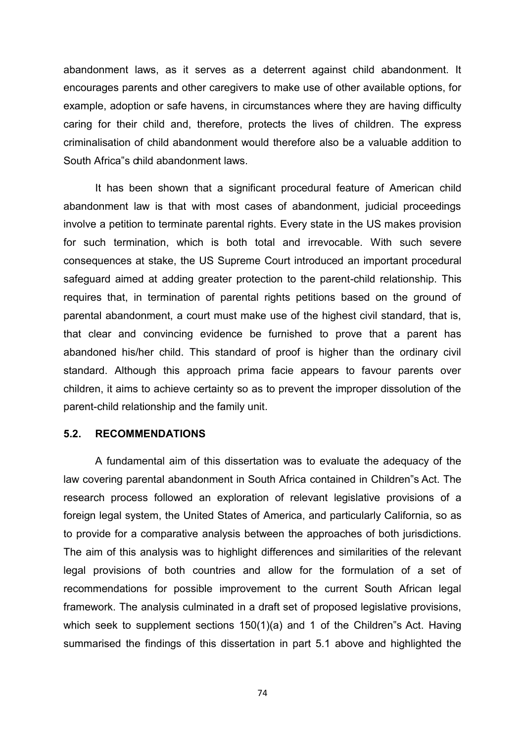abandonment laws, as it serves as a deterrent against child abandonment. It encourages parents and other caregivers to make use of other available options, for example, adoption or safe havens, in circumstances where they are having difficulty caring for their child and, therefore, protects the lives of children. The express criminalisation of child abandonment would therefore also be a valuable addition to South Africa"s child abandonment laws.

It has been shown that a significant procedural feature of American child abandonment law is that with most cases of abandonment, judicial proceedings involve a petition to terminate parental rights. Every state in the US makes provision for such termination, which is both total and irrevocable. With such severe consequences at stake, the US Supreme Court introduced an important procedural safeguard aimed at adding greater protection to the parent-child relationship. This requires that, in termination of parental rights petitions based on the ground of parental abandonment, a court must make use of the highest civil standard, that is, that clear and convincing evidence be furnished to prove that a parent has abandoned his/her child. This standard of proof is higher than the ordinary civil standard. Although this approach prima facie appears to favour parents over children, it aims to achieve certainty so as to prevent the improper dissolution of the parent-child relationship and the family unit.

## 5.2. RECOMMENDATIONS

A fundamental aim of this dissertation was to evaluate the adequacy of the law covering parental abandonment in South Africa contained in Children"s Act. The research process followed an exploration of relevant legislative provisions of a foreign legal system, the United States of America, and particularly California, so as to provide for a comparative analysis between the approaches of both jurisdictions. The aim of this analysis was to highlight differences and similarities of the relevant legal provisions of both countries and allow for the formulation of a set of recommendations for possible improvement to the current South African legal framework. The analysis culminated in a draft set of proposed legislative provisions, which seek to supplement sections 150(1)(a) and 1 of the Children"s Act. Having summarised the findings of this dissertation in part 5.1 above and highlighted the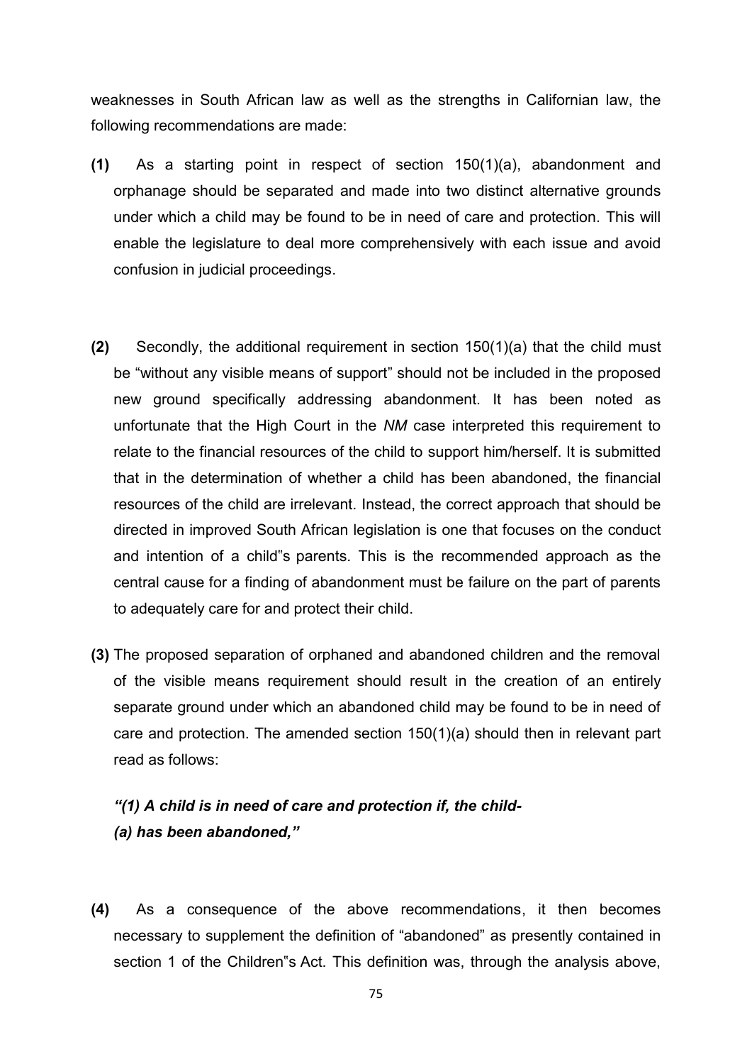weaknesses in South African law as well as the strengths in Californian law, the following recommendations are made:

**(1)** As a starting point in respect of section 150(1)(a), abandonment and orphanage should be separated and made into two distinct alternative grounds under which a child may be found to be in need of care and protection. This will enable the legislature to deal more comprehensively with each issue and avoid confusion in judicial proceedings.

**(2)** Secondly, the additional requirement in section 150(1)(a) that the child must be "without any visible means of support" should not be included in the proposed new ground specifically addressing abandonment. It has been noted as unfortunate that the High Court in the *NM* case interpreted this requirement to relate to the financial resources of the child to support him/herself. It is submitted that in the determination of whether a child has been abandoned, the financial resources of the child are irrelevant. Instead, the correct approach that should be directed in improved South African legislation is one that focuses on the conduct and intention of a child"s parents. This is the recommended approach as the central cause for a finding of abandonment must be failure on the part of parents to adequately care for and protect their child.

**(3)** The proposed separation of orphaned and abandoned children and the removal of the visible means requirement should result in the creation of an entirely separate ground under which an abandoned child may be found to be in need of care and protection. The amended section 150(1)(a) should then in relevant part read as follows:

***"(1) A child is in need of care and protection if, the child-***
***(a) has been abandoned,"***

**(4)** As a consequence of the above recommendations, it then becomes necessary to supplement the definition of "abandoned" as presently contained in section 1 of the Children"s Act. This definition was, through the analysis above,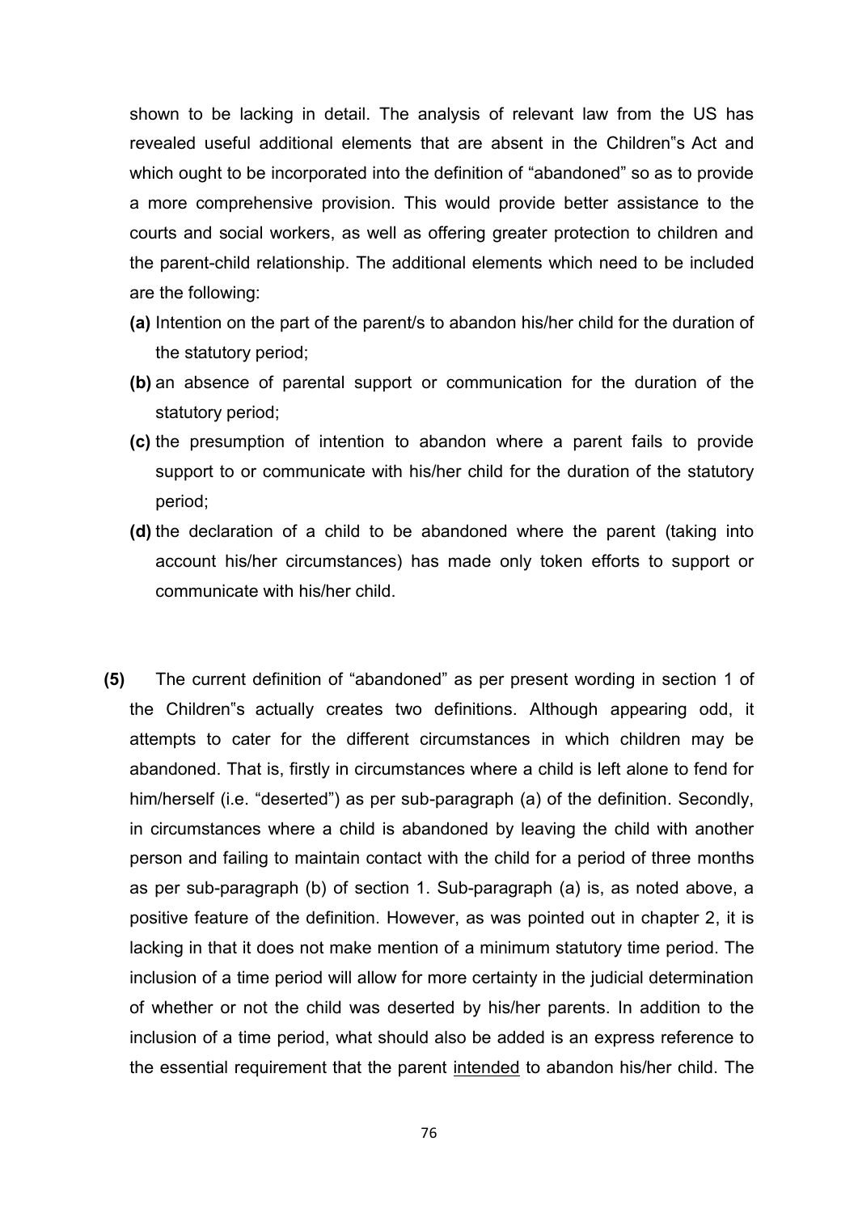shown to be lacking in detail. The analysis of relevant law from the US has revealed useful additional elements that are absent in the Children"s Act and which ought to be incorporated into the definition of "abandoned" so as to provide a more comprehensive provision. This would provide better assistance to the courts and social workers, as well as offering greater protection to children and the parent-child relationship. The additional elements which need to be included are the following:

- **(a)** Intention on the part of the parent/s to abandon his/her child for the duration of the statutory period;
- **(b)** an absence of parental support or communication for the duration of the statutory period;
- **(c)** the presumption of intention to abandon where a parent fails to provide support to or communicate with his/her child for the duration of the statutory period;
- **(d)** the declaration of a child to be abandoned where the parent (taking into account his/her circumstances) has made only token efforts to support or communicate with his/her child.

**(5)** The current definition of "abandoned" as per present wording in section 1 of the Children"s actually creates two definitions. Although appearing odd, it attempts to cater for the different circumstances in which children may be abandoned. That is, firstly in circumstances where a child is left alone to fend for him/herself (i.e. "deserted") as per sub-paragraph (a) of the definition. Secondly, in circumstances where a child is abandoned by leaving the child with another person and failing to maintain contact with the child for a period of three months as per sub-paragraph (b) of section 1. Sub-paragraph (a) is, as noted above, a positive feature of the definition. However, as was pointed out in chapter 2, it is lacking in that it does not make mention of a minimum statutory time period. The inclusion of a time period will allow for more certainty in the judicial determination of whether or not the child was deserted by his/her parents. In addition to the inclusion of a time period, what should also be added is an express reference to the essential requirement that the parent <u>intended</u> to abandon his/her child. The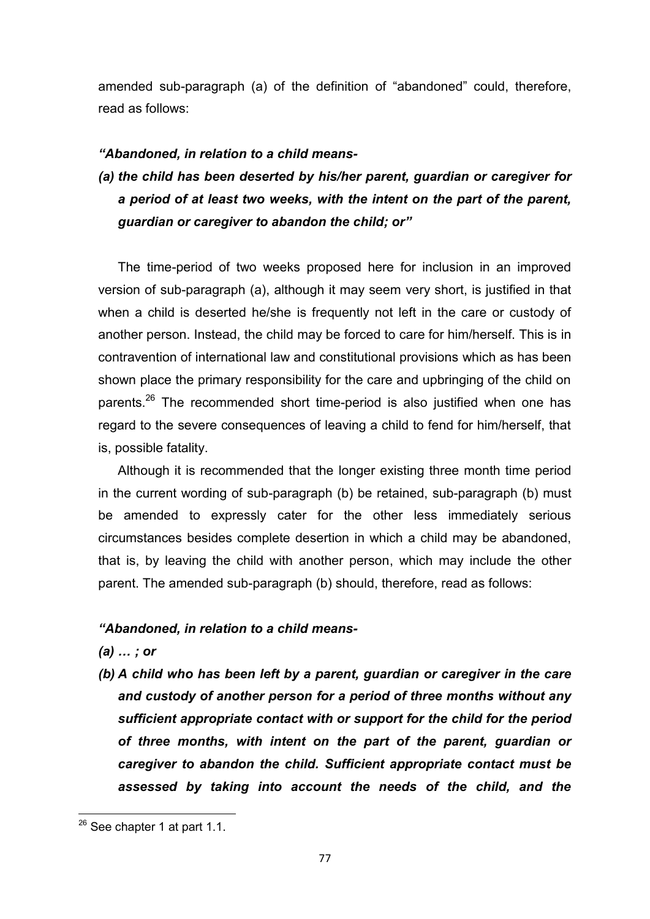amended sub-paragraph (a) of the definition of "abandoned" could, therefore, read as follows:

***"Abandoned, in relation to a child means-***

***(a) the child has been deserted by his/her parent, guardian or caregiver for a period of at least two weeks, with the intent on the part of the parent, guardian or caregiver to abandon the child; or"***

The time-period of two weeks proposed here for inclusion in an improved version of sub-paragraph (a), although it may seem very short, is justified in that when a child is deserted he/she is frequently not left in the care or custody of another person. Instead, the child may be forced to care for him/herself. This is in contravention of international law and constitutional provisions which as has been shown place the primary responsibility for the care and upbringing of the child on parents.[26] The recommended short time-period is also justified when one has regard to the severe consequences of leaving a child to fend for him/herself, that is, possible fatality.

Although it is recommended that the longer existing three month time period in the current wording of sub-paragraph (b) be retained, sub-paragraph (b) must be amended to expressly cater for the other less immediately serious circumstances besides complete desertion in which a child may be abandoned, that is, by leaving the child with another person, which may include the other parent. The amended sub-paragraph (b) should, therefore, read as follows:

***"Abandoned, in relation to a child means-***

***(a) … ; or***

***(b) A child who has been left by a parent, guardian or caregiver in the care and custody of another person for a period of three months without any sufficient appropriate contact with or support for the child for the period of three months, with intent on the part of the parent, guardian or caregiver to abandon the child. Sufficient appropriate contact must be assessed by taking into account the needs of the child, and the***

[26] See chapter 1 at part 1.1.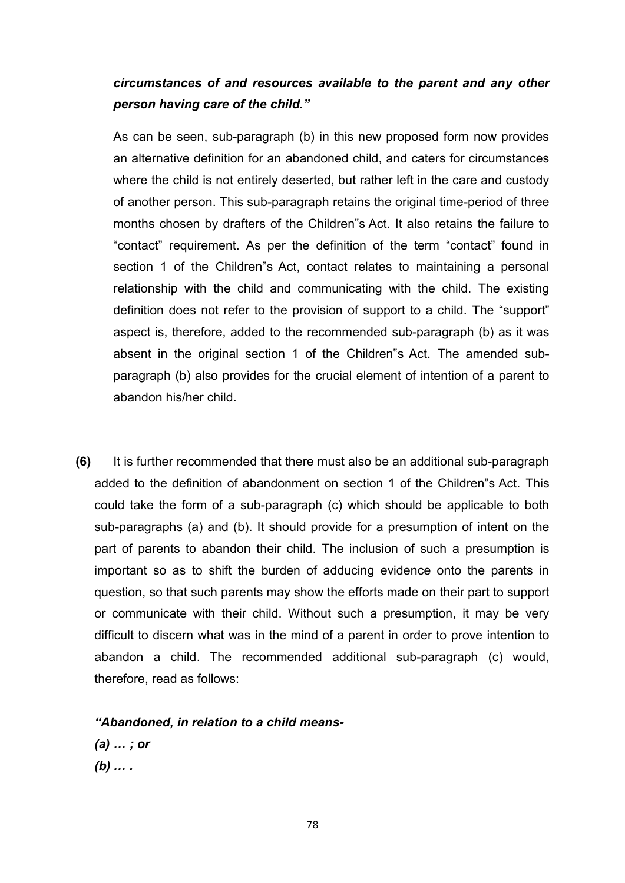***circumstances of and resources available to the parent and any other person having care of the child."***

As can be seen, sub-paragraph (b) in this new proposed form now provides an alternative definition for an abandoned child, and caters for circumstances where the child is not entirely deserted, but rather left in the care and custody of another person. This sub-paragraph retains the original time-period of three months chosen by drafters of the Children"s Act. It also retains the failure to "contact" requirement. As per the definition of the term "contact" found in section 1 of the Children"s Act, contact relates to maintaining a personal relationship with the child and communicating with the child. The existing definition does not refer to the provision of support to a child. The "support" aspect is, therefore, added to the recommended sub-paragraph (b) as it was absent in the original section 1 of the Children"s Act. The amended sub-paragraph (b) also provides for the crucial element of intention of a parent to abandon his/her child.

**(6)** It is further recommended that there must also be an additional sub-paragraph added to the definition of abandonment on section 1 of the Children"s Act. This could take the form of a sub-paragraph (c) which should be applicable to both sub-paragraphs (a) and (b). It should provide for a presumption of intent on the part of parents to abandon their child. The inclusion of such a presumption is important so as to shift the burden of adducing evidence onto the parents in question, so that such parents may show the efforts made on their part to support or communicate with their child. Without such a presumption, it may be very difficult to discern what was in the mind of a parent in order to prove intention to abandon a child. The recommended additional sub-paragraph (c) would, therefore, read as follows:

***"Abandoned, in relation to a child means-***

***(a) … ; or***

***(b) … .***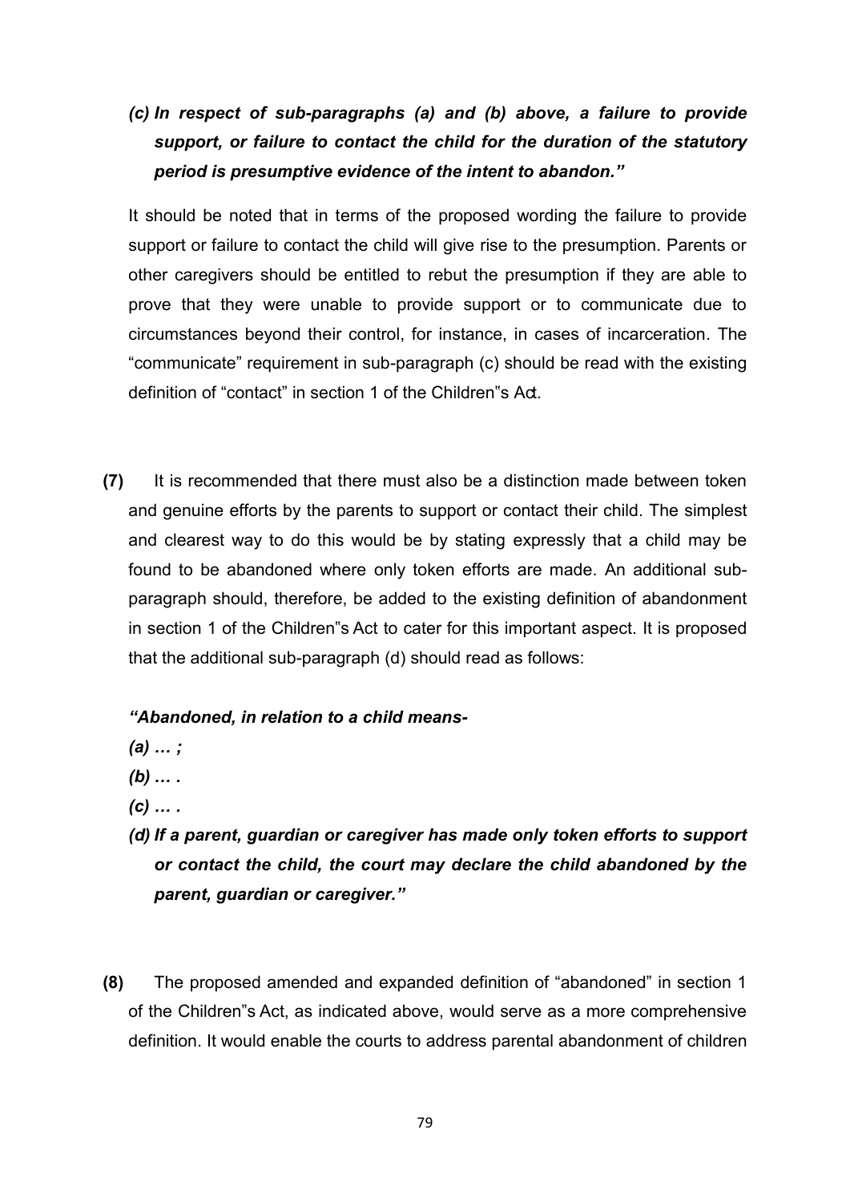*(c) In respect of sub-paragraphs (a) and (b) above, a failure to provide support, or failure to contact the child for the duration of the statutory period is presumptive evidence of the intent to abandon."*

It should be noted that in terms of the proposed wording the failure to provide support or failure to contact the child will give rise to the presumption. Parents or other caregivers should be entitled to rebut the presumption if they are able to prove that they were unable to provide support or to communicate due to circumstances beyond their control, for instance, in cases of incarceration. The "communicate" requirement in sub-paragraph (c) should be read with the existing definition of "contact" in section 1 of the Children"s Act.

**(7)** It is recommended that there must also be a distinction made between token and genuine efforts by the parents to support or contact their child. The simplest and clearest way to do this would be by stating expressly that a child may be found to be abandoned where only token efforts are made. An additional sub-paragraph should, therefore, be added to the existing definition of abandonment in section 1 of the Children"s Act to cater for this important aspect. It is proposed that the additional sub-paragraph (d) should read as follows:

***"Abandoned, in relation to a child means-***

***(a) … ;***

***(b) … .***

***(c) … .***

***(d) If a parent, guardian or caregiver has made only token efforts to support or contact the child, the court may declare the child abandoned by the parent, guardian or caregiver."***

**(8)** The proposed amended and expanded definition of "abandoned" in section 1 of the Children"s Act, as indicated above, would serve as a more comprehensive definition. It would enable the courts to address parental abandonment of children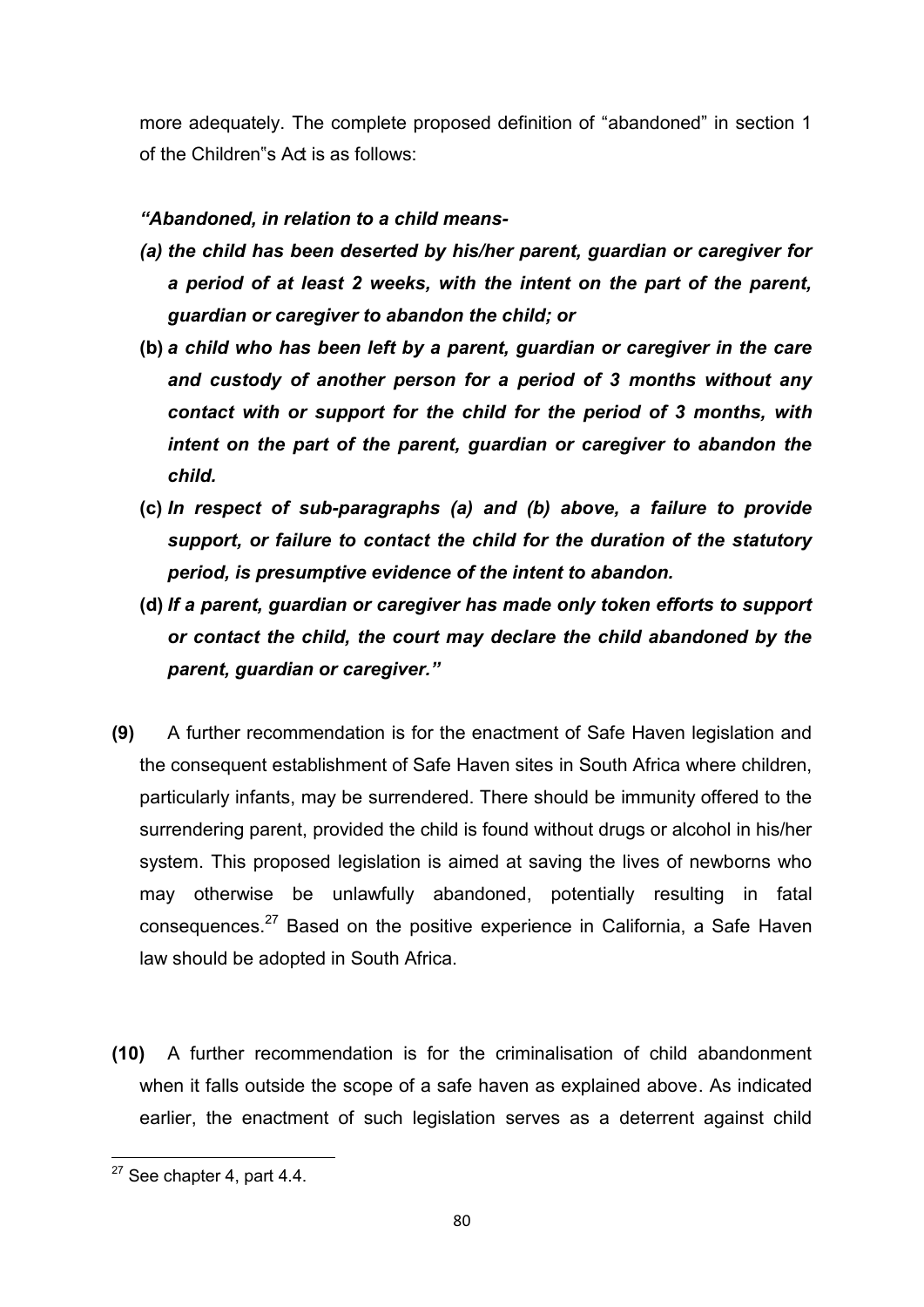more adequately. The complete proposed definition of "abandoned" in section 1 of the Children"s Act is as follows:

***"Abandoned, in relation to a child means-***

- ***(a) the child has been deserted by his/her parent, guardian or caregiver for a period of at least 2 weeks, with the intent on the part of the parent, guardian or caregiver to abandon the child; or***
- **(b)** ***a child who has been left by a parent, guardian or caregiver in the care and custody of another person for a period of 3 months without any contact with or support for the child for the period of 3 months, with intent on the part of the parent, guardian or caregiver to abandon the child.***
- **(c)** ***In respect of sub-paragraphs (a) and (b) above, a failure to provide support, or failure to contact the child for the duration of the statutory period, is presumptive evidence of the intent to abandon.***
- **(d)** ***If a parent, guardian or caregiver has made only token efforts to support or contact the child, the court may declare the child abandoned by the parent, guardian or caregiver."***

**(9)** A further recommendation is for the enactment of Safe Haven legislation and the consequent establishment of Safe Haven sites in South Africa where children, particularly infants, may be surrendered. There should be immunity offered to the surrendering parent, provided the child is found without drugs or alcohol in his/her system. This proposed legislation is aimed at saving the lives of newborns who may otherwise be unlawfully abandoned, potentially resulting in fatal consequences.[27] Based on the positive experience in California, a Safe Haven law should be adopted in South Africa.

**(10)** A further recommendation is for the criminalisation of child abandonment when it falls outside the scope of a safe haven as explained above. As indicated earlier, the enactment of such legislation serves as a deterrent against child

[27] See chapter 4, part 4.4.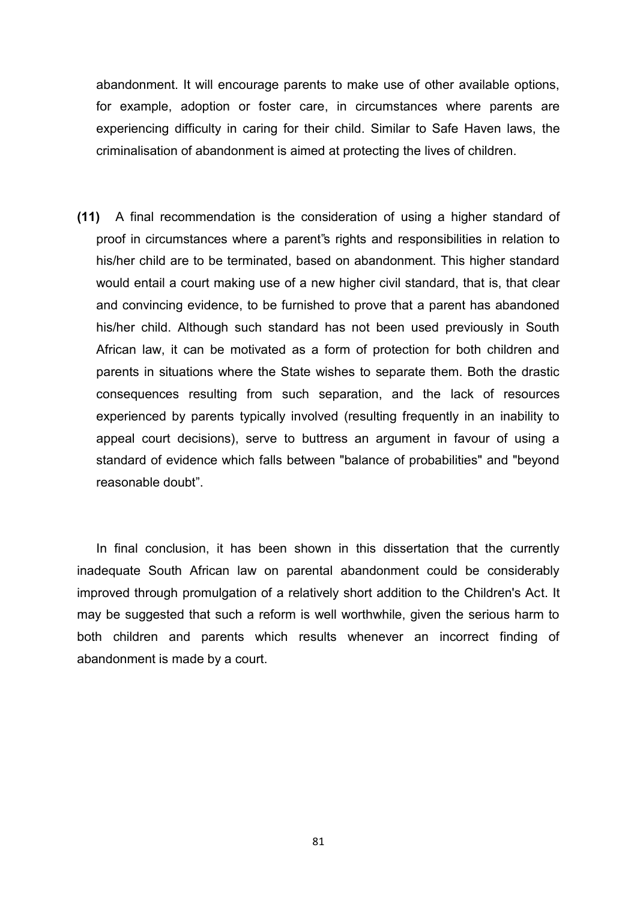abandonment. It will encourage parents to make use of other available options, for example, adoption or foster care, in circumstances where parents are experiencing difficulty in caring for their child. Similar to Safe Haven laws, the criminalisation of abandonment is aimed at protecting the lives of children.

**(11)** A final recommendation is the consideration of using a higher standard of proof in circumstances where a parent"s rights and responsibilities in relation to his/her child are to be terminated, based on abandonment. This higher standard would entail a court making use of a new higher civil standard, that is, that clear and convincing evidence, to be furnished to prove that a parent has abandoned his/her child. Although such standard has not been used previously in South African law, it can be motivated as a form of protection for both children and parents in situations where the State wishes to separate them. Both the drastic consequences resulting from such separation, and the lack of resources experienced by parents typically involved (resulting frequently in an inability to appeal court decisions), serve to buttress an argument in favour of using a standard of evidence which falls between "balance of probabilities" and "beyond reasonable doubt".

In final conclusion, it has been shown in this dissertation that the currently inadequate South African law on parental abandonment could be considerably improved through promulgation of a relatively short addition to the Children's Act. It may be suggested that such a reform is well worthwhile, given the serious harm to both children and parents which results whenever an incorrect finding of abandonment is made by a court.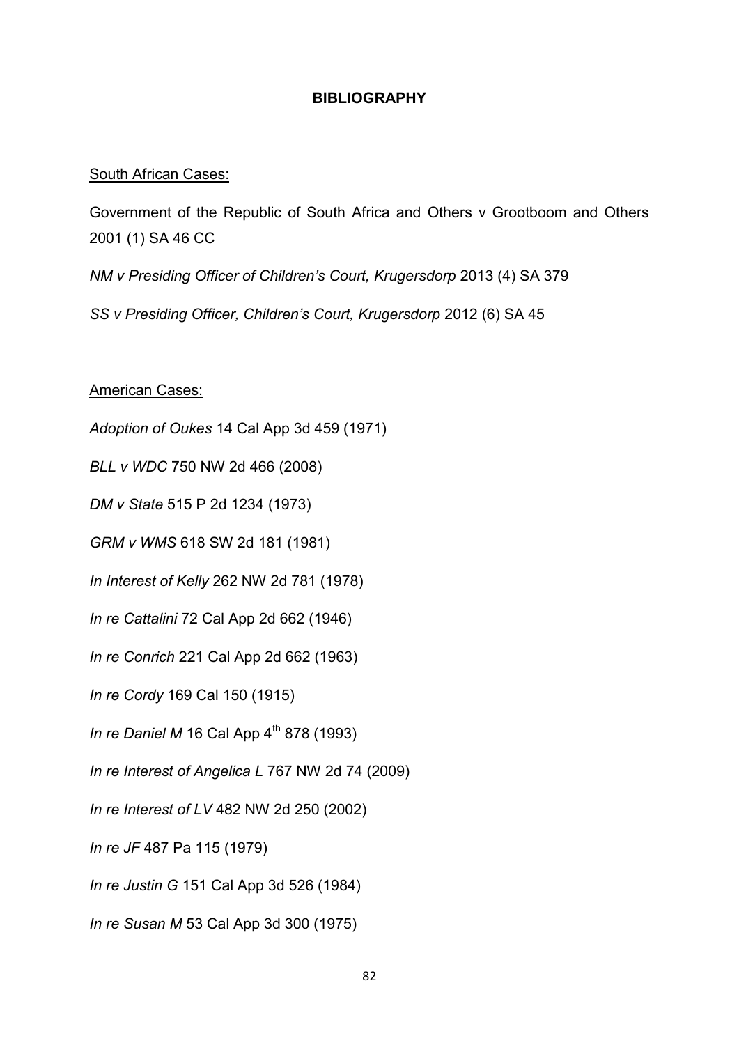# BIBLIOGRAPHY

South African Cases:

Government of the Republic of South Africa and Others v Grootboom and Others 2001 (1) SA 46 CC

*NM v Presiding Officer of Children's Court, Krugersdorp* 2013 (4) SA 379

*SS v Presiding Officer, Children's Court, Krugersdorp* 2012 (6) SA 45

American Cases:

*Adoption of Oukes* 14 Cal App 3d 459 (1971)

*BLL v WDC* 750 NW 2d 466 (2008)

*DM v State* 515 P 2d 1234 (1973)

*GRM v WMS* 618 SW 2d 181 (1981)

*In Interest of Kelly* 262 NW 2d 781 (1978)

*In re Cattalini* 72 Cal App 2d 662 (1946)

*In re Conrich* 221 Cal App 2d 662 (1963)

*In re Cordy* 169 Cal 150 (1915)

*In re Daniel M* 16 Cal App 4th 878 (1993)

*In re Interest of Angelica L* 767 NW 2d 74 (2009)

*In re Interest of LV* 482 NW 2d 250 (2002)

*In re JF* 487 Pa 115 (1979)

*In re Justin G* 151 Cal App 3d 526 (1984)

*In re Susan M* 53 Cal App 3d 300 (1975)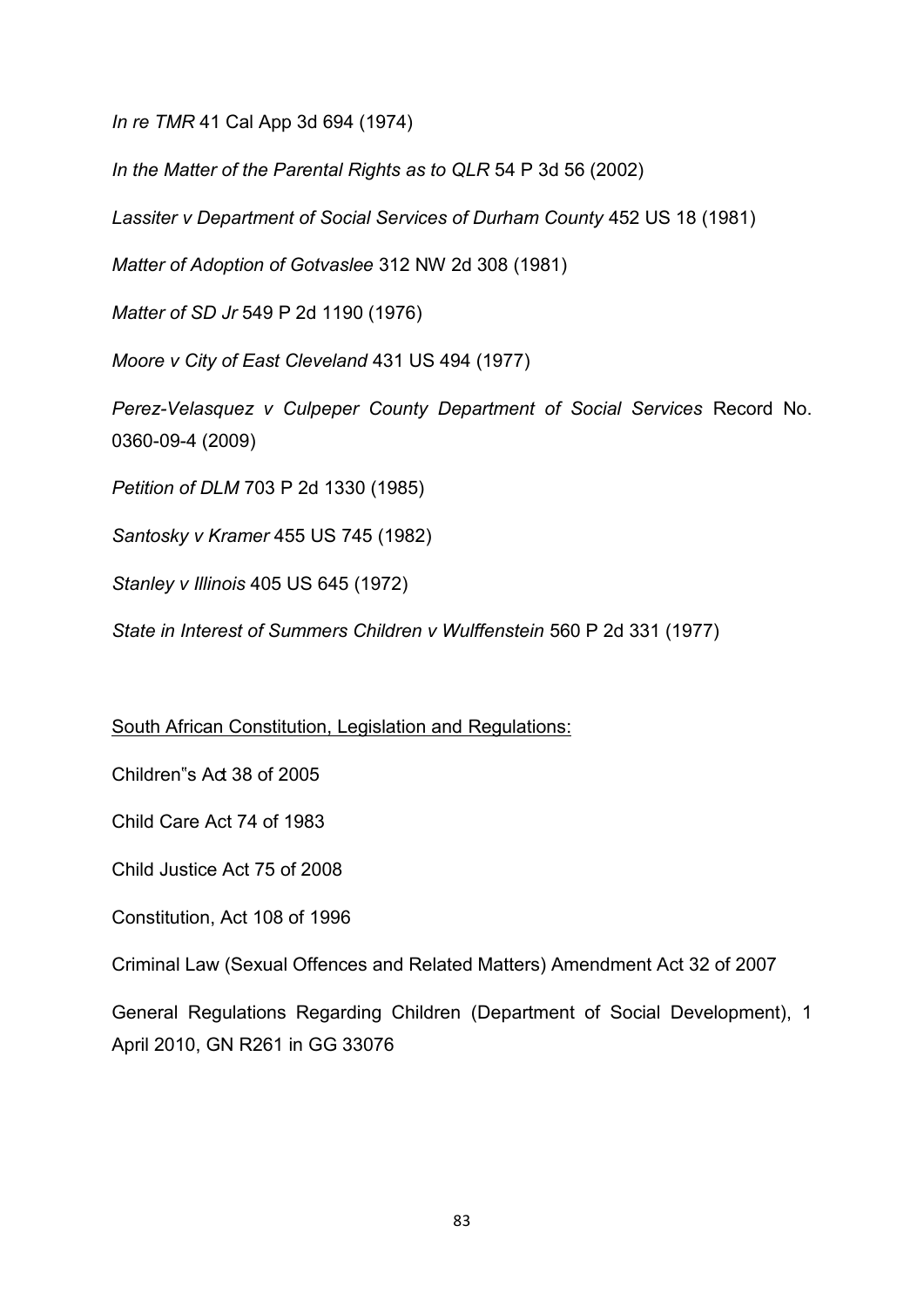*In re TMR* 41 Cal App 3d 694 (1974)

*In the Matter of the Parental Rights as to QLR* 54 P 3d 56 (2002)

*Lassiter v Department of Social Services of Durham County* 452 US 18 (1981)

*Matter of Adoption of Gotvaslee* 312 NW 2d 308 (1981)

*Matter of SD Jr* 549 P 2d 1190 (1976)

*Moore v City of East Cleveland* 431 US 494 (1977)

*Perez-Velasquez v Culpeper County Department of Social Services* Record No. 0360-09-4 (2009)

*Petition of DLM* 703 P 2d 1330 (1985)

*Santosky v Kramer* 455 US 745 (1982)

*Stanley v Illinois* 405 US 645 (1972)

*State in Interest of Summers Children v Wulffenstein* 560 P 2d 331 (1977)

<u>South African Constitution, Legislation and Regulations:</u>

Children"s Act 38 of 2005

Child Care Act 74 of 1983

Child Justice Act 75 of 2008

Constitution, Act 108 of 1996

Criminal Law (Sexual Offences and Related Matters) Amendment Act 32 of 2007

General Regulations Regarding Children (Department of Social Development), 1 April 2010, GN R261 in GG 33076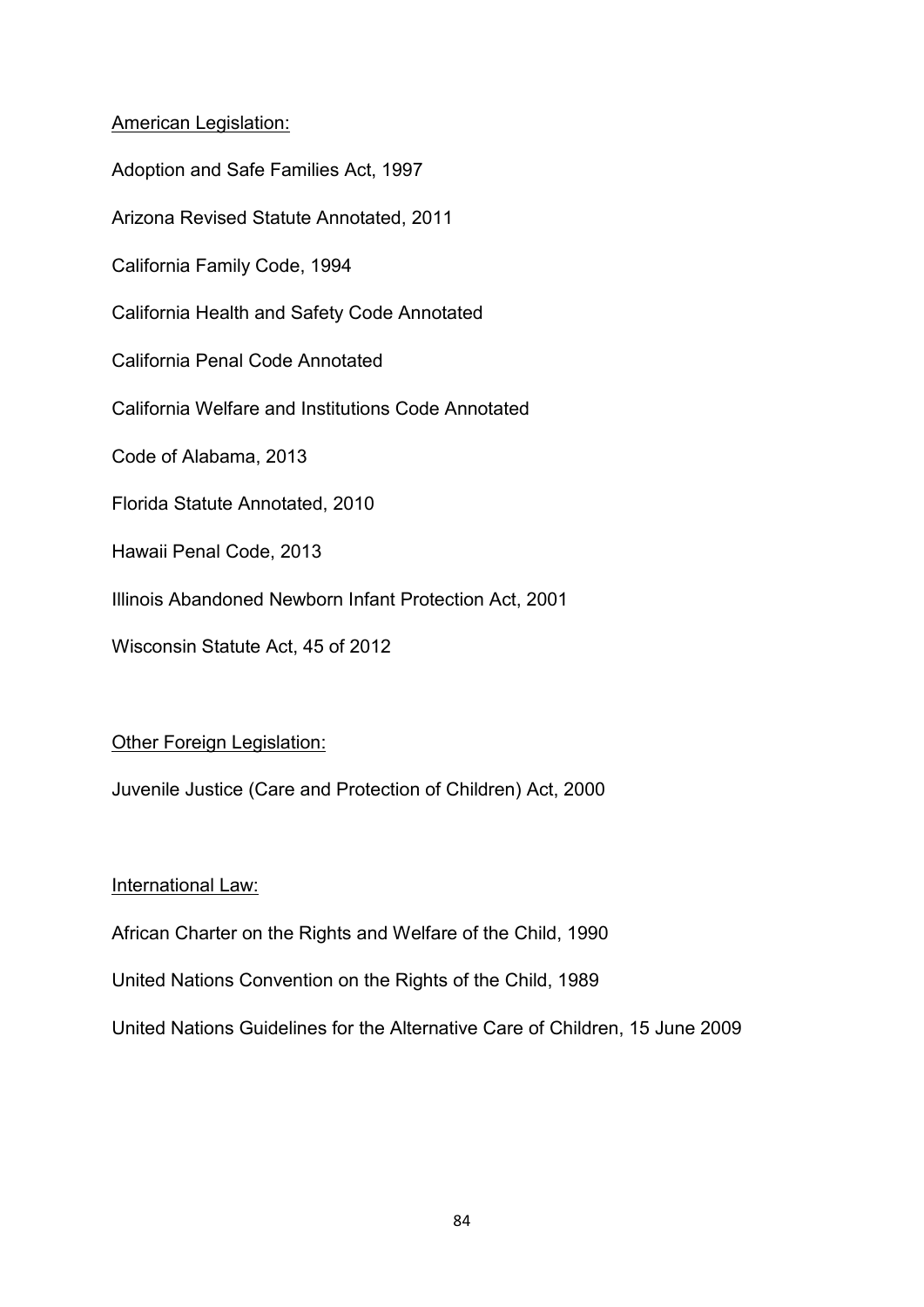American Legislation:

Adoption and Safe Families Act, 1997

Arizona Revised Statute Annotated, 2011

California Family Code, 1994

California Health and Safety Code Annotated

California Penal Code Annotated

California Welfare and Institutions Code Annotated

Code of Alabama, 2013

Florida Statute Annotated, 2010

Hawaii Penal Code, 2013

Illinois Abandoned Newborn Infant Protection Act, 2001

Wisconsin Statute Act, 45 of 2012

Other Foreign Legislation:

Juvenile Justice (Care and Protection of Children) Act, 2000

International Law:

African Charter on the Rights and Welfare of the Child, 1990

United Nations Convention on the Rights of the Child, 1989

United Nations Guidelines for the Alternative Care of Children, 15 June 2009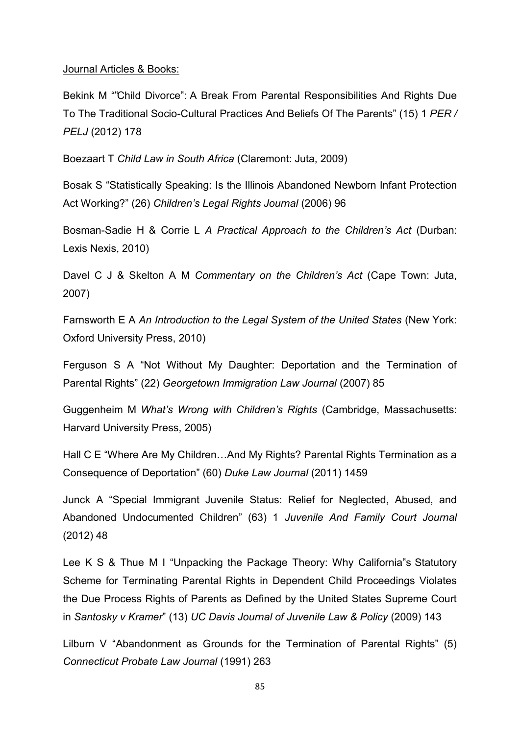Journal Articles & Books:

Bekink M ""Child Divorce": A Break From Parental Responsibilities And Rights Due To The Traditional Socio-Cultural Practices And Beliefs Of The Parents" (15) 1 *PER / PELJ* (2012) 178

Boezaart T *Child Law in South Africa* (Claremont: Juta, 2009)

Bosak S "Statistically Speaking: Is the Illinois Abandoned Newborn Infant Protection Act Working?" (26) *Children's Legal Rights Journal* (2006) 96

Bosman-Sadie H & Corrie L *A Practical Approach to the Children's Act* (Durban: Lexis Nexis, 2010)

Davel C J & Skelton A M *Commentary on the Children's Act* (Cape Town: Juta, 2007)

Farnsworth E A *An Introduction to the Legal System of the United States* (New York: Oxford University Press, 2010)

Ferguson S A "Not Without My Daughter: Deportation and the Termination of Parental Rights" (22) *Georgetown Immigration Law Journal* (2007) 85

Guggenheim M *What's Wrong with Children's Rights* (Cambridge, Massachusetts: Harvard University Press, 2005)

Hall C E "Where Are My Children…And My Rights? Parental Rights Termination as a Consequence of Deportation" (60) *Duke Law Journal* (2011) 1459

Junck A "Special Immigrant Juvenile Status: Relief for Neglected, Abused, and Abandoned Undocumented Children" (63) 1 *Juvenile And Family Court Journal* (2012) 48

Lee K S & Thue M I "Unpacking the Package Theory: Why California"s Statutory Scheme for Terminating Parental Rights in Dependent Child Proceedings Violates the Due Process Rights of Parents as Defined by the United States Supreme Court in *Santosky v Kramer*" (13) *UC Davis Journal of Juvenile Law & Policy* (2009) 143

Lilburn V "Abandonment as Grounds for the Termination of Parental Rights" (5) *Connecticut Probate Law Journal* (1991) 263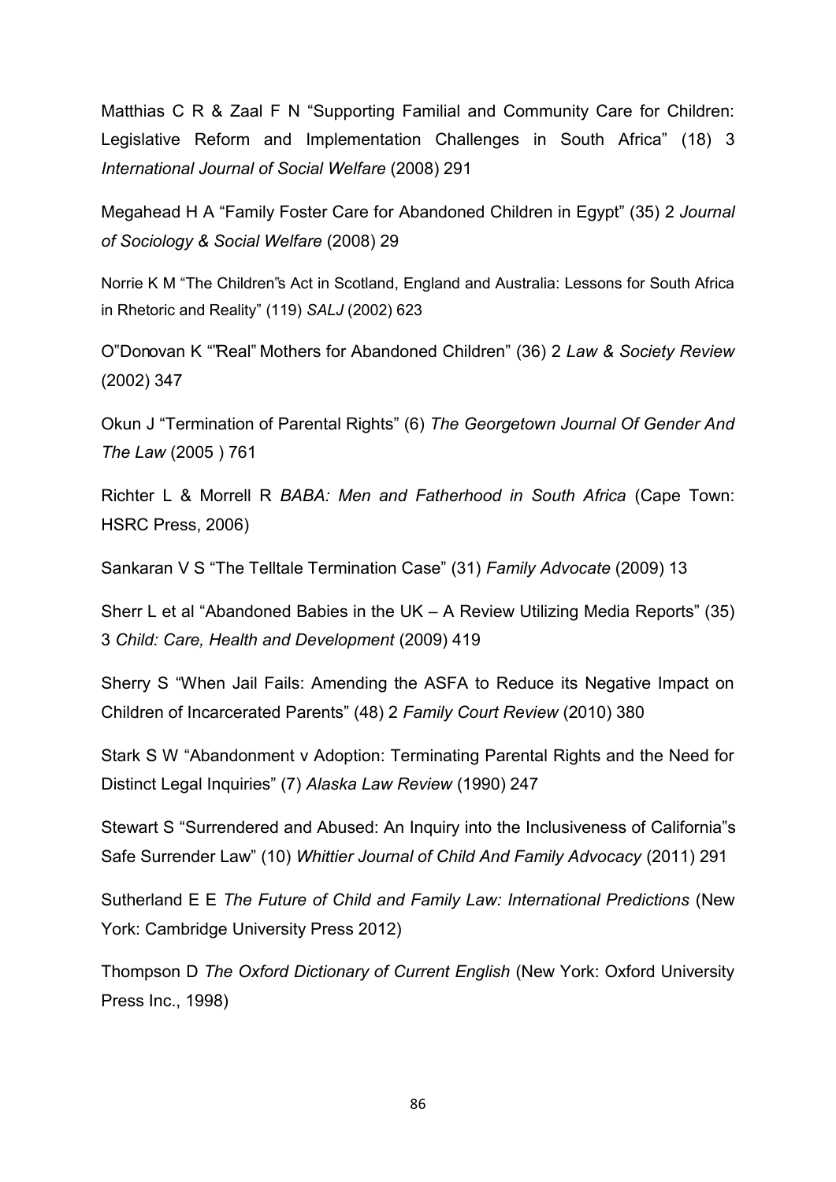Matthias C R & Zaal F N "Supporting Familial and Community Care for Children: Legislative Reform and Implementation Challenges in South Africa" (18) 3 *International Journal of Social Welfare* (2008) 291

Megahead H A "Family Foster Care for Abandoned Children in Egypt" (35) 2 *Journal of Sociology & Social Welfare* (2008) 29

Norrie K M "The Children"s Act in Scotland, England and Australia: Lessons for South Africa in Rhetoric and Reality" (119) *SALJ* (2002) 623

O"Donovan K ""Real" Mothers for Abandoned Children" (36) 2 *Law & Society Review* (2002) 347

Okun J "Termination of Parental Rights" (6) *The Georgetown Journal Of Gender And The Law* (2005 ) 761

Richter L & Morrell R *BABA: Men and Fatherhood in South Africa* (Cape Town: HSRC Press, 2006)

Sankaran V S "The Telltale Termination Case" (31) *Family Advocate* (2009) 13

Sherr L et al "Abandoned Babies in the UK – A Review Utilizing Media Reports" (35) 3 *Child: Care, Health and Development* (2009) 419

Sherry S "When Jail Fails: Amending the ASFA to Reduce its Negative Impact on Children of Incarcerated Parents" (48) 2 *Family Court Review* (2010) 380

Stark S W "Abandonment v Adoption: Terminating Parental Rights and the Need for Distinct Legal Inquiries" (7) *Alaska Law Review* (1990) 247

Stewart S "Surrendered and Abused: An Inquiry into the Inclusiveness of California"s Safe Surrender Law" (10) *Whittier Journal of Child And Family Advocacy* (2011) 291

Sutherland E E *The Future of Child and Family Law: International Predictions* (New York: Cambridge University Press 2012)

Thompson D *The Oxford Dictionary of Current English* (New York: Oxford University Press Inc., 1998)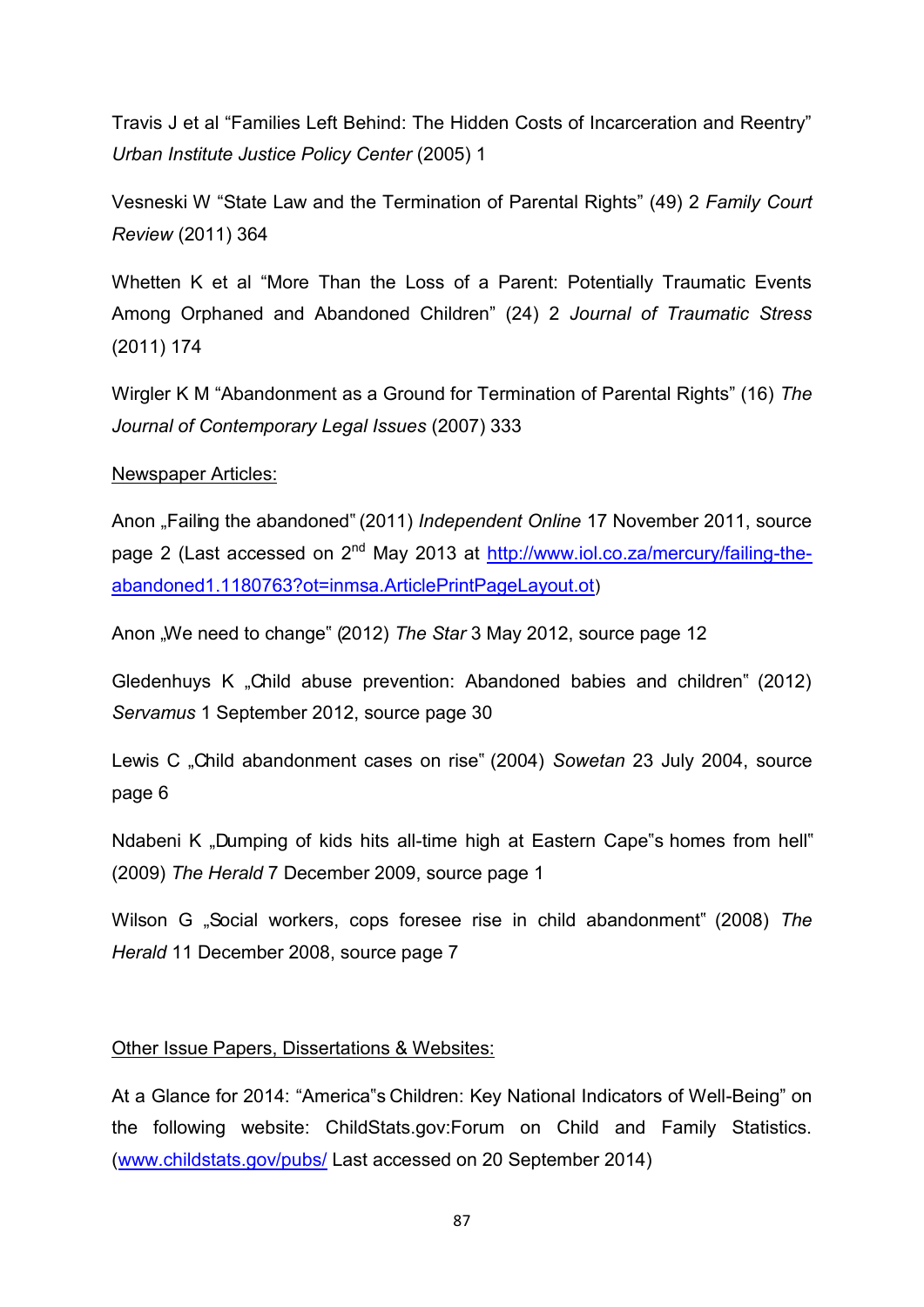Travis J et al "Families Left Behind: The Hidden Costs of Incarceration and Reentry" *Urban Institute Justice Policy Center* (2005) 1

Vesneski W "State Law and the Termination of Parental Rights" (49) 2 *Family Court Review* (2011) 364

Whetten K et al "More Than the Loss of a Parent: Potentially Traumatic Events Among Orphaned and Abandoned Children" (24) 2 *Journal of Traumatic Stress* (2011) 174

Wirgler K M "Abandonment as a Ground for Termination of Parental Rights" (16) *The Journal of Contemporary Legal Issues* (2007) 333

Newspaper Articles:

Anon „Failing the abandoned" (2011) *Independent Online* 17 November 2011, source page 2 (Last accessed on 2nd May 2013 at http://www.iol.co.za/mercury/failing-the-abandoned1.1180763?ot=inmsa.ArticlePrintPageLayout.ot)

Anon „We need to change" (2012) *The Star* 3 May 2012, source page 12

Gledenhuys K „Child abuse prevention: Abandoned babies and children" (2012) *Servamus* 1 September 2012, source page 30

Lewis C „Child abandonment cases on rise" (2004) *Sowetan* 23 July 2004, source page 6

Ndabeni K „Dumping of kids hits all-time high at Eastern Cape"s homes from hell" (2009) *The Herald* 7 December 2009, source page 1

Wilson G „Social workers, cops foresee rise in child abandonment" (2008) *The Herald* 11 December 2008, source page 7

Other Issue Papers, Dissertations & Websites:

At a Glance for 2014: "America"s Children: Key National Indicators of Well-Being" on the following website: ChildStats.gov:Forum on Child and Family Statistics. (www.childstats.gov/pubs/ Last accessed on 20 September 2014)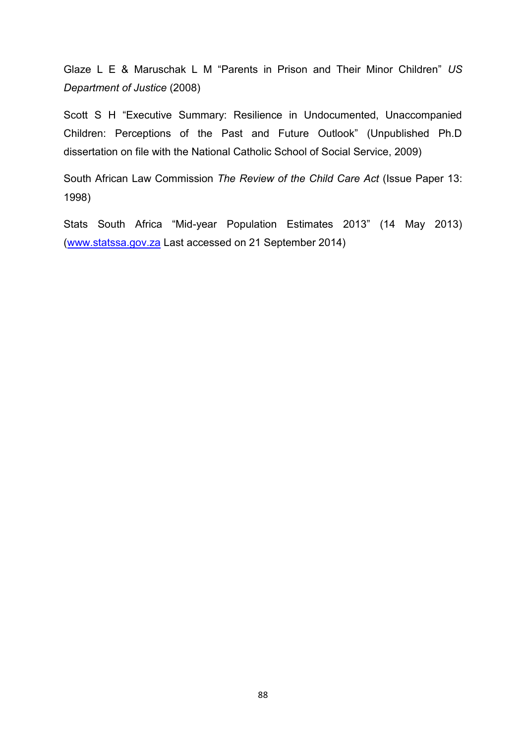Glaze L E & Maruschak L M "Parents in Prison and Their Minor Children" *US Department of Justice* (2008)

Scott S H "Executive Summary: Resilience in Undocumented, Unaccompanied Children: Perceptions of the Past and Future Outlook" (Unpublished Ph.D dissertation on file with the National Catholic School of Social Service, 2009)

South African Law Commission *The Review of the Child Care Act* (Issue Paper 13: 1998)

Stats South Africa "Mid-year Population Estimates 2013" (14 May 2013) (www.statssa.gov.za Last accessed on 21 September 2014)